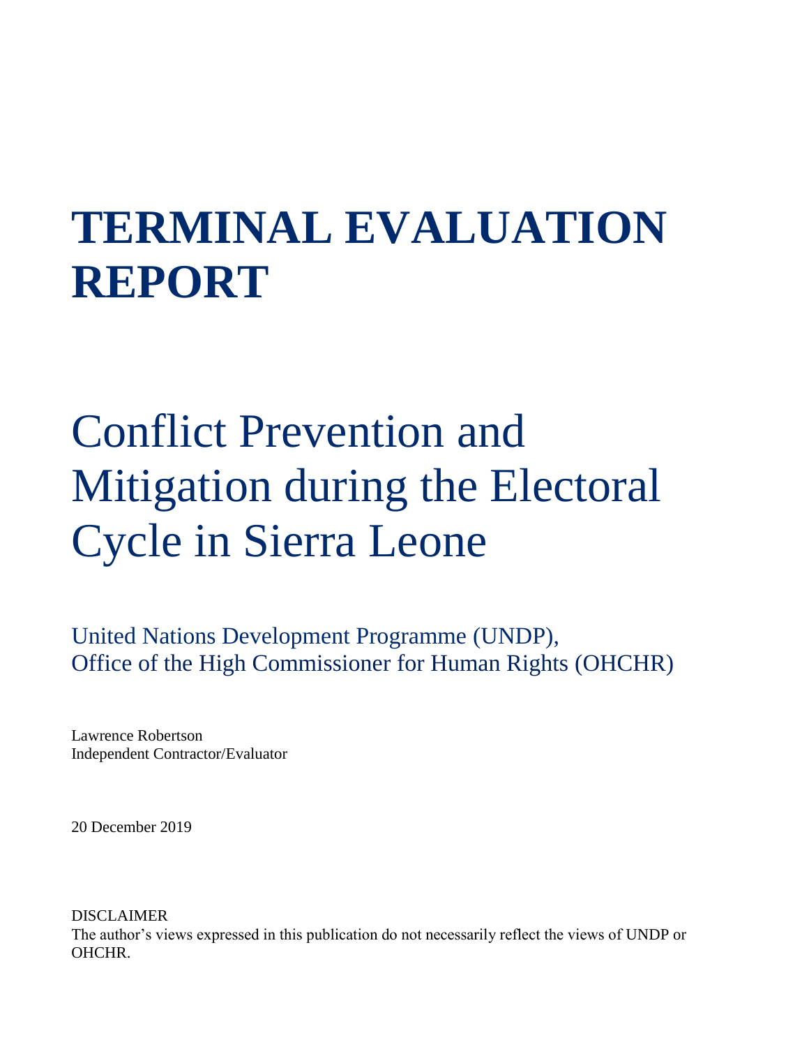# TERMINAL EVALUATION REPORT

## Conflict Prevention and Mitigation during the Electoral Cycle in Sierra Leone

United Nations Development Programme (UNDP),
Office of the High Commissioner for Human Rights (OHCHR)

Lawrence Robertson
Independent Contractor/Evaluator

20 December 2019

DISCLAIMER
The author's views expressed in this publication do not necessarily reflect the views of UNDP or OHCHR.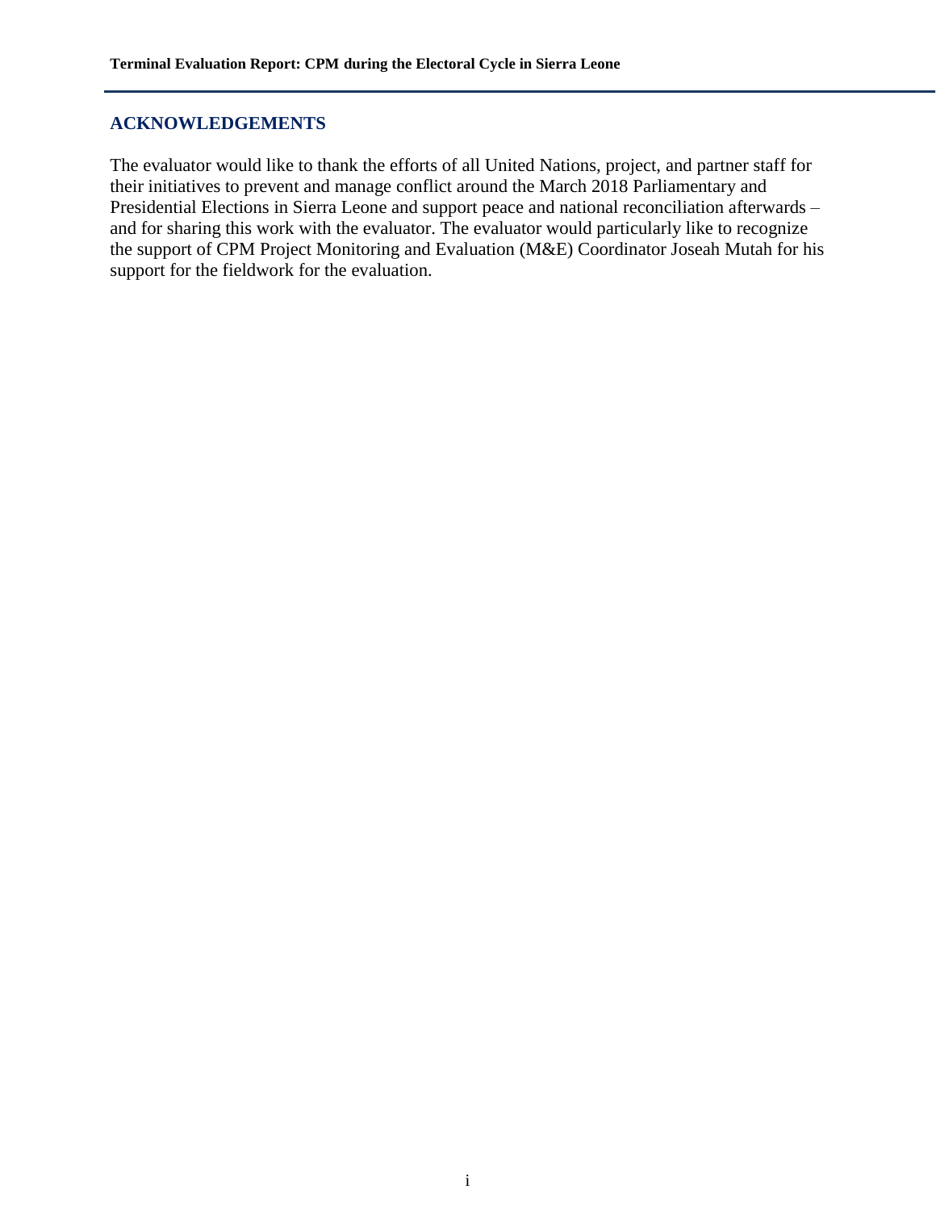## ACKNOWLEDGEMENTS

The evaluator would like to thank the efforts of all United Nations, project, and partner staff for their initiatives to prevent and manage conflict around the March 2018 Parliamentary and Presidential Elections in Sierra Leone and support peace and national reconciliation afterwards – and for sharing this work with the evaluator. The evaluator would particularly like to recognize the support of CPM Project Monitoring and Evaluation (M&E) Coordinator Joseah Mutah for his support for the fieldwork for the evaluation.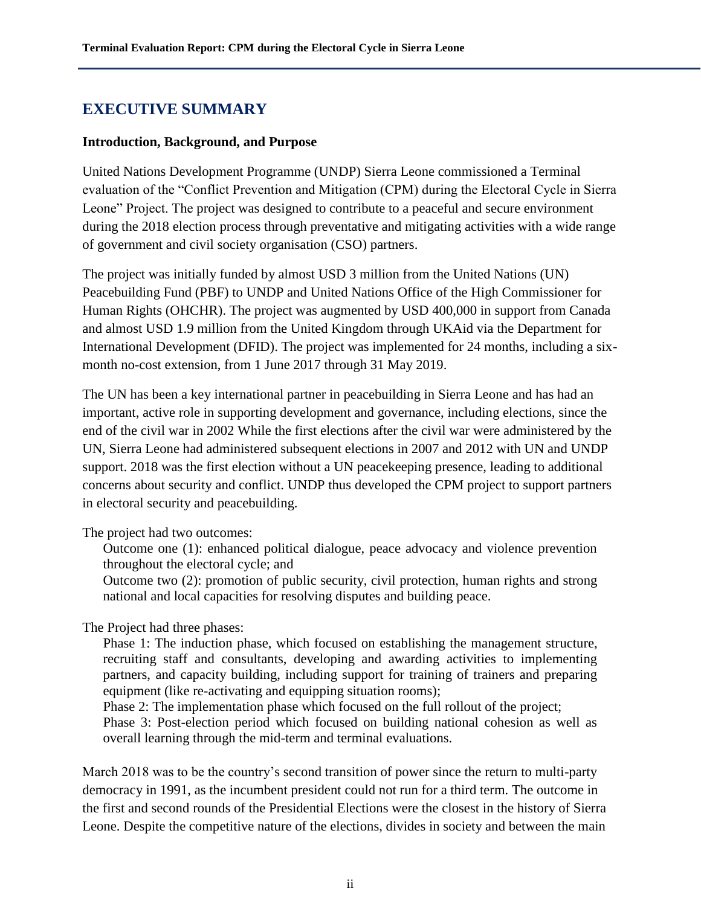# EXECUTIVE SUMMARY

**Introduction, Background, and Purpose**

United Nations Development Programme (UNDP) Sierra Leone commissioned a Terminal evaluation of the "Conflict Prevention and Mitigation (CPM) during the Electoral Cycle in Sierra Leone" Project. The project was designed to contribute to a peaceful and secure environment during the 2018 election process through preventative and mitigating activities with a wide range of government and civil society organisation (CSO) partners.

The project was initially funded by almost USD 3 million from the United Nations (UN) Peacebuilding Fund (PBF) to UNDP and United Nations Office of the High Commissioner for Human Rights (OHCHR). The project was augmented by USD 400,000 in support from Canada and almost USD 1.9 million from the United Kingdom through UKAid via the Department for International Development (DFID). The project was implemented for 24 months, including a six-month no-cost extension, from 1 June 2017 through 31 May 2019.

The UN has been a key international partner in peacebuilding in Sierra Leone and has had an important, active role in supporting development and governance, including elections, since the end of the civil war in 2002 While the first elections after the civil war were administered by the UN, Sierra Leone had administered subsequent elections in 2007 and 2012 with UN and UNDP support. 2018 was the first election without a UN peacekeeping presence, leading to additional concerns about security and conflict. UNDP thus developed the CPM project to support partners in electoral security and peacebuilding.

The project had two outcomes:

Outcome one (1): enhanced political dialogue, peace advocacy and violence prevention throughout the electoral cycle; and

Outcome two (2): promotion of public security, civil protection, human rights and strong national and local capacities for resolving disputes and building peace.

The Project had three phases:

Phase 1: The induction phase, which focused on establishing the management structure, recruiting staff and consultants, developing and awarding activities to implementing partners, and capacity building, including support for training of trainers and preparing equipment (like re-activating and equipping situation rooms);

Phase 2: The implementation phase which focused on the full rollout of the project;

Phase 3: Post-election period which focused on building national cohesion as well as overall learning through the mid-term and terminal evaluations.

March 2018 was to be the country's second transition of power since the return to multi-party democracy in 1991, as the incumbent president could not run for a third term. The outcome in the first and second rounds of the Presidential Elections were the closest in the history of Sierra Leone. Despite the competitive nature of the elections, divides in society and between the main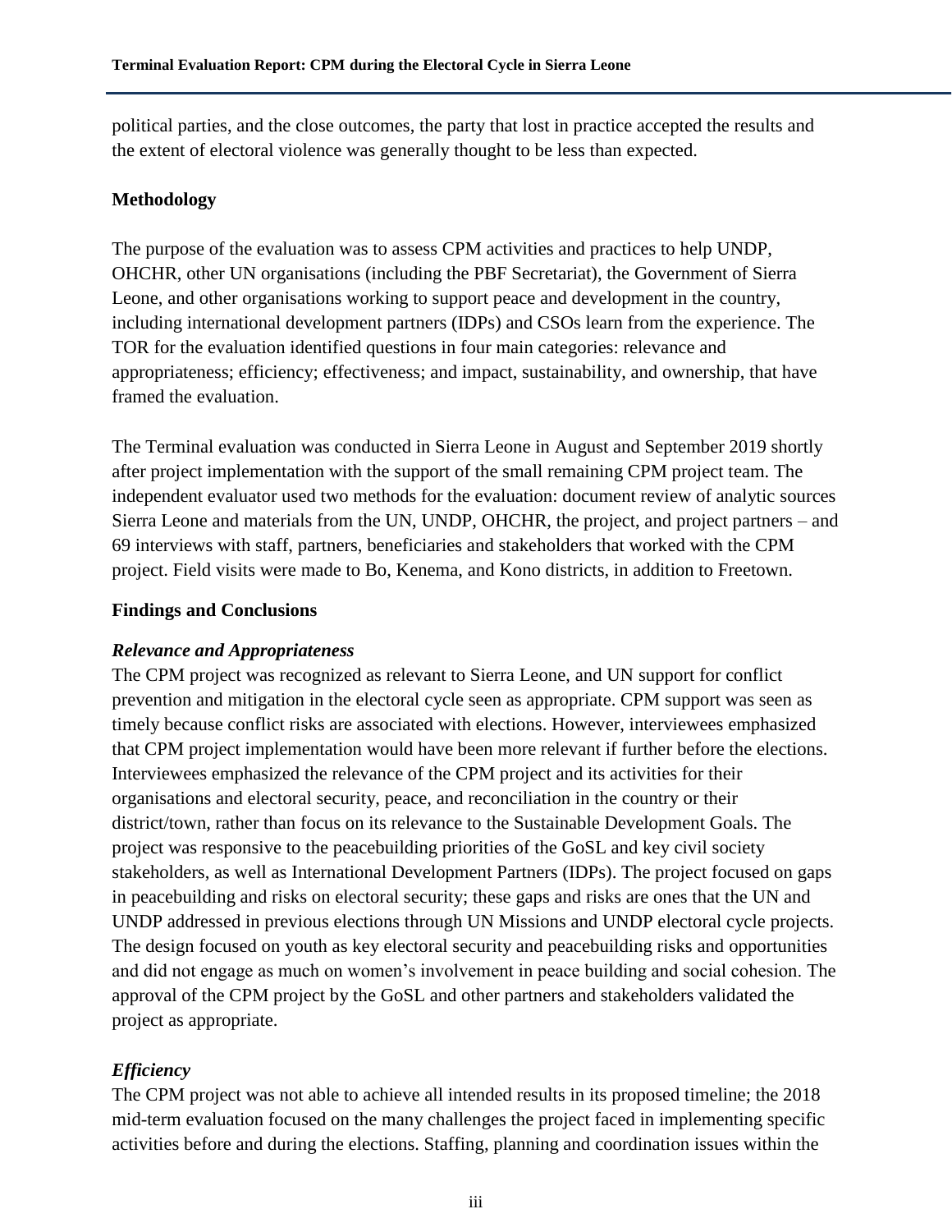political parties, and the close outcomes, the party that lost in practice accepted the results and the extent of electoral violence was generally thought to be less than expected.

**Methodology**

The purpose of the evaluation was to assess CPM activities and practices to help UNDP, OHCHR, other UN organisations (including the PBF Secretariat), the Government of Sierra Leone, and other organisations working to support peace and development in the country, including international development partners (IDPs) and CSOs learn from the experience. The TOR for the evaluation identified questions in four main categories: relevance and appropriateness; efficiency; effectiveness; and impact, sustainability, and ownership, that have framed the evaluation.

The Terminal evaluation was conducted in Sierra Leone in August and September 2019 shortly after project implementation with the support of the small remaining CPM project team. The independent evaluator used two methods for the evaluation: document review of analytic sources Sierra Leone and materials from the UN, UNDP, OHCHR, the project, and project partners – and 69 interviews with staff, partners, beneficiaries and stakeholders that worked with the CPM project. Field visits were made to Bo, Kenema, and Kono districts, in addition to Freetown.

**Findings and Conclusions**

***Relevance and Appropriateness***

The CPM project was recognized as relevant to Sierra Leone, and UN support for conflict prevention and mitigation in the electoral cycle seen as appropriate. CPM support was seen as timely because conflict risks are associated with elections. However, interviewees emphasized that CPM project implementation would have been more relevant if further before the elections. Interviewees emphasized the relevance of the CPM project and its activities for their organisations and electoral security, peace, and reconciliation in the country or their district/town, rather than focus on its relevance to the Sustainable Development Goals. The project was responsive to the peacebuilding priorities of the GoSL and key civil society stakeholders, as well as International Development Partners (IDPs). The project focused on gaps in peacebuilding and risks on electoral security; these gaps and risks are ones that the UN and UNDP addressed in previous elections through UN Missions and UNDP electoral cycle projects. The design focused on youth as key electoral security and peacebuilding risks and opportunities and did not engage as much on women's involvement in peace building and social cohesion. The approval of the CPM project by the GoSL and other partners and stakeholders validated the project as appropriate.

***Efficiency***

The CPM project was not able to achieve all intended results in its proposed timeline; the 2018 mid-term evaluation focused on the many challenges the project faced in implementing specific activities before and during the elections. Staffing, planning and coordination issues within the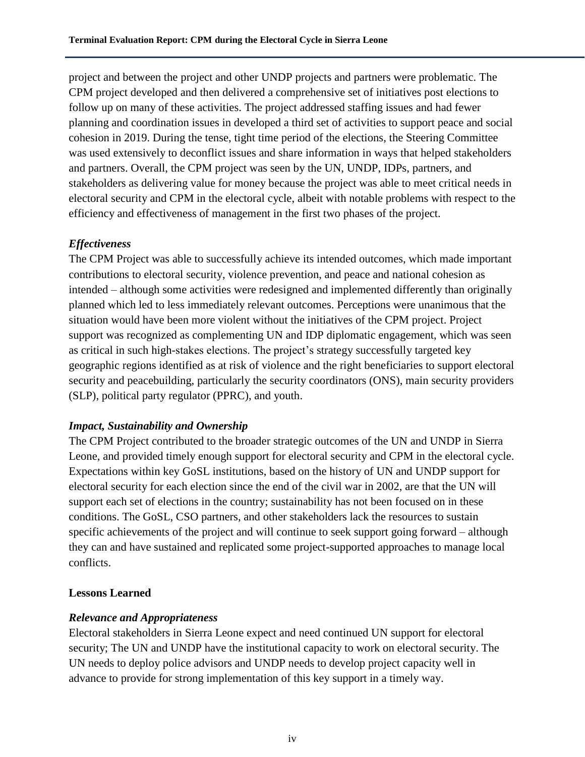project and between the project and other UNDP projects and partners were problematic. The CPM project developed and then delivered a comprehensive set of initiatives post elections to follow up on many of these activities. The project addressed staffing issues and had fewer planning and coordination issues in developed a third set of activities to support peace and social cohesion in 2019. During the tense, tight time period of the elections, the Steering Committee was used extensively to deconflict issues and share information in ways that helped stakeholders and partners. Overall, the CPM project was seen by the UN, UNDP, IDPs, partners, and stakeholders as delivering value for money because the project was able to meet critical needs in electoral security and CPM in the electoral cycle, albeit with notable problems with respect to the efficiency and effectiveness of management in the first two phases of the project.

*Effectiveness*

The CPM Project was able to successfully achieve its intended outcomes, which made important contributions to electoral security, violence prevention, and peace and national cohesion as intended – although some activities were redesigned and implemented differently than originally planned which led to less immediately relevant outcomes. Perceptions were unanimous that the situation would have been more violent without the initiatives of the CPM project. Project support was recognized as complementing UN and IDP diplomatic engagement, which was seen as critical in such high-stakes elections. The project's strategy successfully targeted key geographic regions identified as at risk of violence and the right beneficiaries to support electoral security and peacebuilding, particularly the security coordinators (ONS), main security providers (SLP), political party regulator (PPRC), and youth.

*Impact, Sustainability and Ownership*

The CPM Project contributed to the broader strategic outcomes of the UN and UNDP in Sierra Leone, and provided timely enough support for electoral security and CPM in the electoral cycle. Expectations within key GoSL institutions, based on the history of UN and UNDP support for electoral security for each election since the end of the civil war in 2002, are that the UN will support each set of elections in the country; sustainability has not been focused on in these conditions. The GoSL, CSO partners, and other stakeholders lack the resources to sustain specific achievements of the project and will continue to seek support going forward – although they can and have sustained and replicated some project-supported approaches to manage local conflicts.

**Lessons Learned**

*Relevance and Appropriateness*

Electoral stakeholders in Sierra Leone expect and need continued UN support for electoral security; The UN and UNDP have the institutional capacity to work on electoral security. The UN needs to deploy police advisors and UNDP needs to develop project capacity well in advance to provide for strong implementation of this key support in a timely way.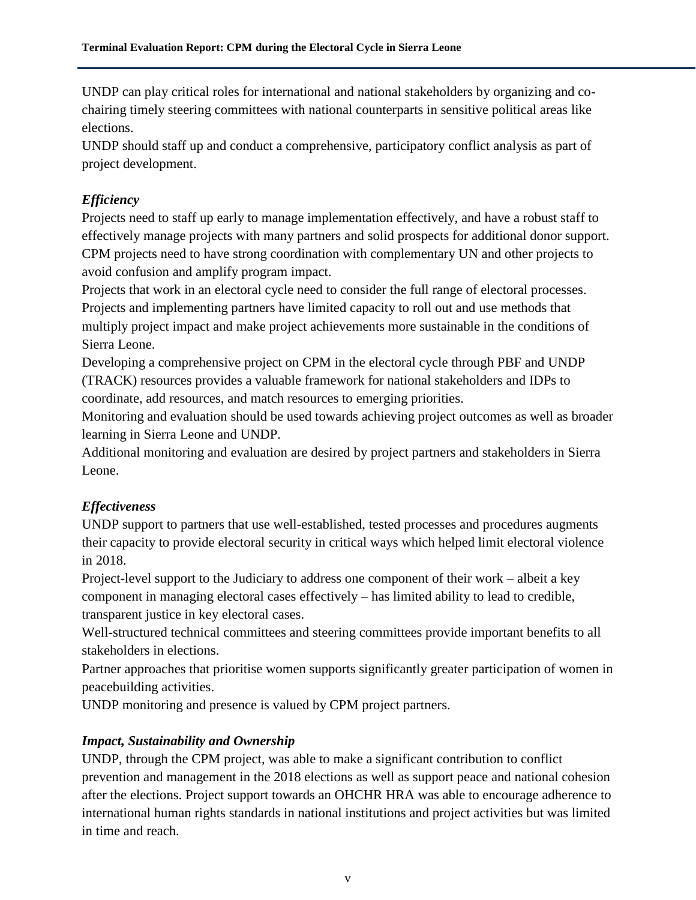UNDP can play critical roles for international and national stakeholders by organizing and co-chairing timely steering committees with national counterparts in sensitive political areas like elections.

UNDP should staff up and conduct a comprehensive, participatory conflict analysis as part of project development.

### *Efficiency*

Projects need to staff up early to manage implementation effectively, and have a robust staff to effectively manage projects with many partners and solid prospects for additional donor support.

CPM projects need to have strong coordination with complementary UN and other projects to avoid confusion and amplify program impact.

Projects that work in an electoral cycle need to consider the full range of electoral processes.

Projects and implementing partners have limited capacity to roll out and use methods that multiply project impact and make project achievements more sustainable in the conditions of Sierra Leone.

Developing a comprehensive project on CPM in the electoral cycle through PBF and UNDP (TRACK) resources provides a valuable framework for national stakeholders and IDPs to coordinate, add resources, and match resources to emerging priorities.

Monitoring and evaluation should be used towards achieving project outcomes as well as broader learning in Sierra Leone and UNDP.

Additional monitoring and evaluation are desired by project partners and stakeholders in Sierra Leone.

### *Effectiveness*

UNDP support to partners that use well-established, tested processes and procedures augments their capacity to provide electoral security in critical ways which helped limit electoral violence in 2018.

Project-level support to the Judiciary to address one component of their work – albeit a key component in managing electoral cases effectively – has limited ability to lead to credible, transparent justice in key electoral cases.

Well-structured technical committees and steering committees provide important benefits to all stakeholders in elections.

Partner approaches that prioritise women supports significantly greater participation of women in peacebuilding activities.

UNDP monitoring and presence is valued by CPM project partners.

### *Impact, Sustainability and Ownership*

UNDP, through the CPM project, was able to make a significant contribution to conflict prevention and management in the 2018 elections as well as support peace and national cohesion after the elections. Project support towards an OHCHR HRA was able to encourage adherence to international human rights standards in national institutions and project activities but was limited in time and reach.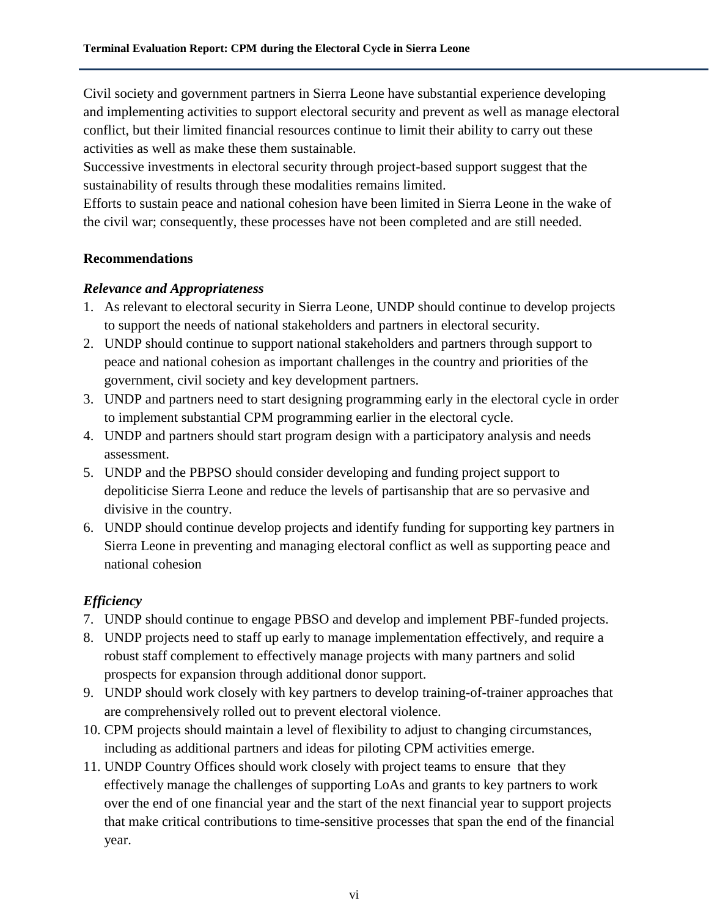Civil society and government partners in Sierra Leone have substantial experience developing and implementing activities to support electoral security and prevent as well as manage electoral conflict, but their limited financial resources continue to limit their ability to carry out these activities as well as make these them sustainable.

Successive investments in electoral security through project-based support suggest that the sustainability of results through these modalities remains limited.

Efforts to sustain peace and national cohesion have been limited in Sierra Leone in the wake of the civil war; consequently, these processes have not been completed and are still needed.

**Recommendations**

***Relevance and Appropriateness***

1. As relevant to electoral security in Sierra Leone, UNDP should continue to develop projects to support the needs of national stakeholders and partners in electoral security.
2. UNDP should continue to support national stakeholders and partners through support to peace and national cohesion as important challenges in the country and priorities of the government, civil society and key development partners.
3. UNDP and partners need to start designing programming early in the electoral cycle in order to implement substantial CPM programming earlier in the electoral cycle.
4. UNDP and partners should start program design with a participatory analysis and needs assessment.
5. UNDP and the PBPSO should consider developing and funding project support to depoliticise Sierra Leone and reduce the levels of partisanship that are so pervasive and divisive in the country.
6. UNDP should continue develop projects and identify funding for supporting key partners in Sierra Leone in preventing and managing electoral conflict as well as supporting peace and national cohesion

***Efficiency***

7. UNDP should continue to engage PBSO and develop and implement PBF-funded projects.
8. UNDP projects need to staff up early to manage implementation effectively, and require a robust staff complement to effectively manage projects with many partners and solid prospects for expansion through additional donor support.
9. UNDP should work closely with key partners to develop training-of-trainer approaches that are comprehensively rolled out to prevent electoral violence.
10. CPM projects should maintain a level of flexibility to adjust to changing circumstances, including as additional partners and ideas for piloting CPM activities emerge.
11. UNDP Country Offices should work closely with project teams to ensure that they effectively manage the challenges of supporting LoAs and grants to key partners to work over the end of one financial year and the start of the next financial year to support projects that make critical contributions to time-sensitive processes that span the end of the financial year.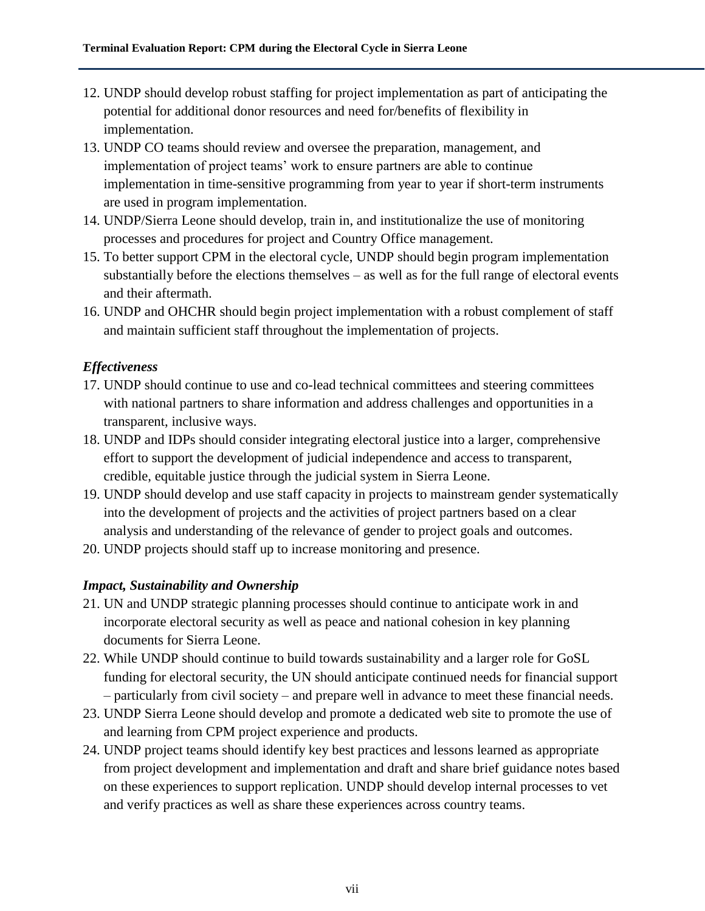12. UNDP should develop robust staffing for project implementation as part of anticipating the potential for additional donor resources and need for/benefits of flexibility in implementation.
13. UNDP CO teams should review and oversee the preparation, management, and implementation of project teams' work to ensure partners are able to continue implementation in time-sensitive programming from year to year if short-term instruments are used in program implementation.
14. UNDP/Sierra Leone should develop, train in, and institutionalize the use of monitoring processes and procedures for project and Country Office management.
15. To better support CPM in the electoral cycle, UNDP should begin program implementation substantially before the elections themselves – as well as for the full range of electoral events and their aftermath.
16. UNDP and OHCHR should begin project implementation with a robust complement of staff and maintain sufficient staff throughout the implementation of projects.

### *Effectiveness*

17. UNDP should continue to use and co-lead technical committees and steering committees with national partners to share information and address challenges and opportunities in a transparent, inclusive ways.
18. UNDP and IDPs should consider integrating electoral justice into a larger, comprehensive effort to support the development of judicial independence and access to transparent, credible, equitable justice through the judicial system in Sierra Leone.
19. UNDP should develop and use staff capacity in projects to mainstream gender systematically into the development of projects and the activities of project partners based on a clear analysis and understanding of the relevance of gender to project goals and outcomes.
20. UNDP projects should staff up to increase monitoring and presence.

### *Impact, Sustainability and Ownership*

21. UN and UNDP strategic planning processes should continue to anticipate work in and incorporate electoral security as well as peace and national cohesion in key planning documents for Sierra Leone.
22. While UNDP should continue to build towards sustainability and a larger role for GoSL funding for electoral security, the UN should anticipate continued needs for financial support – particularly from civil society – and prepare well in advance to meet these financial needs.
23. UNDP Sierra Leone should develop and promote a dedicated web site to promote the use of and learning from CPM project experience and products.
24. UNDP project teams should identify key best practices and lessons learned as appropriate from project development and implementation and draft and share brief guidance notes based on these experiences to support replication. UNDP should develop internal processes to vet and verify practices as well as share these experiences across country teams.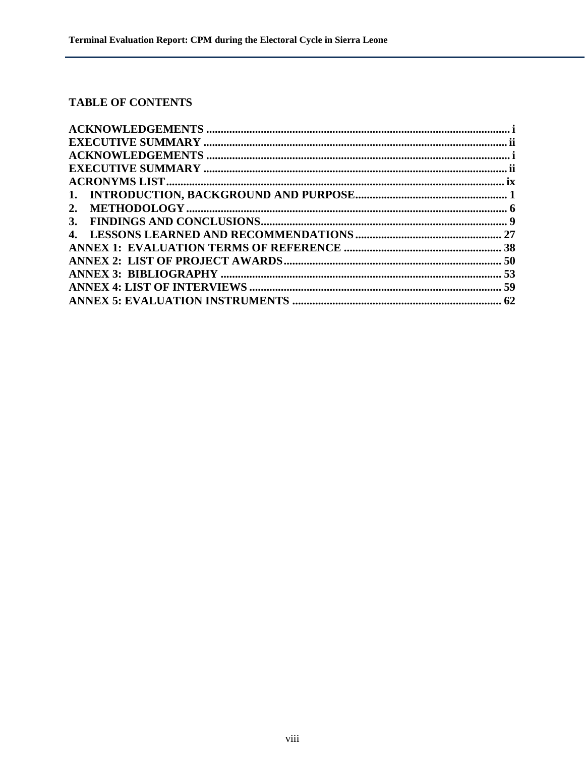## TABLE OF CONTENTS

**ACKNOWLEDGEMENTS** ........................................................................................................ i
**EXECUTIVE SUMMARY** ..................................................................................................... ii
**ACKNOWLEDGEMENTS** ........................................................................................................ i
**EXECUTIVE SUMMARY** ..................................................................................................... ii
**ACRONYMS LIST** ................................................................................................................. ix
**1. INTRODUCTION, BACKGROUND AND PURPOSE** ..................................................... 1
**2. METHODOLOGY** ............................................................................................................... 6
**3. FINDINGS AND CONCLUSIONS** ..................................................................................... 9
**4. LESSONS LEARNED AND RECOMMENDATIONS** .................................................. 27
**ANNEX 1: EVALUATION TERMS OF REFERENCE** ...................................................... 38
**ANNEX 2: LIST OF PROJECT AWARDS** .......................................................................... 50
**ANNEX 3: BIBLIOGRAPHY** ................................................................................................ 53
**ANNEX 4: LIST OF INTERVIEWS** ...................................................................................... 59
**ANNEX 5: EVALUATION INSTRUMENTS** ....................................................................... 62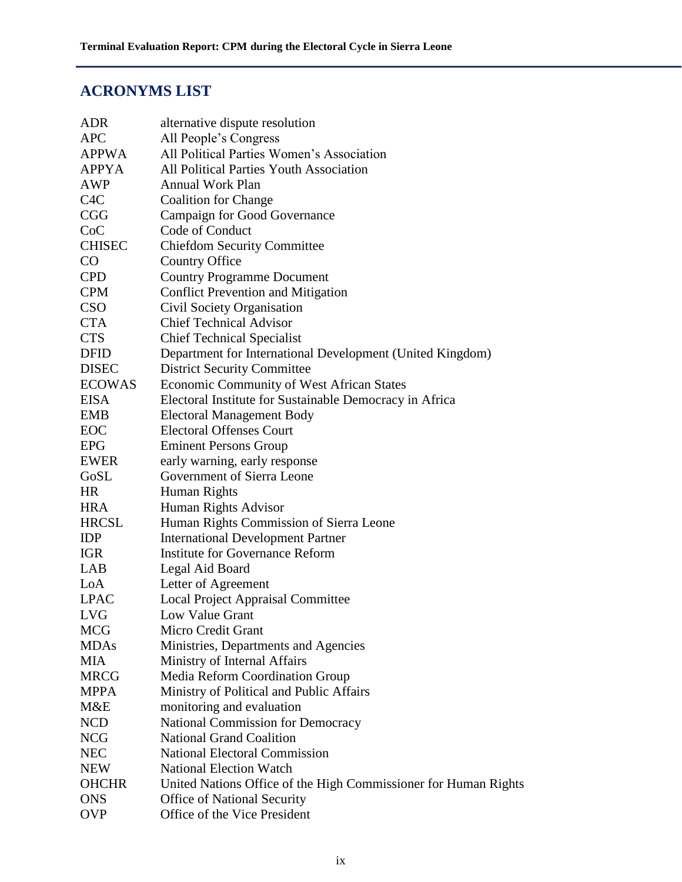## ACRONYMS LIST

| | |
|---|---|
| ADR | alternative dispute resolution |
| APC | All People's Congress |
| APPWA | All Political Parties Women's Association |
| APPYA | All Political Parties Youth Association |
| AWP | Annual Work Plan |
| C4C | Coalition for Change |
| CGG | Campaign for Good Governance |
| CoC | Code of Conduct |
| CHISEC | Chiefdom Security Committee |
| CO | Country Office |
| CPD | Country Programme Document |
| CPM | Conflict Prevention and Mitigation |
| CSO | Civil Society Organisation |
| CTA | Chief Technical Advisor |
| CTS | Chief Technical Specialist |
| DFID | Department for International Development (United Kingdom) |
| DISEC | District Security Committee |
| ECOWAS | Economic Community of West African States |
| EISA | Electoral Institute for Sustainable Democracy in Africa |
| EMB | Electoral Management Body |
| EOC | Electoral Offenses Court |
| EPG | Eminent Persons Group |
| EWER | early warning, early response |
| GoSL | Government of Sierra Leone |
| HR | Human Rights |
| HRA | Human Rights Advisor |
| HRCSL | Human Rights Commission of Sierra Leone |
| IDP | International Development Partner |
| IGR | Institute for Governance Reform |
| LAB | Legal Aid Board |
| LoA | Letter of Agreement |
| LPAC | Local Project Appraisal Committee |
| LVG | Low Value Grant |
| MCG | Micro Credit Grant |
| MDAs | Ministries, Departments and Agencies |
| MIA | Ministry of Internal Affairs |
| MRCG | Media Reform Coordination Group |
| MPPA | Ministry of Political and Public Affairs |
| M&E | monitoring and evaluation |
| NCD | National Commission for Democracy |
| NCG | National Grand Coalition |
| NEC | National Electoral Commission |
| NEW | National Election Watch |
| OHCHR | United Nations Office of the High Commissioner for Human Rights |
| ONS | Office of National Security |
| OVP | Office of the Vice President |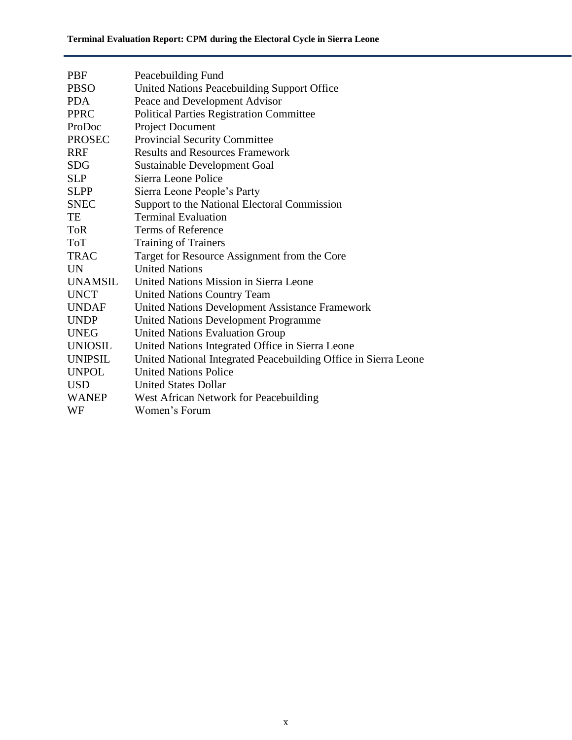| | |
|---|---|
| PBF | Peacebuilding Fund |
| PBSO | United Nations Peacebuilding Support Office |
| PDA | Peace and Development Advisor |
| PPRC | Political Parties Registration Committee |
| ProDoc | Project Document |
| PROSEC | Provincial Security Committee |
| RRF | Results and Resources Framework |
| SDG | Sustainable Development Goal |
| SLP | Sierra Leone Police |
| SLPP | Sierra Leone People's Party |
| SNEC | Support to the National Electoral Commission |
| TE | Terminal Evaluation |
| ToR | Terms of Reference |
| ToT | Training of Trainers |
| TRAC | Target for Resource Assignment from the Core |
| UN | United Nations |
| UNAMSIL | United Nations Mission in Sierra Leone |
| UNCT | United Nations Country Team |
| UNDAF | United Nations Development Assistance Framework |
| UNDP | United Nations Development Programme |
| UNEG | United Nations Evaluation Group |
| UNIOSIL | United Nations Integrated Office in Sierra Leone |
| UNIPSIL | United National Integrated Peacebuilding Office in Sierra Leone |
| UNPOL | United Nations Police |
| USD | United States Dollar |
| WANEP | West African Network for Peacebuilding |
| WF | Women's Forum |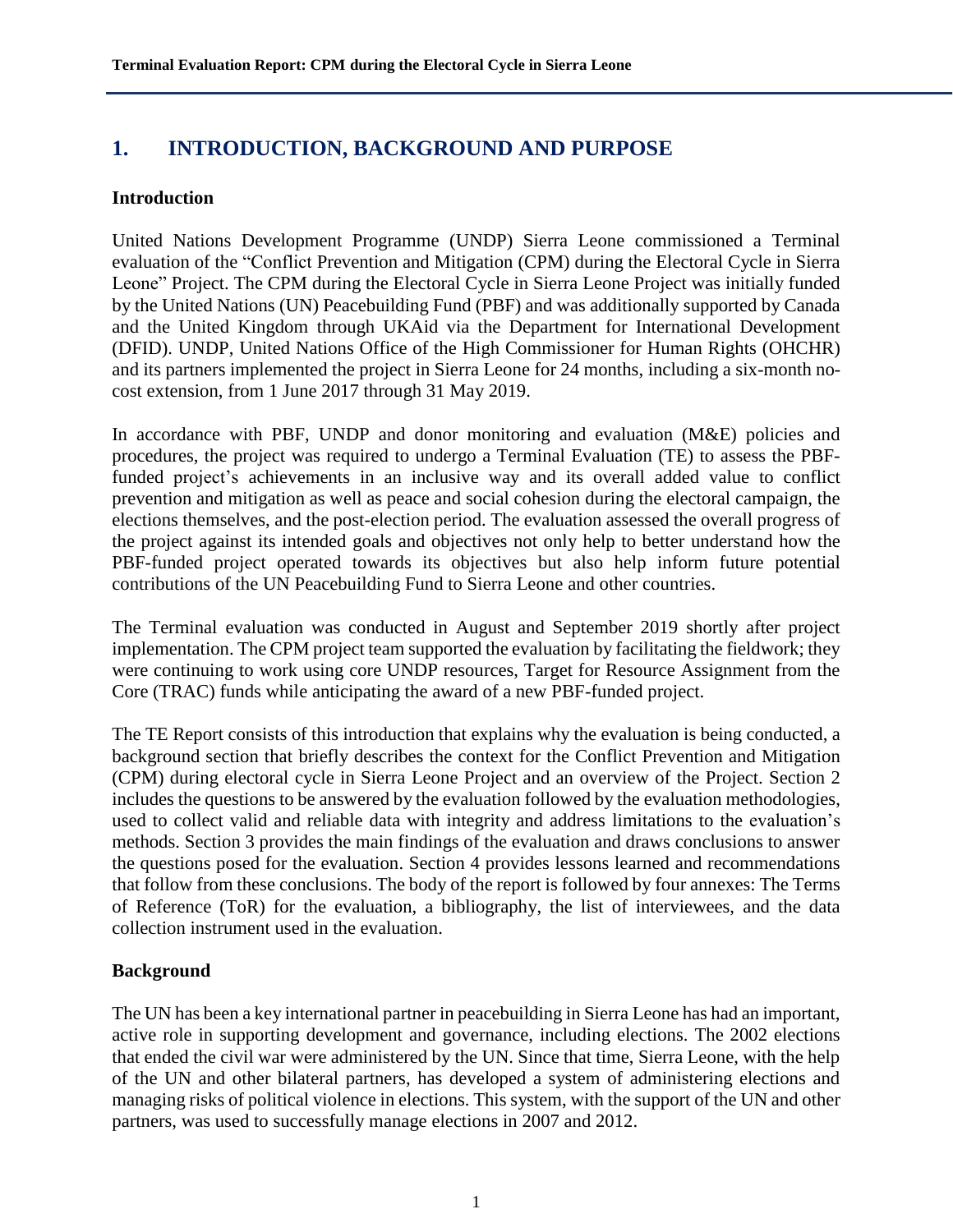# 1. INTRODUCTION, BACKGROUND AND PURPOSE

### Introduction

United Nations Development Programme (UNDP) Sierra Leone commissioned a Terminal evaluation of the "Conflict Prevention and Mitigation (CPM) during the Electoral Cycle in Sierra Leone" Project. The CPM during the Electoral Cycle in Sierra Leone Project was initially funded by the United Nations (UN) Peacebuilding Fund (PBF) and was additionally supported by Canada and the United Kingdom through UKAid via the Department for International Development (DFID). UNDP, United Nations Office of the High Commissioner for Human Rights (OHCHR) and its partners implemented the project in Sierra Leone for 24 months, including a six-month no-cost extension, from 1 June 2017 through 31 May 2019.

In accordance with PBF, UNDP and donor monitoring and evaluation (M&E) policies and procedures, the project was required to undergo a Terminal Evaluation (TE) to assess the PBF-funded project's achievements in an inclusive way and its overall added value to conflict prevention and mitigation as well as peace and social cohesion during the electoral campaign, the elections themselves, and the post-election period. The evaluation assessed the overall progress of the project against its intended goals and objectives not only help to better understand how the PBF-funded project operated towards its objectives but also help inform future potential contributions of the UN Peacebuilding Fund to Sierra Leone and other countries.

The Terminal evaluation was conducted in August and September 2019 shortly after project implementation. The CPM project team supported the evaluation by facilitating the fieldwork; they were continuing to work using core UNDP resources, Target for Resource Assignment from the Core (TRAC) funds while anticipating the award of a new PBF-funded project.

The TE Report consists of this introduction that explains why the evaluation is being conducted, a background section that briefly describes the context for the Conflict Prevention and Mitigation (CPM) during electoral cycle in Sierra Leone Project and an overview of the Project. Section 2 includes the questions to be answered by the evaluation followed by the evaluation methodologies, used to collect valid and reliable data with integrity and address limitations to the evaluation's methods. Section 3 provides the main findings of the evaluation and draws conclusions to answer the questions posed for the evaluation. Section 4 provides lessons learned and recommendations that follow from these conclusions. The body of the report is followed by four annexes: The Terms of Reference (ToR) for the evaluation, a bibliography, the list of interviewees, and the data collection instrument used in the evaluation.

### Background

The UN has been a key international partner in peacebuilding in Sierra Leone has had an important, active role in supporting development and governance, including elections. The 2002 elections that ended the civil war were administered by the UN. Since that time, Sierra Leone, with the help of the UN and other bilateral partners, has developed a system of administering elections and managing risks of political violence in elections. This system, with the support of the UN and other partners, was used to successfully manage elections in 2007 and 2012.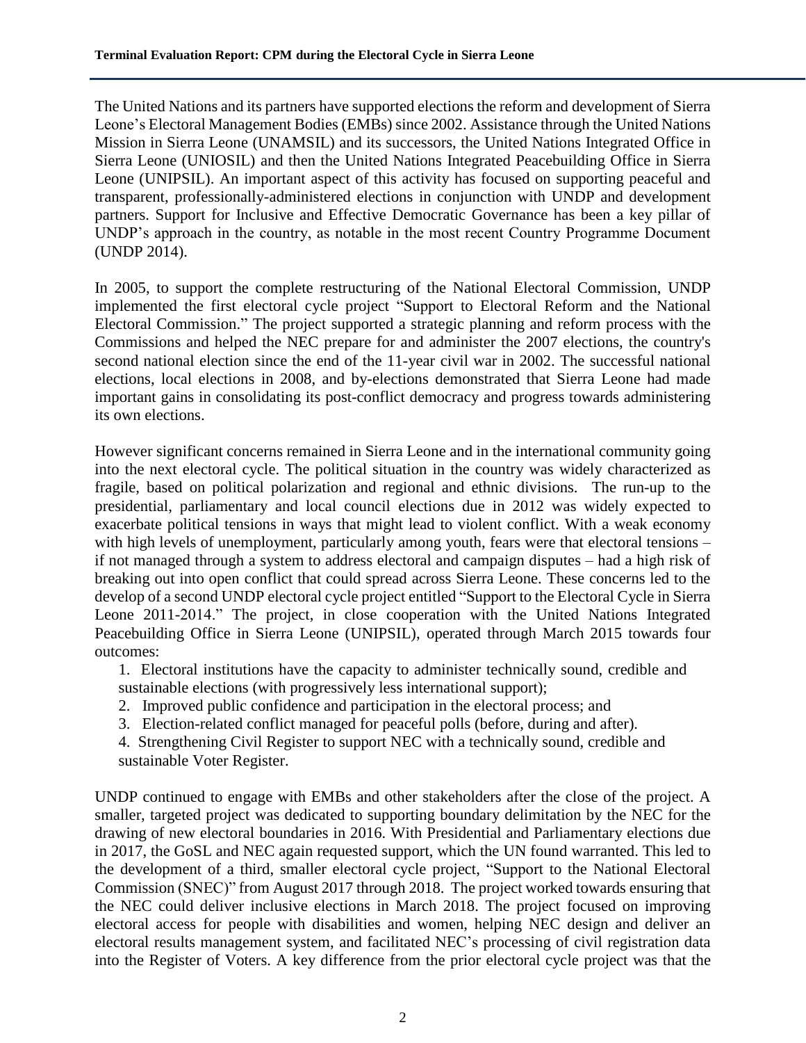The United Nations and its partners have supported elections the reform and development of Sierra Leone's Electoral Management Bodies (EMBs) since 2002. Assistance through the United Nations Mission in Sierra Leone (UNAMSIL) and its successors, the United Nations Integrated Office in Sierra Leone (UNIOSIL) and then the United Nations Integrated Peacebuilding Office in Sierra Leone (UNIPSIL). An important aspect of this activity has focused on supporting peaceful and transparent, professionally-administered elections in conjunction with UNDP and development partners. Support for Inclusive and Effective Democratic Governance has been a key pillar of UNDP's approach in the country, as notable in the most recent Country Programme Document (UNDP 2014).

In 2005, to support the complete restructuring of the National Electoral Commission, UNDP implemented the first electoral cycle project "Support to Electoral Reform and the National Electoral Commission." The project supported a strategic planning and reform process with the Commissions and helped the NEC prepare for and administer the 2007 elections, the country's second national election since the end of the 11-year civil war in 2002. The successful national elections, local elections in 2008, and by-elections demonstrated that Sierra Leone had made important gains in consolidating its post-conflict democracy and progress towards administering its own elections.

However significant concerns remained in Sierra Leone and in the international community going into the next electoral cycle. The political situation in the country was widely characterized as fragile, based on political polarization and regional and ethnic divisions. The run-up to the presidential, parliamentary and local council elections due in 2012 was widely expected to exacerbate political tensions in ways that might lead to violent conflict. With a weak economy with high levels of unemployment, particularly among youth, fears were that electoral tensions – if not managed through a system to address electoral and campaign disputes – had a high risk of breaking out into open conflict that could spread across Sierra Leone. These concerns led to the develop of a second UNDP electoral cycle project entitled "Support to the Electoral Cycle in Sierra Leone 2011-2014." The project, in close cooperation with the United Nations Integrated Peacebuilding Office in Sierra Leone (UNIPSIL), operated through March 2015 towards four outcomes:

1. Electoral institutions have the capacity to administer technically sound, credible and sustainable elections (with progressively less international support);
2. Improved public confidence and participation in the electoral process; and
3. Election-related conflict managed for peaceful polls (before, during and after).
4. Strengthening Civil Register to support NEC with a technically sound, credible and sustainable Voter Register.

UNDP continued to engage with EMBs and other stakeholders after the close of the project. A smaller, targeted project was dedicated to supporting boundary delimitation by the NEC for the drawing of new electoral boundaries in 2016. With Presidential and Parliamentary elections due in 2017, the GoSL and NEC again requested support, which the UN found warranted. This led to the development of a third, smaller electoral cycle project, "Support to the National Electoral Commission (SNEC)" from August 2017 through 2018. The project worked towards ensuring that the NEC could deliver inclusive elections in March 2018. The project focused on improving electoral access for people with disabilities and women, helping NEC design and deliver an electoral results management system, and facilitated NEC's processing of civil registration data into the Register of Voters. A key difference from the prior electoral cycle project was that the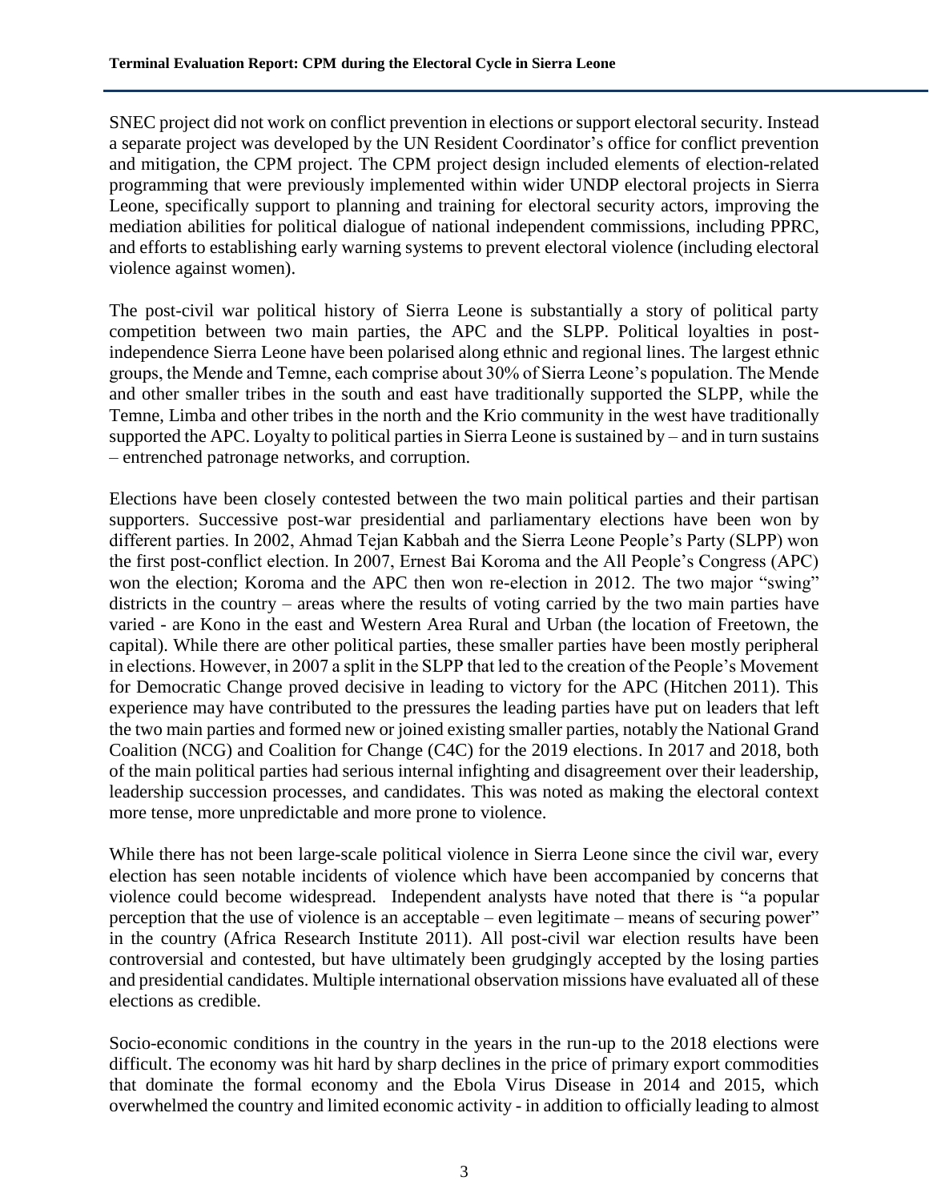SNEC project did not work on conflict prevention in elections or support electoral security. Instead a separate project was developed by the UN Resident Coordinator's office for conflict prevention and mitigation, the CPM project. The CPM project design included elements of election-related programming that were previously implemented within wider UNDP electoral projects in Sierra Leone, specifically support to planning and training for electoral security actors, improving the mediation abilities for political dialogue of national independent commissions, including PPRC, and efforts to establishing early warning systems to prevent electoral violence (including electoral violence against women).

The post-civil war political history of Sierra Leone is substantially a story of political party competition between two main parties, the APC and the SLPP. Political loyalties in post-independence Sierra Leone have been polarised along ethnic and regional lines. The largest ethnic groups, the Mende and Temne, each comprise about 30% of Sierra Leone's population. The Mende and other smaller tribes in the south and east have traditionally supported the SLPP, while the Temne, Limba and other tribes in the north and the Krio community in the west have traditionally supported the APC. Loyalty to political parties in Sierra Leone is sustained by – and in turn sustains – entrenched patronage networks, and corruption.

Elections have been closely contested between the two main political parties and their partisan supporters. Successive post-war presidential and parliamentary elections have been won by different parties. In 2002, Ahmad Tejan Kabbah and the Sierra Leone People's Party (SLPP) won the first post-conflict election. In 2007, Ernest Bai Koroma and the All People's Congress (APC) won the election; Koroma and the APC then won re-election in 2012. The two major "swing" districts in the country – areas where the results of voting carried by the two main parties have varied - are Kono in the east and Western Area Rural and Urban (the location of Freetown, the capital). While there are other political parties, these smaller parties have been mostly peripheral in elections. However, in 2007 a split in the SLPP that led to the creation of the People's Movement for Democratic Change proved decisive in leading to victory for the APC (Hitchen 2011). This experience may have contributed to the pressures the leading parties have put on leaders that left the two main parties and formed new or joined existing smaller parties, notably the National Grand Coalition (NCG) and Coalition for Change (C4C) for the 2019 elections. In 2017 and 2018, both of the main political parties had serious internal infighting and disagreement over their leadership, leadership succession processes, and candidates. This was noted as making the electoral context more tense, more unpredictable and more prone to violence.

While there has not been large-scale political violence in Sierra Leone since the civil war, every election has seen notable incidents of violence which have been accompanied by concerns that violence could become widespread. Independent analysts have noted that there is "a popular perception that the use of violence is an acceptable – even legitimate – means of securing power" in the country (Africa Research Institute 2011). All post-civil war election results have been controversial and contested, but have ultimately been grudgingly accepted by the losing parties and presidential candidates. Multiple international observation missions have evaluated all of these elections as credible.

Socio-economic conditions in the country in the years in the run-up to the 2018 elections were difficult. The economy was hit hard by sharp declines in the price of primary export commodities that dominate the formal economy and the Ebola Virus Disease in 2014 and 2015, which overwhelmed the country and limited economic activity - in addition to officially leading to almost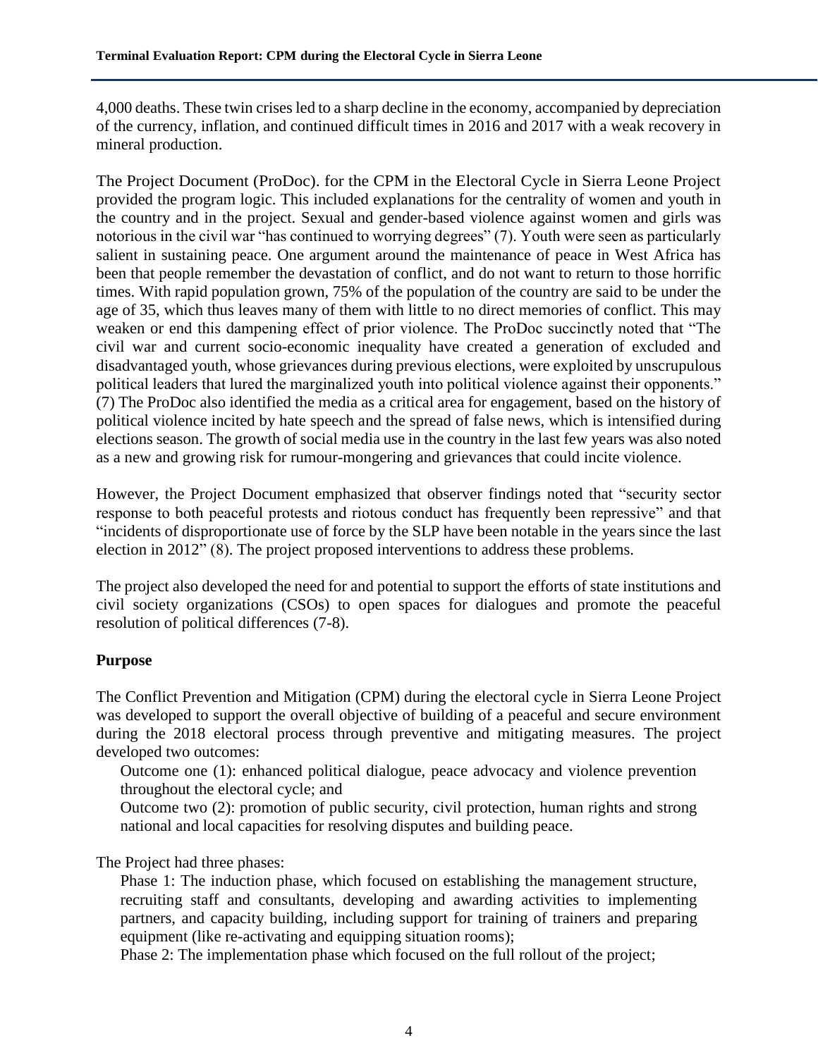4,000 deaths. These twin crises led to a sharp decline in the economy, accompanied by depreciation of the currency, inflation, and continued difficult times in 2016 and 2017 with a weak recovery in mineral production.

The Project Document (ProDoc). for the CPM in the Electoral Cycle in Sierra Leone Project provided the program logic. This included explanations for the centrality of women and youth in the country and in the project. Sexual and gender-based violence against women and girls was notorious in the civil war "has continued to worrying degrees" (7). Youth were seen as particularly salient in sustaining peace. One argument around the maintenance of peace in West Africa has been that people remember the devastation of conflict, and do not want to return to those horrific times. With rapid population grown, 75% of the population of the country are said to be under the age of 35, which thus leaves many of them with little to no direct memories of conflict. This may weaken or end this dampening effect of prior violence. The ProDoc succinctly noted that "The civil war and current socio-economic inequality have created a generation of excluded and disadvantaged youth, whose grievances during previous elections, were exploited by unscrupulous political leaders that lured the marginalized youth into political violence against their opponents." (7) The ProDoc also identified the media as a critical area for engagement, based on the history of political violence incited by hate speech and the spread of false news, which is intensified during elections season. The growth of social media use in the country in the last few years was also noted as a new and growing risk for rumour-mongering and grievances that could incite violence.

However, the Project Document emphasized that observer findings noted that "security sector response to both peaceful protests and riotous conduct has frequently been repressive" and that "incidents of disproportionate use of force by the SLP have been notable in the years since the last election in 2012" (8). The project proposed interventions to address these problems.

The project also developed the need for and potential to support the efforts of state institutions and civil society organizations (CSOs) to open spaces for dialogues and promote the peaceful resolution of political differences (7-8).

**Purpose**

The Conflict Prevention and Mitigation (CPM) during the electoral cycle in Sierra Leone Project was developed to support the overall objective of building of a peaceful and secure environment during the 2018 electoral process through preventive and mitigating measures. The project developed two outcomes:

Outcome one (1): enhanced political dialogue, peace advocacy and violence prevention throughout the electoral cycle; and

Outcome two (2): promotion of public security, civil protection, human rights and strong national and local capacities for resolving disputes and building peace.

The Project had three phases:

Phase 1: The induction phase, which focused on establishing the management structure, recruiting staff and consultants, developing and awarding activities to implementing partners, and capacity building, including support for training of trainers and preparing equipment (like re-activating and equipping situation rooms);

Phase 2: The implementation phase which focused on the full rollout of the project;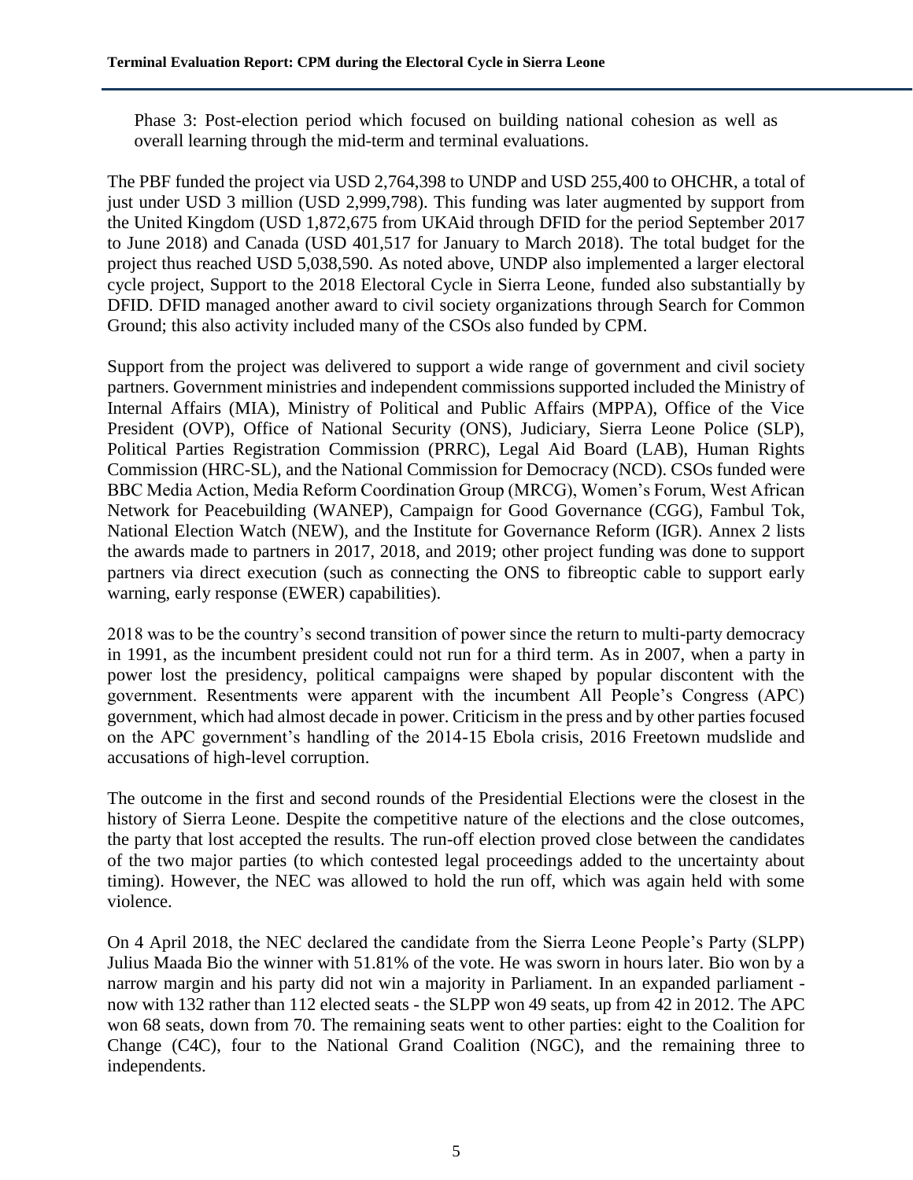Phase 3: Post-election period which focused on building national cohesion as well as overall learning through the mid-term and terminal evaluations.

The PBF funded the project via USD 2,764,398 to UNDP and USD 255,400 to OHCHR, a total of just under USD 3 million (USD 2,999,798). This funding was later augmented by support from the United Kingdom (USD 1,872,675 from UKAid through DFID for the period September 2017 to June 2018) and Canada (USD 401,517 for January to March 2018). The total budget for the project thus reached USD 5,038,590. As noted above, UNDP also implemented a larger electoral cycle project, Support to the 2018 Electoral Cycle in Sierra Leone, funded also substantially by DFID. DFID managed another award to civil society organizations through Search for Common Ground; this also activity included many of the CSOs also funded by CPM.

Support from the project was delivered to support a wide range of government and civil society partners. Government ministries and independent commissions supported included the Ministry of Internal Affairs (MIA), Ministry of Political and Public Affairs (MPPA), Office of the Vice President (OVP), Office of National Security (ONS), Judiciary, Sierra Leone Police (SLP), Political Parties Registration Commission (PRRC), Legal Aid Board (LAB), Human Rights Commission (HRC-SL), and the National Commission for Democracy (NCD). CSOs funded were BBC Media Action, Media Reform Coordination Group (MRCG), Women's Forum, West African Network for Peacebuilding (WANEP), Campaign for Good Governance (CGG), Fambul Tok, National Election Watch (NEW), and the Institute for Governance Reform (IGR). Annex 2 lists the awards made to partners in 2017, 2018, and 2019; other project funding was done to support partners via direct execution (such as connecting the ONS to fibreoptic cable to support early warning, early response (EWER) capabilities).

2018 was to be the country's second transition of power since the return to multi-party democracy in 1991, as the incumbent president could not run for a third term. As in 2007, when a party in power lost the presidency, political campaigns were shaped by popular discontent with the government. Resentments were apparent with the incumbent All People's Congress (APC) government, which had almost decade in power. Criticism in the press and by other parties focused on the APC government's handling of the 2014-15 Ebola crisis, 2016 Freetown mudslide and accusations of high-level corruption.

The outcome in the first and second rounds of the Presidential Elections were the closest in the history of Sierra Leone. Despite the competitive nature of the elections and the close outcomes, the party that lost accepted the results. The run-off election proved close between the candidates of the two major parties (to which contested legal proceedings added to the uncertainty about timing). However, the NEC was allowed to hold the run off, which was again held with some violence.

On 4 April 2018, the NEC declared the candidate from the Sierra Leone People's Party (SLPP) Julius Maada Bio the winner with 51.81% of the vote. He was sworn in hours later. Bio won by a narrow margin and his party did not win a majority in Parliament. In an expanded parliament - now with 132 rather than 112 elected seats - the SLPP won 49 seats, up from 42 in 2012. The APC won 68 seats, down from 70. The remaining seats went to other parties: eight to the Coalition for Change (C4C), four to the National Grand Coalition (NGC), and the remaining three to independents.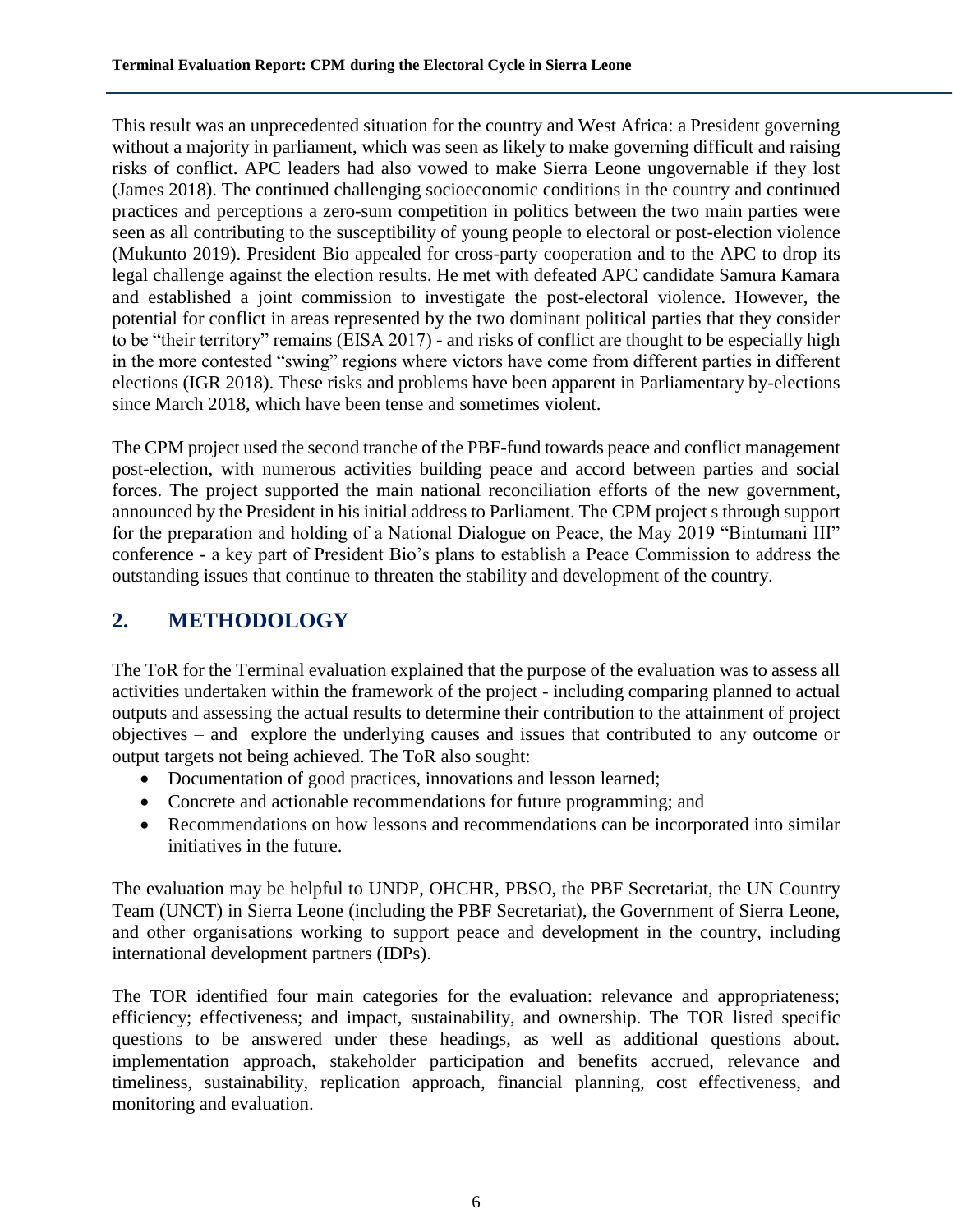This result was an unprecedented situation for the country and West Africa: a President governing without a majority in parliament, which was seen as likely to make governing difficult and raising risks of conflict. APC leaders had also vowed to make Sierra Leone ungovernable if they lost (James 2018). The continued challenging socioeconomic conditions in the country and continued practices and perceptions a zero-sum competition in politics between the two main parties were seen as all contributing to the susceptibility of young people to electoral or post-election violence (Mukunto 2019). President Bio appealed for cross-party cooperation and to the APC to drop its legal challenge against the election results. He met with defeated APC candidate Samura Kamara and established a joint commission to investigate the post-electoral violence. However, the potential for conflict in areas represented by the two dominant political parties that they consider to be "their territory" remains (EISA 2017) - and risks of conflict are thought to be especially high in the more contested "swing" regions where victors have come from different parties in different elections (IGR 2018). These risks and problems have been apparent in Parliamentary by-elections since March 2018, which have been tense and sometimes violent.

The CPM project used the second tranche of the PBF-fund towards peace and conflict management post-election, with numerous activities building peace and accord between parties and social forces. The project supported the main national reconciliation efforts of the new government, announced by the President in his initial address to Parliament. The CPM project s through support for the preparation and holding of a National Dialogue on Peace, the May 2019 "Bintumani III" conference - a key part of President Bio's plans to establish a Peace Commission to address the outstanding issues that continue to threaten the stability and development of the country.

## 2. METHODOLOGY

The ToR for the Terminal evaluation explained that the purpose of the evaluation was to assess all activities undertaken within the framework of the project - including comparing planned to actual outputs and assessing the actual results to determine their contribution to the attainment of project objectives – and explore the underlying causes and issues that contributed to any outcome or output targets not being achieved. The ToR also sought:

- Documentation of good practices, innovations and lesson learned;
- Concrete and actionable recommendations for future programming; and
- Recommendations on how lessons and recommendations can be incorporated into similar initiatives in the future.

The evaluation may be helpful to UNDP, OHCHR, PBSO, the PBF Secretariat, the UN Country Team (UNCT) in Sierra Leone (including the PBF Secretariat), the Government of Sierra Leone, and other organisations working to support peace and development in the country, including international development partners (IDPs).

The TOR identified four main categories for the evaluation: relevance and appropriateness; efficiency; effectiveness; and impact, sustainability, and ownership. The TOR listed specific questions to be answered under these headings, as well as additional questions about. implementation approach, stakeholder participation and benefits accrued, relevance and timeliness, sustainability, replication approach, financial planning, cost effectiveness, and monitoring and evaluation.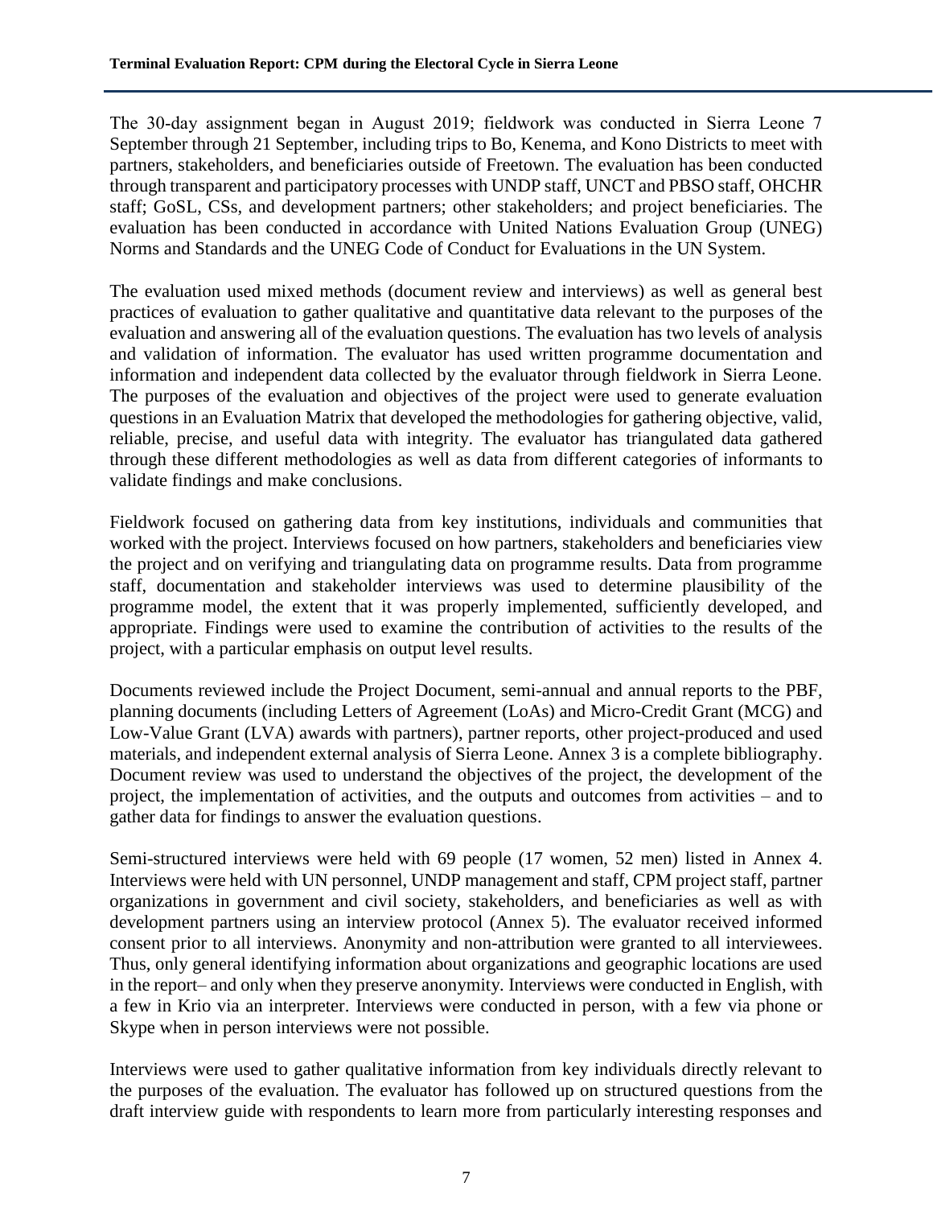The 30-day assignment began in August 2019; fieldwork was conducted in Sierra Leone 7 September through 21 September, including trips to Bo, Kenema, and Kono Districts to meet with partners, stakeholders, and beneficiaries outside of Freetown. The evaluation has been conducted through transparent and participatory processes with UNDP staff, UNCT and PBSO staff, OHCHR staff; GoSL, CSs, and development partners; other stakeholders; and project beneficiaries. The evaluation has been conducted in accordance with United Nations Evaluation Group (UNEG) Norms and Standards and the UNEG Code of Conduct for Evaluations in the UN System.

The evaluation used mixed methods (document review and interviews) as well as general best practices of evaluation to gather qualitative and quantitative data relevant to the purposes of the evaluation and answering all of the evaluation questions. The evaluation has two levels of analysis and validation of information. The evaluator has used written programme documentation and information and independent data collected by the evaluator through fieldwork in Sierra Leone. The purposes of the evaluation and objectives of the project were used to generate evaluation questions in an Evaluation Matrix that developed the methodologies for gathering objective, valid, reliable, precise, and useful data with integrity. The evaluator has triangulated data gathered through these different methodologies as well as data from different categories of informants to validate findings and make conclusions.

Fieldwork focused on gathering data from key institutions, individuals and communities that worked with the project. Interviews focused on how partners, stakeholders and beneficiaries view the project and on verifying and triangulating data on programme results. Data from programme staff, documentation and stakeholder interviews was used to determine plausibility of the programme model, the extent that it was properly implemented, sufficiently developed, and appropriate. Findings were used to examine the contribution of activities to the results of the project, with a particular emphasis on output level results.

Documents reviewed include the Project Document, semi-annual and annual reports to the PBF, planning documents (including Letters of Agreement (LoAs) and Micro-Credit Grant (MCG) and Low-Value Grant (LVA) awards with partners), partner reports, other project-produced and used materials, and independent external analysis of Sierra Leone. Annex 3 is a complete bibliography. Document review was used to understand the objectives of the project, the development of the project, the implementation of activities, and the outputs and outcomes from activities – and to gather data for findings to answer the evaluation questions.

Semi-structured interviews were held with 69 people (17 women, 52 men) listed in Annex 4. Interviews were held with UN personnel, UNDP management and staff, CPM project staff, partner organizations in government and civil society, stakeholders, and beneficiaries as well as with development partners using an interview protocol (Annex 5). The evaluator received informed consent prior to all interviews. Anonymity and non-attribution were granted to all interviewees. Thus, only general identifying information about organizations and geographic locations are used in the report– and only when they preserve anonymity. Interviews were conducted in English, with a few in Krio via an interpreter. Interviews were conducted in person, with a few via phone or Skype when in person interviews were not possible.

Interviews were used to gather qualitative information from key individuals directly relevant to the purposes of the evaluation. The evaluator has followed up on structured questions from the draft interview guide with respondents to learn more from particularly interesting responses and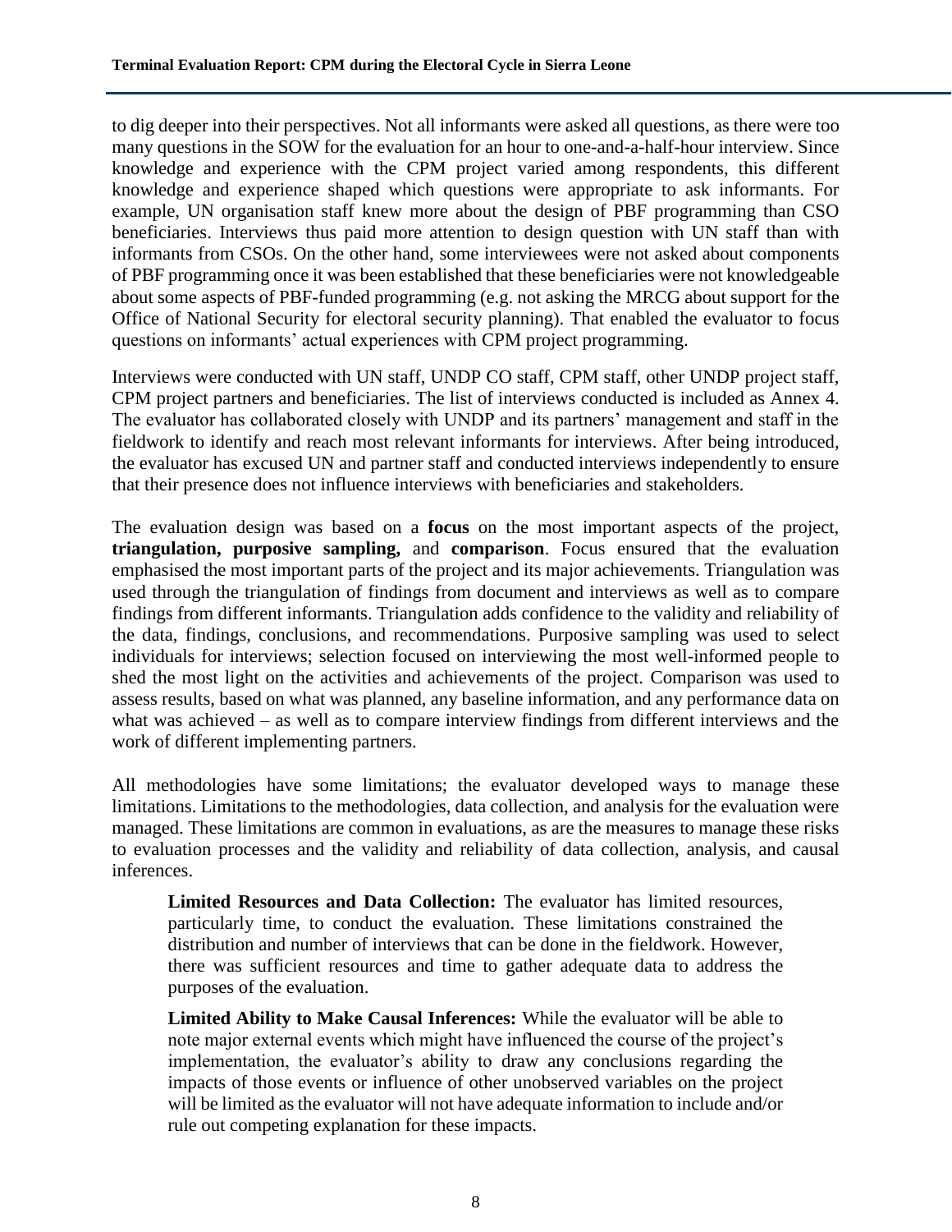to dig deeper into their perspectives. Not all informants were asked all questions, as there were too many questions in the SOW for the evaluation for an hour to one-and-a-half-hour interview. Since knowledge and experience with the CPM project varied among respondents, this different knowledge and experience shaped which questions were appropriate to ask informants. For example, UN organisation staff knew more about the design of PBF programming than CSO beneficiaries. Interviews thus paid more attention to design question with UN staff than with informants from CSOs. On the other hand, some interviewees were not asked about components of PBF programming once it was been established that these beneficiaries were not knowledgeable about some aspects of PBF-funded programming (e.g. not asking the MRCG about support for the Office of National Security for electoral security planning). That enabled the evaluator to focus questions on informants' actual experiences with CPM project programming.

Interviews were conducted with UN staff, UNDP CO staff, CPM staff, other UNDP project staff, CPM project partners and beneficiaries. The list of interviews conducted is included as Annex 4. The evaluator has collaborated closely with UNDP and its partners' management and staff in the fieldwork to identify and reach most relevant informants for interviews. After being introduced, the evaluator has excused UN and partner staff and conducted interviews independently to ensure that their presence does not influence interviews with beneficiaries and stakeholders.

The evaluation design was based on a **focus** on the most important aspects of the project, **triangulation, purposive sampling,** and **comparison**. Focus ensured that the evaluation emphasised the most important parts of the project and its major achievements. Triangulation was used through the triangulation of findings from document and interviews as well as to compare findings from different informants. Triangulation adds confidence to the validity and reliability of the data, findings, conclusions, and recommendations. Purposive sampling was used to select individuals for interviews; selection focused on interviewing the most well-informed people to shed the most light on the activities and achievements of the project. Comparison was used to assess results, based on what was planned, any baseline information, and any performance data on what was achieved – as well as to compare interview findings from different interviews and the work of different implementing partners.

All methodologies have some limitations; the evaluator developed ways to manage these limitations. Limitations to the methodologies, data collection, and analysis for the evaluation were managed. These limitations are common in evaluations, as are the measures to manage these risks to evaluation processes and the validity and reliability of data collection, analysis, and causal inferences.

> **Limited Resources and Data Collection:** The evaluator has limited resources, particularly time, to conduct the evaluation. These limitations constrained the distribution and number of interviews that can be done in the fieldwork. However, there was sufficient resources and time to gather adequate data to address the purposes of the evaluation.
>
> **Limited Ability to Make Causal Inferences:** While the evaluator will be able to note major external events which might have influenced the course of the project's implementation, the evaluator's ability to draw any conclusions regarding the impacts of those events or influence of other unobserved variables on the project will be limited as the evaluator will not have adequate information to include and/or rule out competing explanation for these impacts.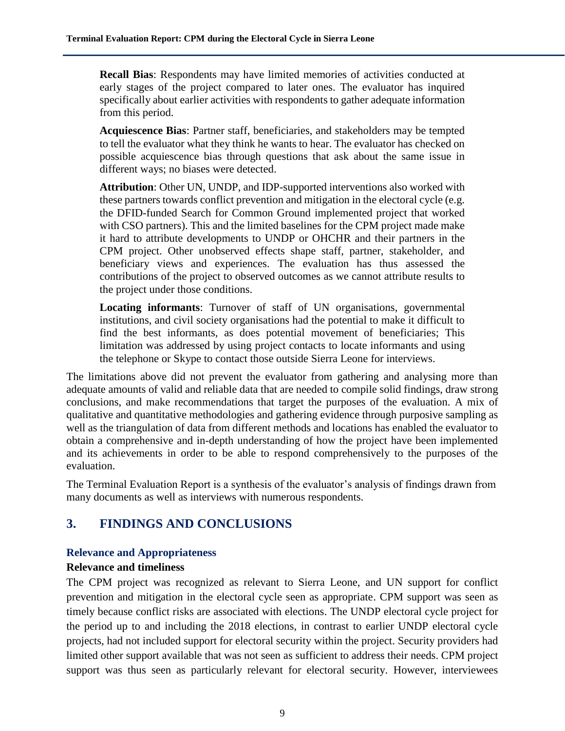**Recall Bias**: Respondents may have limited memories of activities conducted at early stages of the project compared to later ones. The evaluator has inquired specifically about earlier activities with respondents to gather adequate information from this period.

**Acquiescence Bias**: Partner staff, beneficiaries, and stakeholders may be tempted to tell the evaluator what they think he wants to hear. The evaluator has checked on possible acquiescence bias through questions that ask about the same issue in different ways; no biases were detected.

**Attribution**: Other UN, UNDP, and IDP-supported interventions also worked with these partners towards conflict prevention and mitigation in the electoral cycle (e.g. the DFID-funded Search for Common Ground implemented project that worked with CSO partners). This and the limited baselines for the CPM project made make it hard to attribute developments to UNDP or OHCHR and their partners in the CPM project. Other unobserved effects shape staff, partner, stakeholder, and beneficiary views and experiences. The evaluation has thus assessed the contributions of the project to observed outcomes as we cannot attribute results to the project under those conditions.

**Locating informants**: Turnover of staff of UN organisations, governmental institutions, and civil society organisations had the potential to make it difficult to find the best informants, as does potential movement of beneficiaries; This limitation was addressed by using project contacts to locate informants and using the telephone or Skype to contact those outside Sierra Leone for interviews.

The limitations above did not prevent the evaluator from gathering and analysing more than adequate amounts of valid and reliable data that are needed to compile solid findings, draw strong conclusions, and make recommendations that target the purposes of the evaluation. A mix of qualitative and quantitative methodologies and gathering evidence through purposive sampling as well as the triangulation of data from different methods and locations has enabled the evaluator to obtain a comprehensive and in-depth understanding of how the project have been implemented and its achievements in order to be able to respond comprehensively to the purposes of the evaluation.

The Terminal Evaluation Report is a synthesis of the evaluator's analysis of findings drawn from many documents as well as interviews with numerous respondents.

# 3. FINDINGS AND CONCLUSIONS

## Relevance and Appropriateness

### Relevance and timeliness

The CPM project was recognized as relevant to Sierra Leone, and UN support for conflict prevention and mitigation in the electoral cycle seen as appropriate. CPM support was seen as timely because conflict risks are associated with elections. The UNDP electoral cycle project for the period up to and including the 2018 elections, in contrast to earlier UNDP electoral cycle projects, had not included support for electoral security within the project. Security providers had limited other support available that was not seen as sufficient to address their needs. CPM project support was thus seen as particularly relevant for electoral security. However, interviewees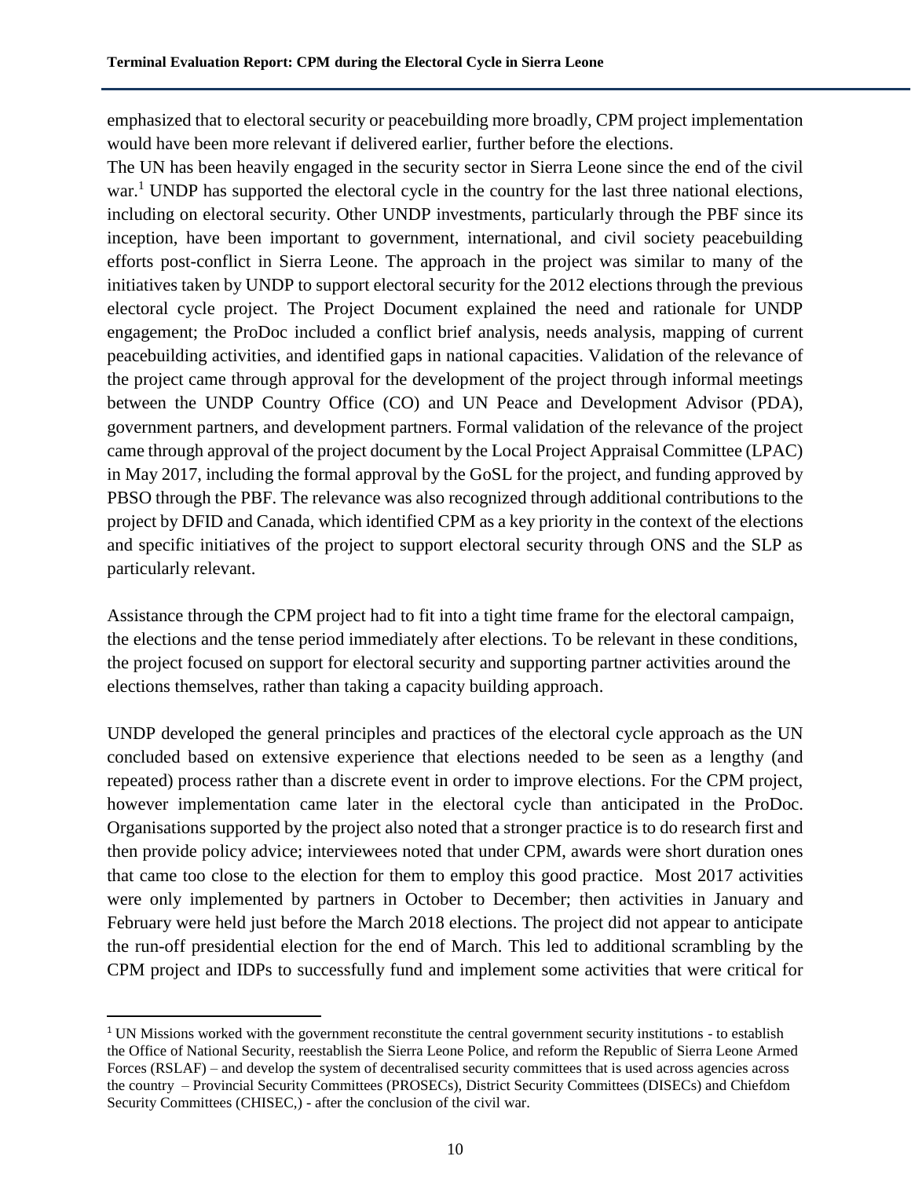emphasized that to electoral security or peacebuilding more broadly, CPM project implementation would have been more relevant if delivered earlier, further before the elections.

The UN has been heavily engaged in the security sector in Sierra Leone since the end of the civil war.[1] UNDP has supported the electoral cycle in the country for the last three national elections, including on electoral security. Other UNDP investments, particularly through the PBF since its inception, have been important to government, international, and civil society peacebuilding efforts post-conflict in Sierra Leone. The approach in the project was similar to many of the initiatives taken by UNDP to support electoral security for the 2012 elections through the previous electoral cycle project. The Project Document explained the need and rationale for UNDP engagement; the ProDoc included a conflict brief analysis, needs analysis, mapping of current peacebuilding activities, and identified gaps in national capacities. Validation of the relevance of the project came through approval for the development of the project through informal meetings between the UNDP Country Office (CO) and UN Peace and Development Advisor (PDA), government partners, and development partners. Formal validation of the relevance of the project came through approval of the project document by the Local Project Appraisal Committee (LPAC) in May 2017, including the formal approval by the GoSL for the project, and funding approved by PBSO through the PBF. The relevance was also recognized through additional contributions to the project by DFID and Canada, which identified CPM as a key priority in the context of the elections and specific initiatives of the project to support electoral security through ONS and the SLP as particularly relevant.

Assistance through the CPM project had to fit into a tight time frame for the electoral campaign, the elections and the tense period immediately after elections. To be relevant in these conditions, the project focused on support for electoral security and supporting partner activities around the elections themselves, rather than taking a capacity building approach.

UNDP developed the general principles and practices of the electoral cycle approach as the UN concluded based on extensive experience that elections needed to be seen as a lengthy (and repeated) process rather than a discrete event in order to improve elections. For the CPM project, however implementation came later in the electoral cycle than anticipated in the ProDoc. Organisations supported by the project also noted that a stronger practice is to do research first and then provide policy advice; interviewees noted that under CPM, awards were short duration ones that came too close to the election for them to employ this good practice. Most 2017 activities were only implemented by partners in October to December; then activities in January and February were held just before the March 2018 elections. The project did not appear to anticipate the run-off presidential election for the end of March. This led to additional scrambling by the CPM project and IDPs to successfully fund and implement some activities that were critical for

[1] UN Missions worked with the government reconstitute the central government security institutions - to establish the Office of National Security, reestablish the Sierra Leone Police, and reform the Republic of Sierra Leone Armed Forces (RSLAF) – and develop the system of decentralised security committees that is used across agencies across the country – Provincial Security Committees (PROSECs), District Security Committees (DISECs) and Chiefdom Security Committees (CHISEC,) - after the conclusion of the civil war.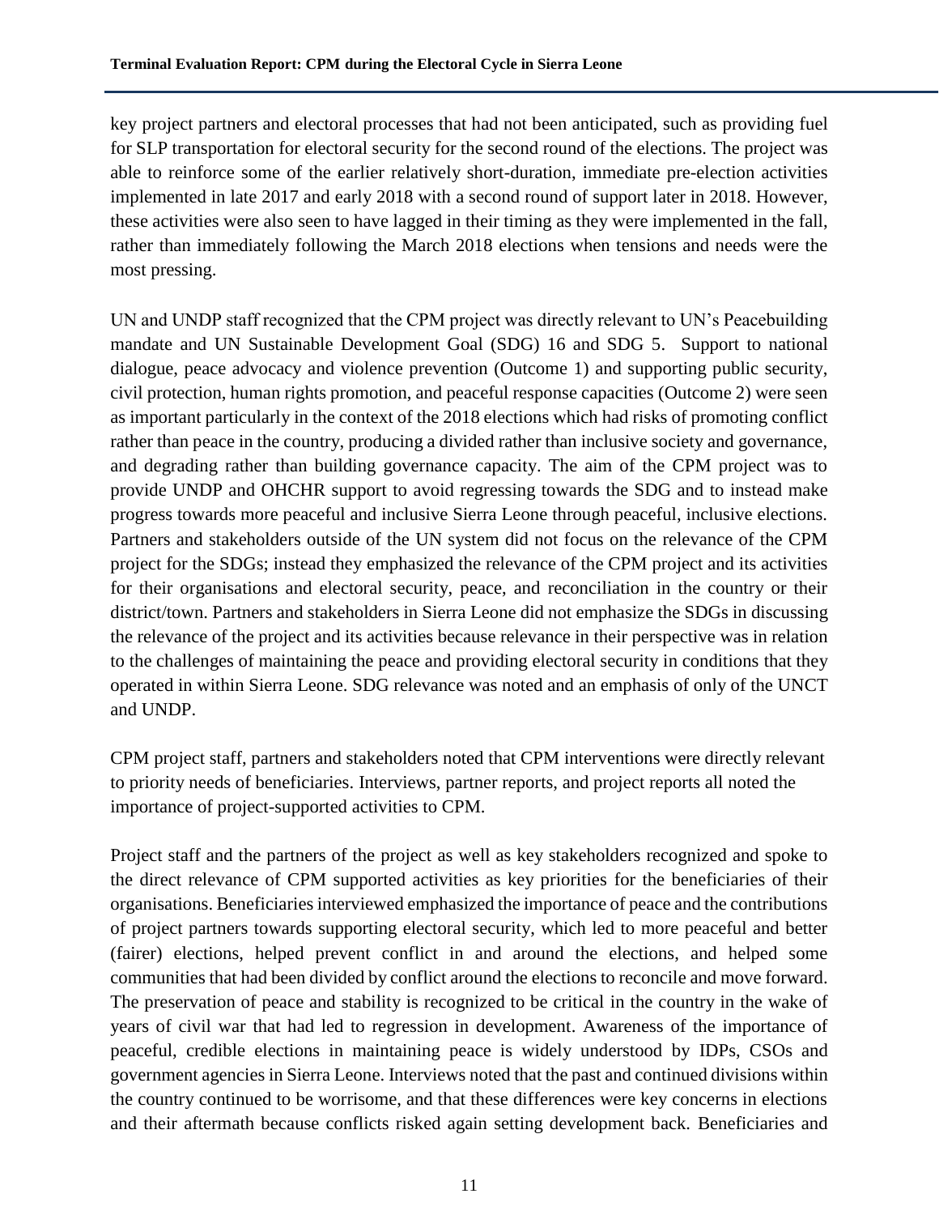key project partners and electoral processes that had not been anticipated, such as providing fuel for SLP transportation for electoral security for the second round of the elections. The project was able to reinforce some of the earlier relatively short-duration, immediate pre-election activities implemented in late 2017 and early 2018 with a second round of support later in 2018. However, these activities were also seen to have lagged in their timing as they were implemented in the fall, rather than immediately following the March 2018 elections when tensions and needs were the most pressing.

UN and UNDP staff recognized that the CPM project was directly relevant to UN's Peacebuilding mandate and UN Sustainable Development Goal (SDG) 16 and SDG 5. Support to national dialogue, peace advocacy and violence prevention (Outcome 1) and supporting public security, civil protection, human rights promotion, and peaceful response capacities (Outcome 2) were seen as important particularly in the context of the 2018 elections which had risks of promoting conflict rather than peace in the country, producing a divided rather than inclusive society and governance, and degrading rather than building governance capacity. The aim of the CPM project was to provide UNDP and OHCHR support to avoid regressing towards the SDG and to instead make progress towards more peaceful and inclusive Sierra Leone through peaceful, inclusive elections. Partners and stakeholders outside of the UN system did not focus on the relevance of the CPM project for the SDGs; instead they emphasized the relevance of the CPM project and its activities for their organisations and electoral security, peace, and reconciliation in the country or their district/town. Partners and stakeholders in Sierra Leone did not emphasize the SDGs in discussing the relevance of the project and its activities because relevance in their perspective was in relation to the challenges of maintaining the peace and providing electoral security in conditions that they operated in within Sierra Leone. SDG relevance was noted and an emphasis of only of the UNCT and UNDP.

CPM project staff, partners and stakeholders noted that CPM interventions were directly relevant to priority needs of beneficiaries. Interviews, partner reports, and project reports all noted the importance of project-supported activities to CPM.

Project staff and the partners of the project as well as key stakeholders recognized and spoke to the direct relevance of CPM supported activities as key priorities for the beneficiaries of their organisations. Beneficiaries interviewed emphasized the importance of peace and the contributions of project partners towards supporting electoral security, which led to more peaceful and better (fairer) elections, helped prevent conflict in and around the elections, and helped some communities that had been divided by conflict around the elections to reconcile and move forward. The preservation of peace and stability is recognized to be critical in the country in the wake of years of civil war that had led to regression in development. Awareness of the importance of peaceful, credible elections in maintaining peace is widely understood by IDPs, CSOs and government agencies in Sierra Leone. Interviews noted that the past and continued divisions within the country continued to be worrisome, and that these differences were key concerns in elections and their aftermath because conflicts risked again setting development back. Beneficiaries and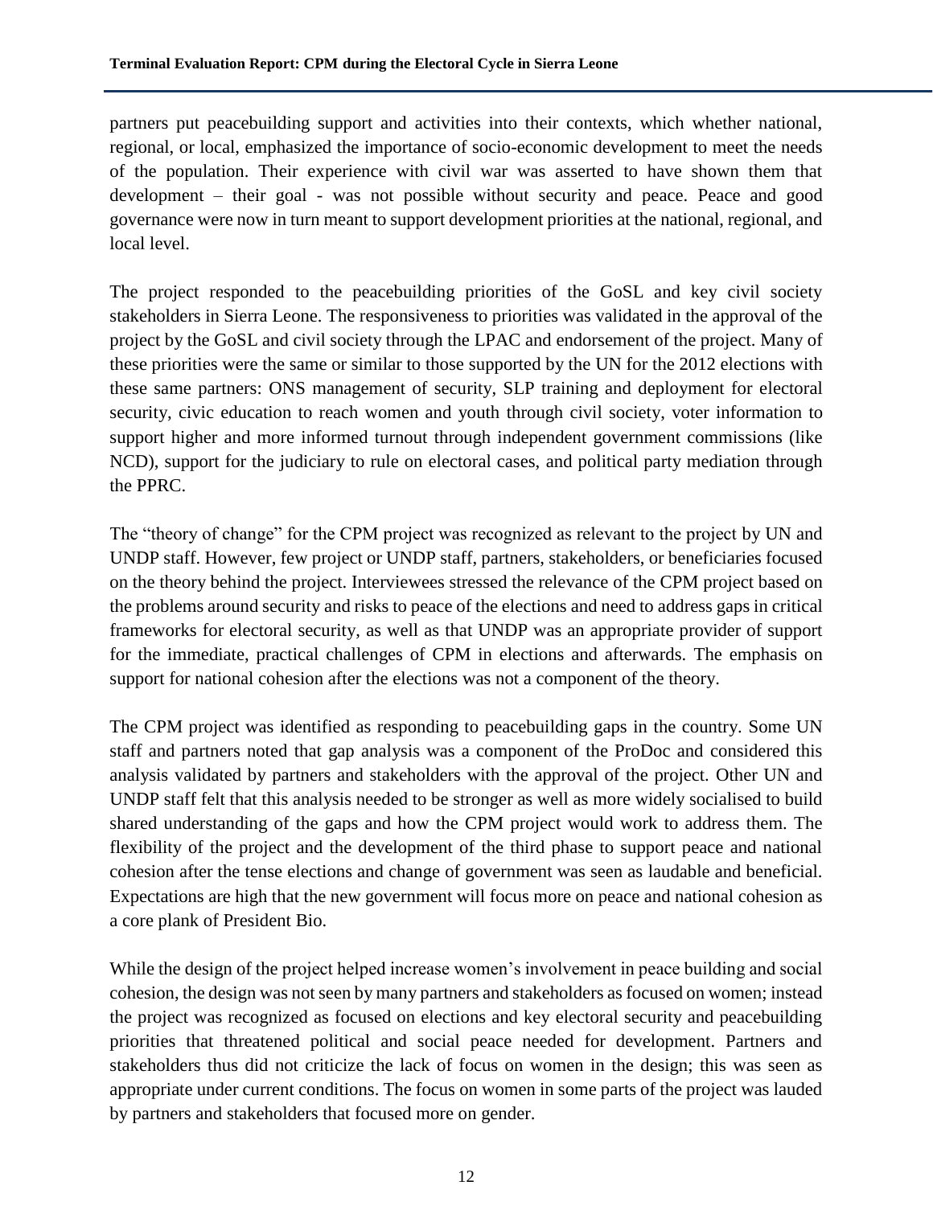partners put peacebuilding support and activities into their contexts, which whether national, regional, or local, emphasized the importance of socio-economic development to meet the needs of the population. Their experience with civil war was asserted to have shown them that development – their goal - was not possible without security and peace. Peace and good governance were now in turn meant to support development priorities at the national, regional, and local level.

The project responded to the peacebuilding priorities of the GoSL and key civil society stakeholders in Sierra Leone. The responsiveness to priorities was validated in the approval of the project by the GoSL and civil society through the LPAC and endorsement of the project. Many of these priorities were the same or similar to those supported by the UN for the 2012 elections with these same partners: ONS management of security, SLP training and deployment for electoral security, civic education to reach women and youth through civil society, voter information to support higher and more informed turnout through independent government commissions (like NCD), support for the judiciary to rule on electoral cases, and political party mediation through the PPRC.

The "theory of change" for the CPM project was recognized as relevant to the project by UN and UNDP staff. However, few project or UNDP staff, partners, stakeholders, or beneficiaries focused on the theory behind the project. Interviewees stressed the relevance of the CPM project based on the problems around security and risks to peace of the elections and need to address gaps in critical frameworks for electoral security, as well as that UNDP was an appropriate provider of support for the immediate, practical challenges of CPM in elections and afterwards. The emphasis on support for national cohesion after the elections was not a component of the theory.

The CPM project was identified as responding to peacebuilding gaps in the country. Some UN staff and partners noted that gap analysis was a component of the ProDoc and considered this analysis validated by partners and stakeholders with the approval of the project. Other UN and UNDP staff felt that this analysis needed to be stronger as well as more widely socialised to build shared understanding of the gaps and how the CPM project would work to address them. The flexibility of the project and the development of the third phase to support peace and national cohesion after the tense elections and change of government was seen as laudable and beneficial. Expectations are high that the new government will focus more on peace and national cohesion as a core plank of President Bio.

While the design of the project helped increase women's involvement in peace building and social cohesion, the design was not seen by many partners and stakeholders as focused on women; instead the project was recognized as focused on elections and key electoral security and peacebuilding priorities that threatened political and social peace needed for development. Partners and stakeholders thus did not criticize the lack of focus on women in the design; this was seen as appropriate under current conditions. The focus on women in some parts of the project was lauded by partners and stakeholders that focused more on gender.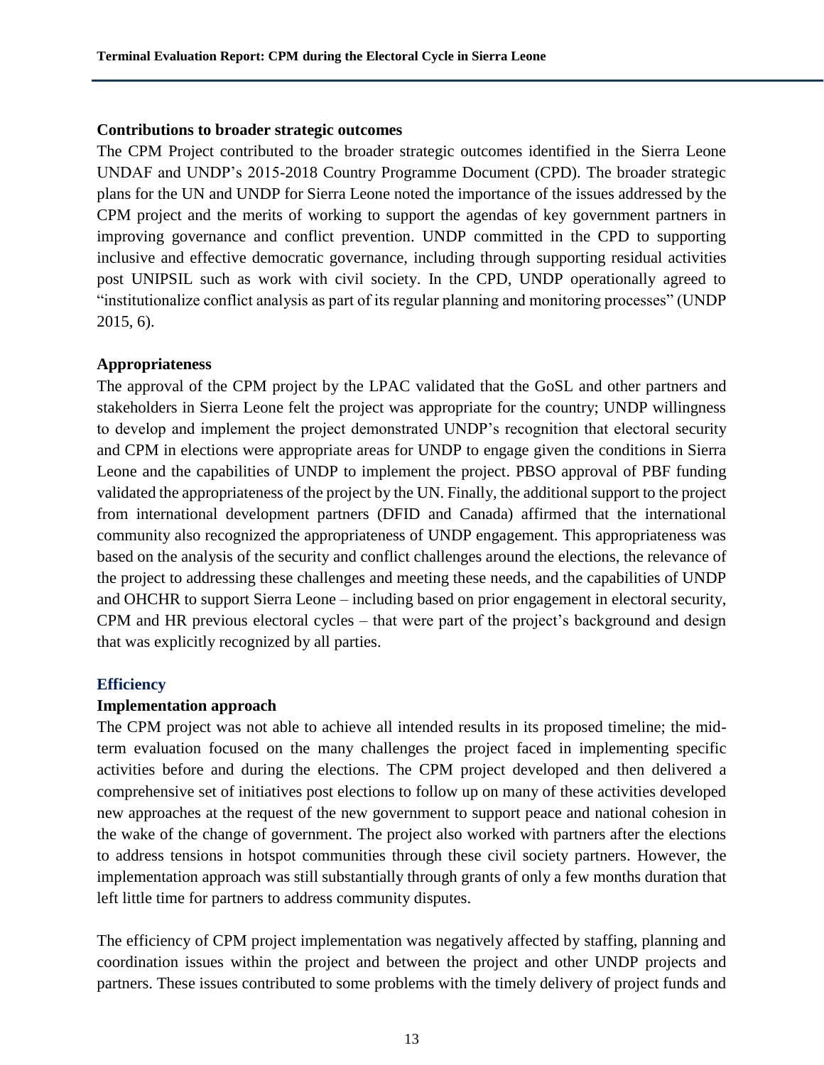### Contributions to broader strategic outcomes

The CPM Project contributed to the broader strategic outcomes identified in the Sierra Leone UNDAF and UNDP's 2015-2018 Country Programme Document (CPD). The broader strategic plans for the UN and UNDP for Sierra Leone noted the importance of the issues addressed by the CPM project and the merits of working to support the agendas of key government partners in improving governance and conflict prevention. UNDP committed in the CPD to supporting inclusive and effective democratic governance, including through supporting residual activities post UNIPSIL such as work with civil society. In the CPD, UNDP operationally agreed to "institutionalize conflict analysis as part of its regular planning and monitoring processes" (UNDP 2015, 6).

### Appropriateness

The approval of the CPM project by the LPAC validated that the GoSL and other partners and stakeholders in Sierra Leone felt the project was appropriate for the country; UNDP willingness to develop and implement the project demonstrated UNDP's recognition that electoral security and CPM in elections were appropriate areas for UNDP to engage given the conditions in Sierra Leone and the capabilities of UNDP to implement the project. PBSO approval of PBF funding validated the appropriateness of the project by the UN. Finally, the additional support to the project from international development partners (DFID and Canada) affirmed that the international community also recognized the appropriateness of UNDP engagement. This appropriateness was based on the analysis of the security and conflict challenges around the elections, the relevance of the project to addressing these challenges and meeting these needs, and the capabilities of UNDP and OHCHR to support Sierra Leone – including based on prior engagement in electoral security, CPM and HR previous electoral cycles – that were part of the project's background and design that was explicitly recognized by all parties.

## Efficiency

### Implementation approach

The CPM project was not able to achieve all intended results in its proposed timeline; the mid-term evaluation focused on the many challenges the project faced in implementing specific activities before and during the elections. The CPM project developed and then delivered a comprehensive set of initiatives post elections to follow up on many of these activities developed new approaches at the request of the new government to support peace and national cohesion in the wake of the change of government. The project also worked with partners after the elections to address tensions in hotspot communities through these civil society partners. However, the implementation approach was still substantially through grants of only a few months duration that left little time for partners to address community disputes.

The efficiency of CPM project implementation was negatively affected by staffing, planning and coordination issues within the project and between the project and other UNDP projects and partners. These issues contributed to some problems with the timely delivery of project funds and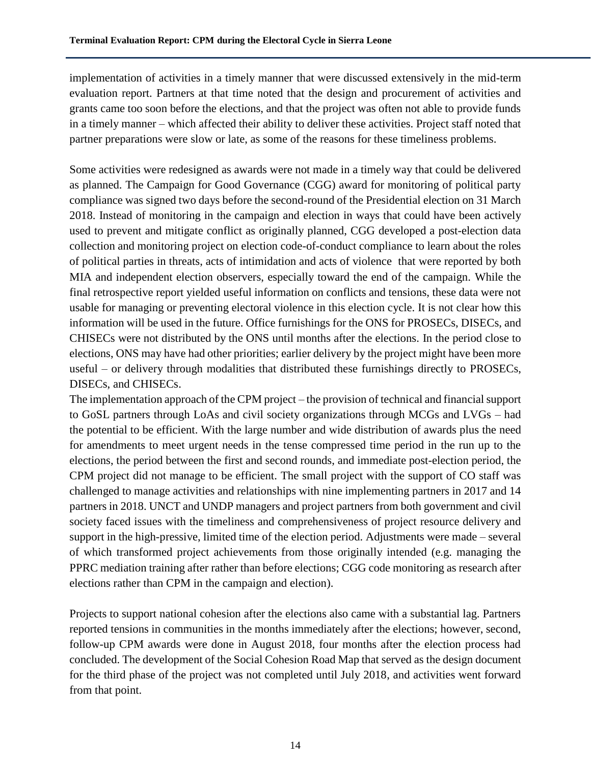implementation of activities in a timely manner that were discussed extensively in the mid-term evaluation report. Partners at that time noted that the design and procurement of activities and grants came too soon before the elections, and that the project was often not able to provide funds in a timely manner – which affected their ability to deliver these activities. Project staff noted that partner preparations were slow or late, as some of the reasons for these timeliness problems.

Some activities were redesigned as awards were not made in a timely way that could be delivered as planned. The Campaign for Good Governance (CGG) award for monitoring of political party compliance was signed two days before the second-round of the Presidential election on 31 March 2018. Instead of monitoring in the campaign and election in ways that could have been actively used to prevent and mitigate conflict as originally planned, CGG developed a post-election data collection and monitoring project on election code-of-conduct compliance to learn about the roles of political parties in threats, acts of intimidation and acts of violence that were reported by both MIA and independent election observers, especially toward the end of the campaign. While the final retrospective report yielded useful information on conflicts and tensions, these data were not usable for managing or preventing electoral violence in this election cycle. It is not clear how this information will be used in the future. Office furnishings for the ONS for PROSECs, DISECs, and CHISECs were not distributed by the ONS until months after the elections. In the period close to elections, ONS may have had other priorities; earlier delivery by the project might have been more useful – or delivery through modalities that distributed these furnishings directly to PROSECs, DISECs, and CHISECs.

The implementation approach of the CPM project – the provision of technical and financial support to GoSL partners through LoAs and civil society organizations through MCGs and LVGs – had the potential to be efficient. With the large number and wide distribution of awards plus the need for amendments to meet urgent needs in the tense compressed time period in the run up to the elections, the period between the first and second rounds, and immediate post-election period, the CPM project did not manage to be efficient. The small project with the support of CO staff was challenged to manage activities and relationships with nine implementing partners in 2017 and 14 partners in 2018. UNCT and UNDP managers and project partners from both government and civil society faced issues with the timeliness and comprehensiveness of project resource delivery and support in the high-pressive, limited time of the election period. Adjustments were made – several of which transformed project achievements from those originally intended (e.g. managing the PPRC mediation training after rather than before elections; CGG code monitoring as research after elections rather than CPM in the campaign and election).

Projects to support national cohesion after the elections also came with a substantial lag. Partners reported tensions in communities in the months immediately after the elections; however, second, follow-up CPM awards were done in August 2018, four months after the election process had concluded. The development of the Social Cohesion Road Map that served as the design document for the third phase of the project was not completed until July 2018, and activities went forward from that point.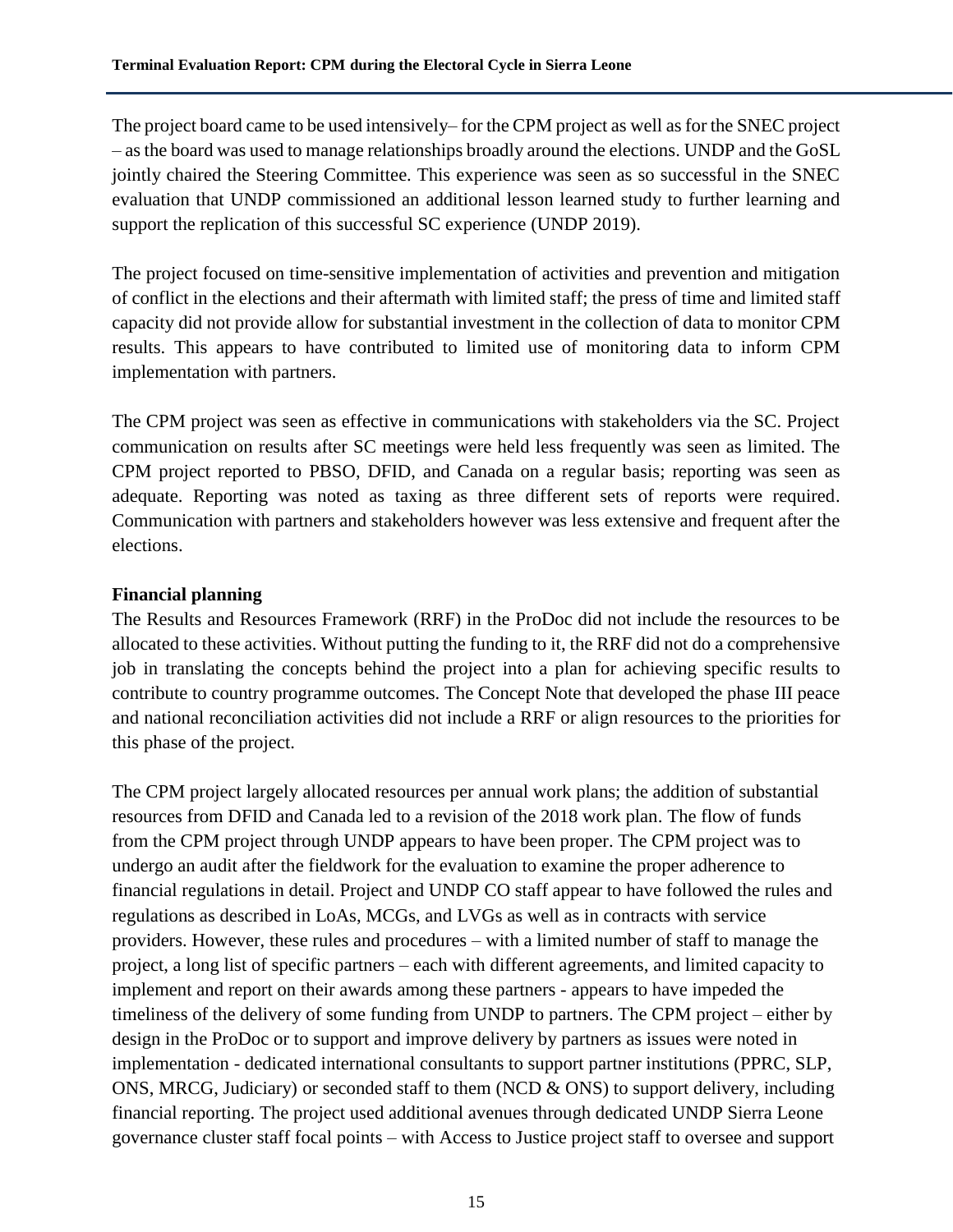The project board came to be used intensively– for the CPM project as well as for the SNEC project – as the board was used to manage relationships broadly around the elections. UNDP and the GoSL jointly chaired the Steering Committee. This experience was seen as so successful in the SNEC evaluation that UNDP commissioned an additional lesson learned study to further learning and support the replication of this successful SC experience (UNDP 2019).

The project focused on time-sensitive implementation of activities and prevention and mitigation of conflict in the elections and their aftermath with limited staff; the press of time and limited staff capacity did not provide allow for substantial investment in the collection of data to monitor CPM results. This appears to have contributed to limited use of monitoring data to inform CPM implementation with partners.

The CPM project was seen as effective in communications with stakeholders via the SC. Project communication on results after SC meetings were held less frequently was seen as limited. The CPM project reported to PBSO, DFID, and Canada on a regular basis; reporting was seen as adequate. Reporting was noted as taxing as three different sets of reports were required. Communication with partners and stakeholders however was less extensive and frequent after the elections.

**Financial planning**

The Results and Resources Framework (RRF) in the ProDoc did not include the resources to be allocated to these activities. Without putting the funding to it, the RRF did not do a comprehensive job in translating the concepts behind the project into a plan for achieving specific results to contribute to country programme outcomes. The Concept Note that developed the phase III peace and national reconciliation activities did not include a RRF or align resources to the priorities for this phase of the project.

The CPM project largely allocated resources per annual work plans; the addition of substantial resources from DFID and Canada led to a revision of the 2018 work plan. The flow of funds from the CPM project through UNDP appears to have been proper. The CPM project was to undergo an audit after the fieldwork for the evaluation to examine the proper adherence to financial regulations in detail. Project and UNDP CO staff appear to have followed the rules and regulations as described in LoAs, MCGs, and LVGs as well as in contracts with service providers. However, these rules and procedures – with a limited number of staff to manage the project, a long list of specific partners – each with different agreements, and limited capacity to implement and report on their awards among these partners - appears to have impeded the timeliness of the delivery of some funding from UNDP to partners. The CPM project – either by design in the ProDoc or to support and improve delivery by partners as issues were noted in implementation - dedicated international consultants to support partner institutions (PPRC, SLP, ONS, MRCG, Judiciary) or seconded staff to them (NCD & ONS) to support delivery, including financial reporting. The project used additional avenues through dedicated UNDP Sierra Leone governance cluster staff focal points – with Access to Justice project staff to oversee and support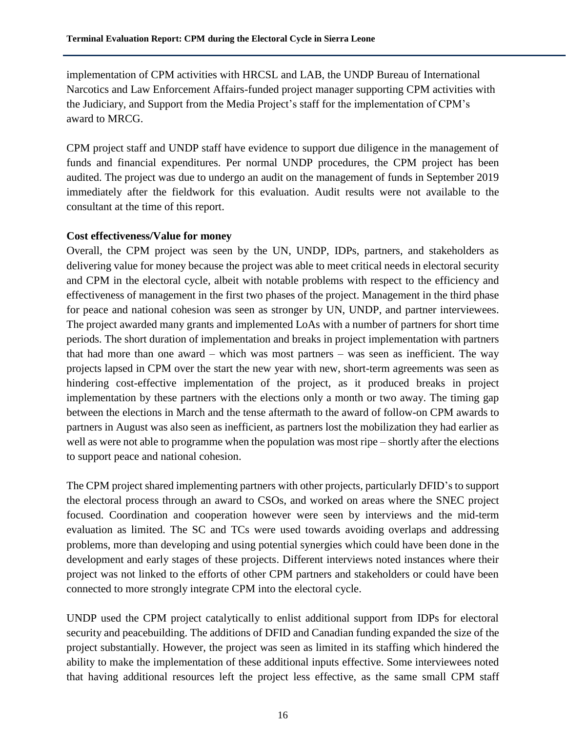implementation of CPM activities with HRCSL and LAB, the UNDP Bureau of International Narcotics and Law Enforcement Affairs-funded project manager supporting CPM activities with the Judiciary, and Support from the Media Project's staff for the implementation of CPM's award to MRCG.

CPM project staff and UNDP staff have evidence to support due diligence in the management of funds and financial expenditures. Per normal UNDP procedures, the CPM project has been audited. The project was due to undergo an audit on the management of funds in September 2019 immediately after the fieldwork for this evaluation. Audit results were not available to the consultant at the time of this report.

**Cost effectiveness/Value for money**

Overall, the CPM project was seen by the UN, UNDP, IDPs, partners, and stakeholders as delivering value for money because the project was able to meet critical needs in electoral security and CPM in the electoral cycle, albeit with notable problems with respect to the efficiency and effectiveness of management in the first two phases of the project. Management in the third phase for peace and national cohesion was seen as stronger by UN, UNDP, and partner interviewees. The project awarded many grants and implemented LoAs with a number of partners for short time periods. The short duration of implementation and breaks in project implementation with partners that had more than one award – which was most partners – was seen as inefficient. The way projects lapsed in CPM over the start the new year with new, short-term agreements was seen as hindering cost-effective implementation of the project, as it produced breaks in project implementation by these partners with the elections only a month or two away. The timing gap between the elections in March and the tense aftermath to the award of follow-on CPM awards to partners in August was also seen as inefficient, as partners lost the mobilization they had earlier as well as were not able to programme when the population was most ripe – shortly after the elections to support peace and national cohesion.

The CPM project shared implementing partners with other projects, particularly DFID's to support the electoral process through an award to CSOs, and worked on areas where the SNEC project focused. Coordination and cooperation however were seen by interviews and the mid-term evaluation as limited. The SC and TCs were used towards avoiding overlaps and addressing problems, more than developing and using potential synergies which could have been done in the development and early stages of these projects. Different interviews noted instances where their project was not linked to the efforts of other CPM partners and stakeholders or could have been connected to more strongly integrate CPM into the electoral cycle.

UNDP used the CPM project catalytically to enlist additional support from IDPs for electoral security and peacebuilding. The additions of DFID and Canadian funding expanded the size of the project substantially. However, the project was seen as limited in its staffing which hindered the ability to make the implementation of these additional inputs effective. Some interviewees noted that having additional resources left the project less effective, as the same small CPM staff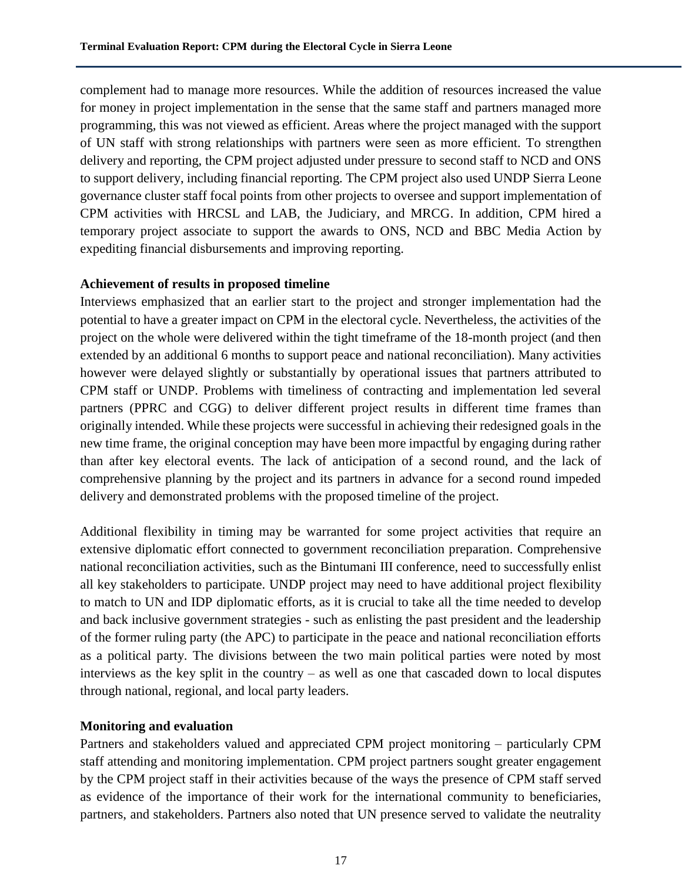complement had to manage more resources. While the addition of resources increased the value for money in project implementation in the sense that the same staff and partners managed more programming, this was not viewed as efficient. Areas where the project managed with the support of UN staff with strong relationships with partners were seen as more efficient. To strengthen delivery and reporting, the CPM project adjusted under pressure to second staff to NCD and ONS to support delivery, including financial reporting. The CPM project also used UNDP Sierra Leone governance cluster staff focal points from other projects to oversee and support implementation of CPM activities with HRCSL and LAB, the Judiciary, and MRCG. In addition, CPM hired a temporary project associate to support the awards to ONS, NCD and BBC Media Action by expediting financial disbursements and improving reporting.

**Achievement of results in proposed timeline**

Interviews emphasized that an earlier start to the project and stronger implementation had the potential to have a greater impact on CPM in the electoral cycle. Nevertheless, the activities of the project on the whole were delivered within the tight timeframe of the 18-month project (and then extended by an additional 6 months to support peace and national reconciliation). Many activities however were delayed slightly or substantially by operational issues that partners attributed to CPM staff or UNDP. Problems with timeliness of contracting and implementation led several partners (PPRC and CGG) to deliver different project results in different time frames than originally intended. While these projects were successful in achieving their redesigned goals in the new time frame, the original conception may have been more impactful by engaging during rather than after key electoral events. The lack of anticipation of a second round, and the lack of comprehensive planning by the project and its partners in advance for a second round impeded delivery and demonstrated problems with the proposed timeline of the project.

Additional flexibility in timing may be warranted for some project activities that require an extensive diplomatic effort connected to government reconciliation preparation. Comprehensive national reconciliation activities, such as the Bintumani III conference, need to successfully enlist all key stakeholders to participate. UNDP project may need to have additional project flexibility to match to UN and IDP diplomatic efforts, as it is crucial to take all the time needed to develop and back inclusive government strategies - such as enlisting the past president and the leadership of the former ruling party (the APC) to participate in the peace and national reconciliation efforts as a political party. The divisions between the two main political parties were noted by most interviews as the key split in the country – as well as one that cascaded down to local disputes through national, regional, and local party leaders.

**Monitoring and evaluation**

Partners and stakeholders valued and appreciated CPM project monitoring – particularly CPM staff attending and monitoring implementation. CPM project partners sought greater engagement by the CPM project staff in their activities because of the ways the presence of CPM staff served as evidence of the importance of their work for the international community to beneficiaries, partners, and stakeholders. Partners also noted that UN presence served to validate the neutrality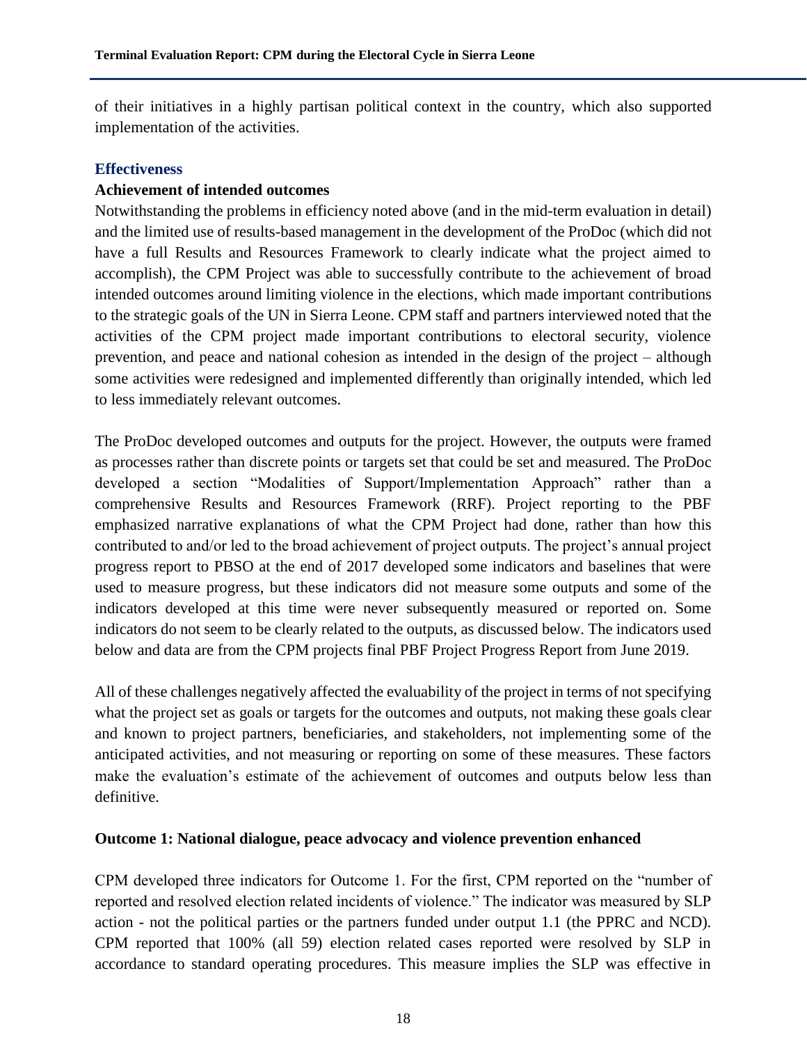of their initiatives in a highly partisan political context in the country, which also supported implementation of the activities.

### Effectiveness

#### Achievement of intended outcomes

Notwithstanding the problems in efficiency noted above (and in the mid-term evaluation in detail) and the limited use of results-based management in the development of the ProDoc (which did not have a full Results and Resources Framework to clearly indicate what the project aimed to accomplish), the CPM Project was able to successfully contribute to the achievement of broad intended outcomes around limiting violence in the elections, which made important contributions to the strategic goals of the UN in Sierra Leone. CPM staff and partners interviewed noted that the activities of the CPM project made important contributions to electoral security, violence prevention, and peace and national cohesion as intended in the design of the project – although some activities were redesigned and implemented differently than originally intended, which led to less immediately relevant outcomes.

The ProDoc developed outcomes and outputs for the project. However, the outputs were framed as processes rather than discrete points or targets set that could be set and measured. The ProDoc developed a section "Modalities of Support/Implementation Approach" rather than a comprehensive Results and Resources Framework (RRF). Project reporting to the PBF emphasized narrative explanations of what the CPM Project had done, rather than how this contributed to and/or led to the broad achievement of project outputs. The project's annual project progress report to PBSO at the end of 2017 developed some indicators and baselines that were used to measure progress, but these indicators did not measure some outputs and some of the indicators developed at this time were never subsequently measured or reported on. Some indicators do not seem to be clearly related to the outputs, as discussed below. The indicators used below and data are from the CPM projects final PBF Project Progress Report from June 2019.

All of these challenges negatively affected the evaluability of the project in terms of not specifying what the project set as goals or targets for the outcomes and outputs, not making these goals clear and known to project partners, beneficiaries, and stakeholders, not implementing some of the anticipated activities, and not measuring or reporting on some of these measures. These factors make the evaluation's estimate of the achievement of outcomes and outputs below less than definitive.

#### Outcome 1: National dialogue, peace advocacy and violence prevention enhanced

CPM developed three indicators for Outcome 1. For the first, CPM reported on the "number of reported and resolved election related incidents of violence." The indicator was measured by SLP action - not the political parties or the partners funded under output 1.1 (the PPRC and NCD). CPM reported that 100% (all 59) election related cases reported were resolved by SLP in accordance to standard operating procedures. This measure implies the SLP was effective in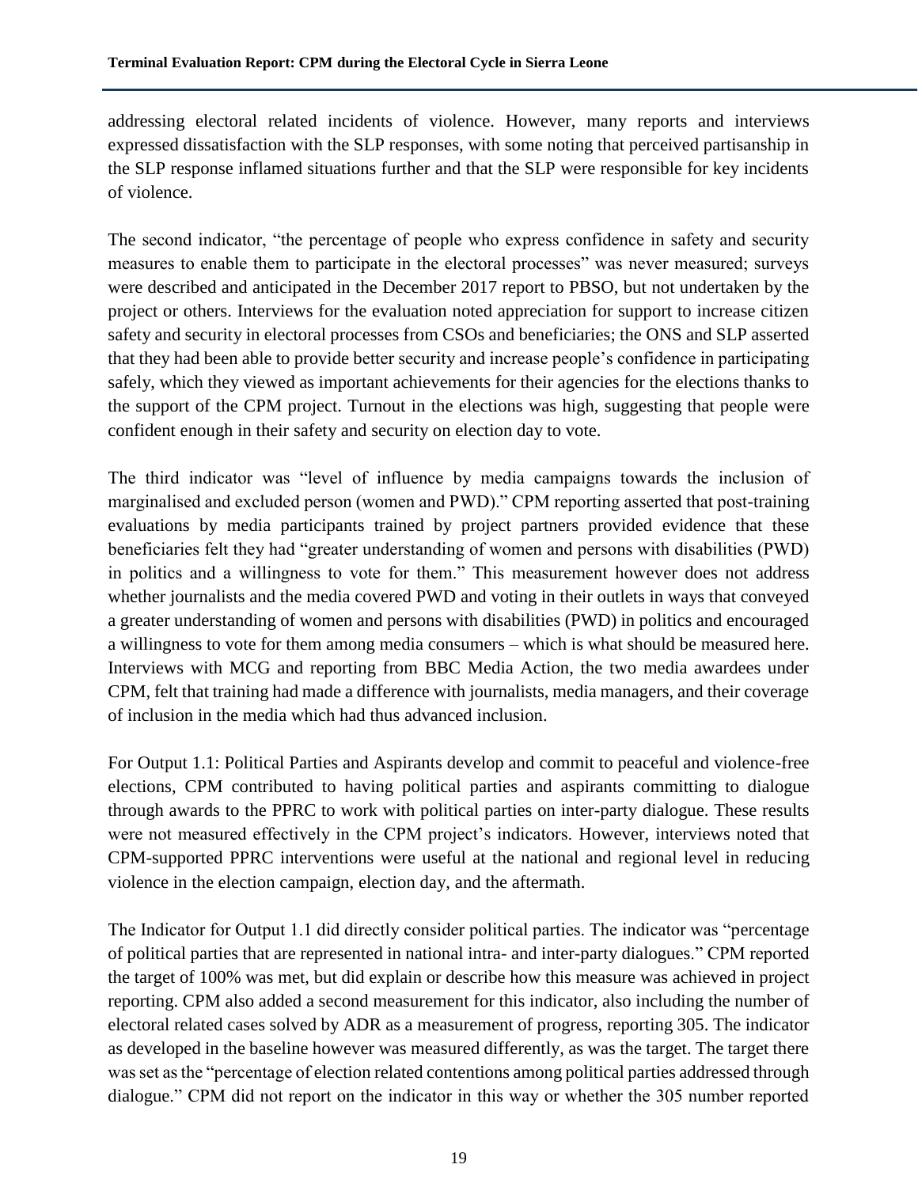addressing electoral related incidents of violence. However, many reports and interviews expressed dissatisfaction with the SLP responses, with some noting that perceived partisanship in the SLP response inflamed situations further and that the SLP were responsible for key incidents of violence.

The second indicator, "the percentage of people who express confidence in safety and security measures to enable them to participate in the electoral processes" was never measured; surveys were described and anticipated in the December 2017 report to PBSO, but not undertaken by the project or others. Interviews for the evaluation noted appreciation for support to increase citizen safety and security in electoral processes from CSOs and beneficiaries; the ONS and SLP asserted that they had been able to provide better security and increase people's confidence in participating safely, which they viewed as important achievements for their agencies for the elections thanks to the support of the CPM project. Turnout in the elections was high, suggesting that people were confident enough in their safety and security on election day to vote.

The third indicator was "level of influence by media campaigns towards the inclusion of marginalised and excluded person (women and PWD)." CPM reporting asserted that post-training evaluations by media participants trained by project partners provided evidence that these beneficiaries felt they had "greater understanding of women and persons with disabilities (PWD) in politics and a willingness to vote for them." This measurement however does not address whether journalists and the media covered PWD and voting in their outlets in ways that conveyed a greater understanding of women and persons with disabilities (PWD) in politics and encouraged a willingness to vote for them among media consumers – which is what should be measured here. Interviews with MCG and reporting from BBC Media Action, the two media awardees under CPM, felt that training had made a difference with journalists, media managers, and their coverage of inclusion in the media which had thus advanced inclusion.

For Output 1.1: Political Parties and Aspirants develop and commit to peaceful and violence-free elections, CPM contributed to having political parties and aspirants committing to dialogue through awards to the PPRC to work with political parties on inter-party dialogue. These results were not measured effectively in the CPM project's indicators. However, interviews noted that CPM-supported PPRC interventions were useful at the national and regional level in reducing violence in the election campaign, election day, and the aftermath.

The Indicator for Output 1.1 did directly consider political parties. The indicator was "percentage of political parties that are represented in national intra- and inter-party dialogues." CPM reported the target of 100% was met, but did explain or describe how this measure was achieved in project reporting. CPM also added a second measurement for this indicator, also including the number of electoral related cases solved by ADR as a measurement of progress, reporting 305. The indicator as developed in the baseline however was measured differently, as was the target. The target there was set as the "percentage of election related contentions among political parties addressed through dialogue." CPM did not report on the indicator in this way or whether the 305 number reported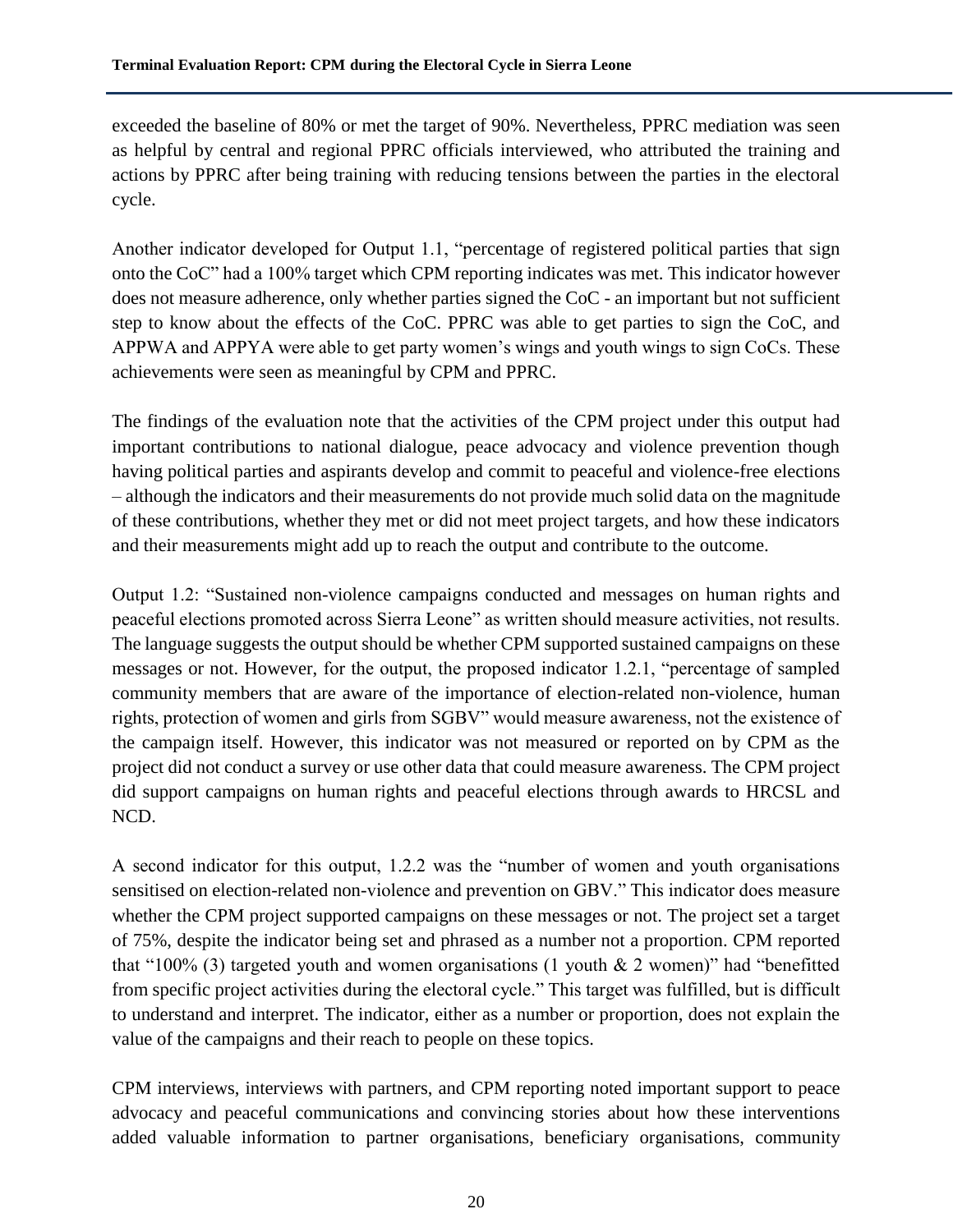exceeded the baseline of 80% or met the target of 90%. Nevertheless, PPRC mediation was seen as helpful by central and regional PPRC officials interviewed, who attributed the training and actions by PPRC after being training with reducing tensions between the parties in the electoral cycle.

Another indicator developed for Output 1.1, "percentage of registered political parties that sign onto the CoC" had a 100% target which CPM reporting indicates was met. This indicator however does not measure adherence, only whether parties signed the CoC - an important but not sufficient step to know about the effects of the CoC. PPRC was able to get parties to sign the CoC, and APPWA and APPYA were able to get party women's wings and youth wings to sign CoCs. These achievements were seen as meaningful by CPM and PPRC.

The findings of the evaluation note that the activities of the CPM project under this output had important contributions to national dialogue, peace advocacy and violence prevention though having political parties and aspirants develop and commit to peaceful and violence-free elections – although the indicators and their measurements do not provide much solid data on the magnitude of these contributions, whether they met or did not meet project targets, and how these indicators and their measurements might add up to reach the output and contribute to the outcome.

Output 1.2: "Sustained non-violence campaigns conducted and messages on human rights and peaceful elections promoted across Sierra Leone" as written should measure activities, not results. The language suggests the output should be whether CPM supported sustained campaigns on these messages or not. However, for the output, the proposed indicator 1.2.1, "percentage of sampled community members that are aware of the importance of election-related non-violence, human rights, protection of women and girls from SGBV" would measure awareness, not the existence of the campaign itself. However, this indicator was not measured or reported on by CPM as the project did not conduct a survey or use other data that could measure awareness. The CPM project did support campaigns on human rights and peaceful elections through awards to HRCSL and NCD.

A second indicator for this output, 1.2.2 was the "number of women and youth organisations sensitised on election-related non-violence and prevention on GBV." This indicator does measure whether the CPM project supported campaigns on these messages or not. The project set a target of 75%, despite the indicator being set and phrased as a number not a proportion. CPM reported that "100% (3) targeted youth and women organisations (1 youth & 2 women)" had "benefitted from specific project activities during the electoral cycle." This target was fulfilled, but is difficult to understand and interpret. The indicator, either as a number or proportion, does not explain the value of the campaigns and their reach to people on these topics.

CPM interviews, interviews with partners, and CPM reporting noted important support to peace advocacy and peaceful communications and convincing stories about how these interventions added valuable information to partner organisations, beneficiary organisations, community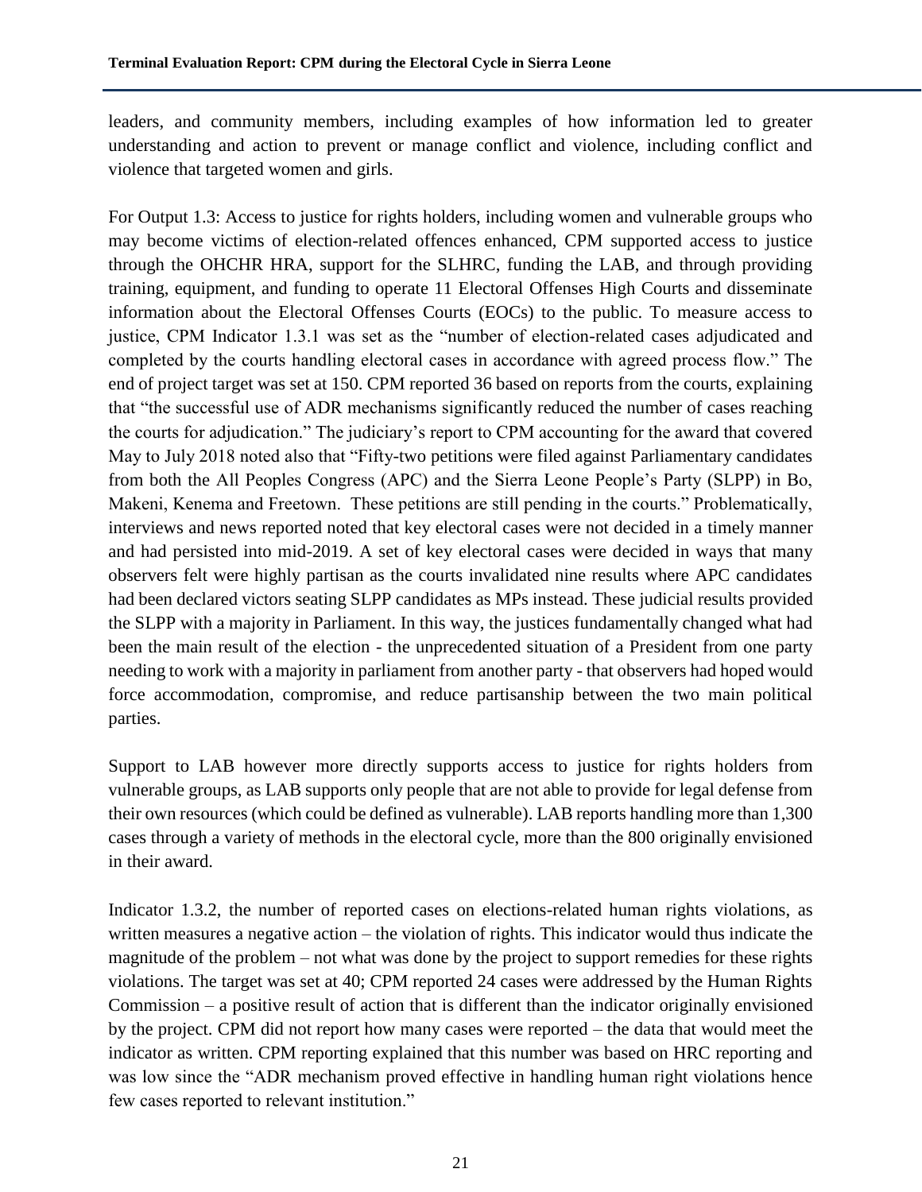leaders, and community members, including examples of how information led to greater understanding and action to prevent or manage conflict and violence, including conflict and violence that targeted women and girls.

For Output 1.3: Access to justice for rights holders, including women and vulnerable groups who may become victims of election-related offences enhanced, CPM supported access to justice through the OHCHR HRA, support for the SLHRC, funding the LAB, and through providing training, equipment, and funding to operate 11 Electoral Offenses High Courts and disseminate information about the Electoral Offenses Courts (EOCs) to the public. To measure access to justice, CPM Indicator 1.3.1 was set as the "number of election-related cases adjudicated and completed by the courts handling electoral cases in accordance with agreed process flow." The end of project target was set at 150. CPM reported 36 based on reports from the courts, explaining that "the successful use of ADR mechanisms significantly reduced the number of cases reaching the courts for adjudication." The judiciary's report to CPM accounting for the award that covered May to July 2018 noted also that "Fifty-two petitions were filed against Parliamentary candidates from both the All Peoples Congress (APC) and the Sierra Leone People's Party (SLPP) in Bo, Makeni, Kenema and Freetown. These petitions are still pending in the courts." Problematically, interviews and news reported noted that key electoral cases were not decided in a timely manner and had persisted into mid-2019. A set of key electoral cases were decided in ways that many observers felt were highly partisan as the courts invalidated nine results where APC candidates had been declared victors seating SLPP candidates as MPs instead. These judicial results provided the SLPP with a majority in Parliament. In this way, the justices fundamentally changed what had been the main result of the election - the unprecedented situation of a President from one party needing to work with a majority in parliament from another party - that observers had hoped would force accommodation, compromise, and reduce partisanship between the two main political parties.

Support to LAB however more directly supports access to justice for rights holders from vulnerable groups, as LAB supports only people that are not able to provide for legal defense from their own resources (which could be defined as vulnerable). LAB reports handling more than 1,300 cases through a variety of methods in the electoral cycle, more than the 800 originally envisioned in their award.

Indicator 1.3.2, the number of reported cases on elections-related human rights violations, as written measures a negative action – the violation of rights. This indicator would thus indicate the magnitude of the problem – not what was done by the project to support remedies for these rights violations. The target was set at 40; CPM reported 24 cases were addressed by the Human Rights Commission – a positive result of action that is different than the indicator originally envisioned by the project. CPM did not report how many cases were reported – the data that would meet the indicator as written. CPM reporting explained that this number was based on HRC reporting and was low since the "ADR mechanism proved effective in handling human right violations hence few cases reported to relevant institution."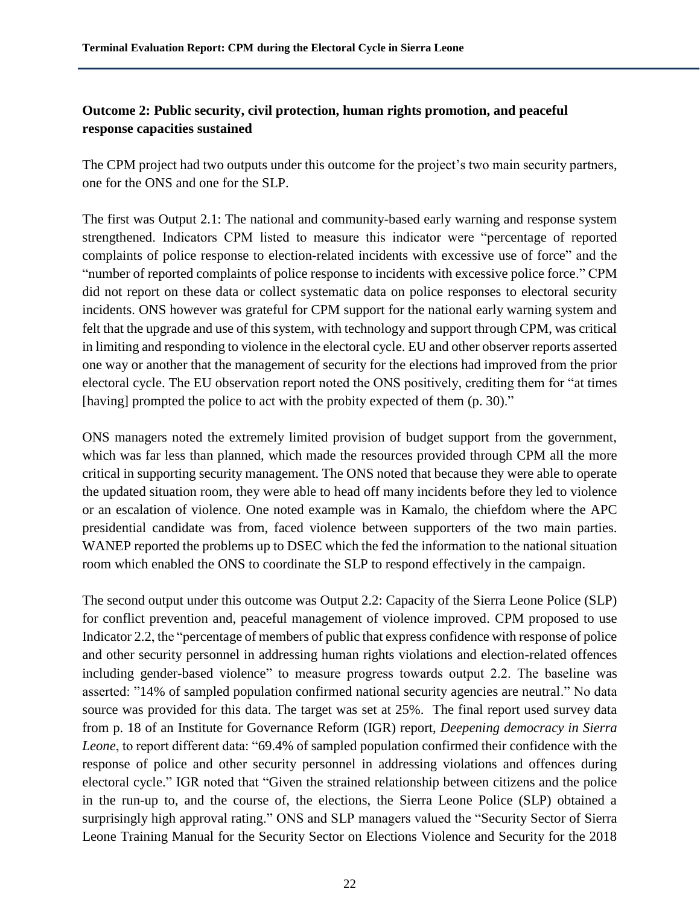**Outcome 2: Public security, civil protection, human rights promotion, and peaceful response capacities sustained**

The CPM project had two outputs under this outcome for the project's two main security partners, one for the ONS and one for the SLP.

The first was Output 2.1: The national and community-based early warning and response system strengthened. Indicators CPM listed to measure this indicator were "percentage of reported complaints of police response to election-related incidents with excessive use of force" and the "number of reported complaints of police response to incidents with excessive police force." CPM did not report on these data or collect systematic data on police responses to electoral security incidents. ONS however was grateful for CPM support for the national early warning system and felt that the upgrade and use of this system, with technology and support through CPM, was critical in limiting and responding to violence in the electoral cycle. EU and other observer reports asserted one way or another that the management of security for the elections had improved from the prior electoral cycle. The EU observation report noted the ONS positively, crediting them for "at times [having] prompted the police to act with the probity expected of them (p. 30)."

ONS managers noted the extremely limited provision of budget support from the government, which was far less than planned, which made the resources provided through CPM all the more critical in supporting security management. The ONS noted that because they were able to operate the updated situation room, they were able to head off many incidents before they led to violence or an escalation of violence. One noted example was in Kamalo, the chiefdom where the APC presidential candidate was from, faced violence between supporters of the two main parties. WANEP reported the problems up to DSEC which the fed the information to the national situation room which enabled the ONS to coordinate the SLP to respond effectively in the campaign.

The second output under this outcome was Output 2.2: Capacity of the Sierra Leone Police (SLP) for conflict prevention and, peaceful management of violence improved. CPM proposed to use Indicator 2.2, the "percentage of members of public that express confidence with response of police and other security personnel in addressing human rights violations and election-related offences including gender-based violence" to measure progress towards output 2.2. The baseline was asserted: "14% of sampled population confirmed national security agencies are neutral." No data source was provided for this data. The target was set at 25%. The final report used survey data from p. 18 of an Institute for Governance Reform (IGR) report, *Deepening democracy in Sierra Leone*, to report different data: "69.4% of sampled population confirmed their confidence with the response of police and other security personnel in addressing violations and offences during electoral cycle." IGR noted that "Given the strained relationship between citizens and the police in the run-up to, and the course of, the elections, the Sierra Leone Police (SLP) obtained a surprisingly high approval rating." ONS and SLP managers valued the "Security Sector of Sierra Leone Training Manual for the Security Sector on Elections Violence and Security for the 2018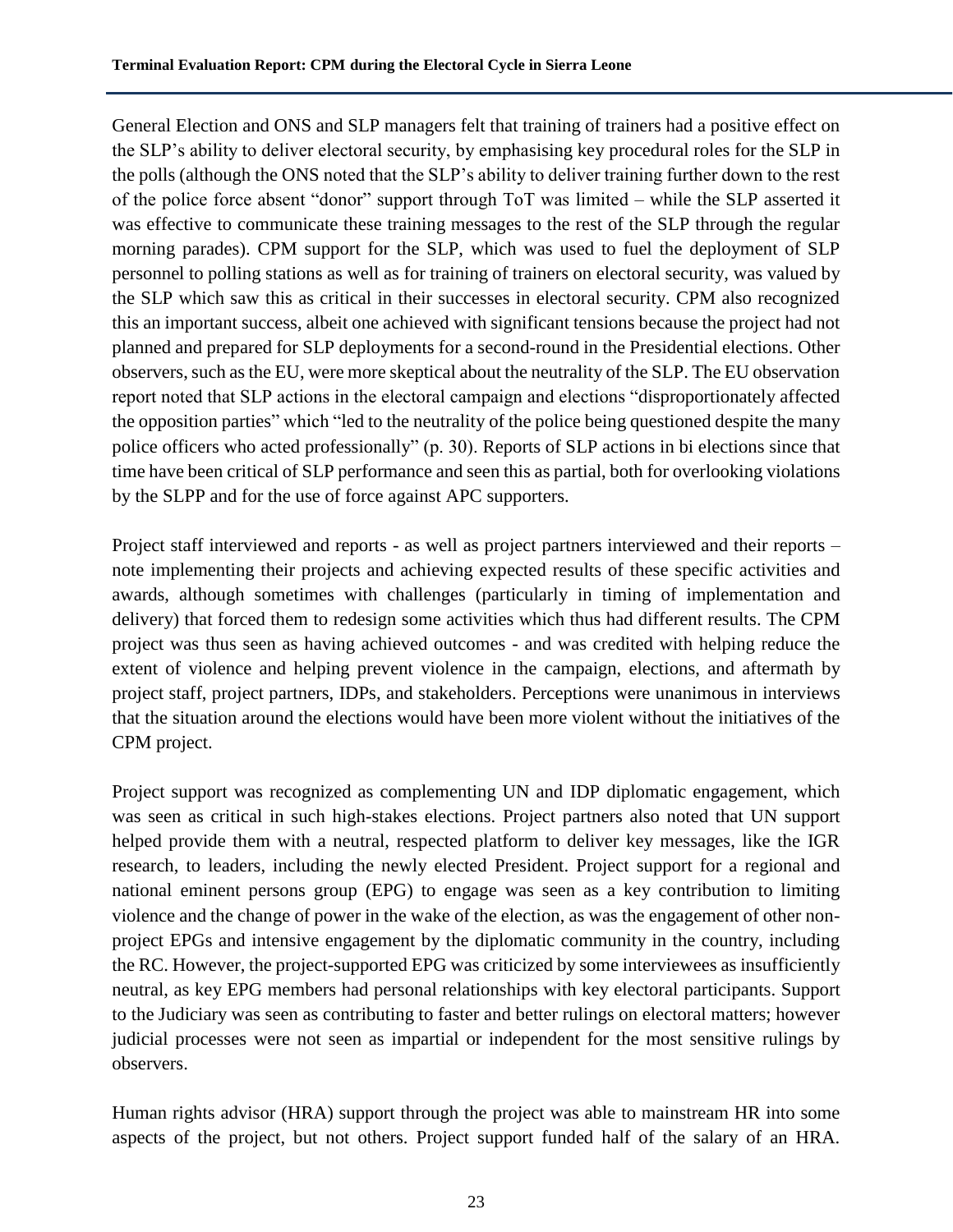General Election and ONS and SLP managers felt that training of trainers had a positive effect on the SLP's ability to deliver electoral security, by emphasising key procedural roles for the SLP in the polls (although the ONS noted that the SLP's ability to deliver training further down to the rest of the police force absent "donor" support through ToT was limited – while the SLP asserted it was effective to communicate these training messages to the rest of the SLP through the regular morning parades). CPM support for the SLP, which was used to fuel the deployment of SLP personnel to polling stations as well as for training of trainers on electoral security, was valued by the SLP which saw this as critical in their successes in electoral security. CPM also recognized this an important success, albeit one achieved with significant tensions because the project had not planned and prepared for SLP deployments for a second-round in the Presidential elections. Other observers, such as the EU, were more skeptical about the neutrality of the SLP. The EU observation report noted that SLP actions in the electoral campaign and elections "disproportionately affected the opposition parties" which "led to the neutrality of the police being questioned despite the many police officers who acted professionally" (p. 30). Reports of SLP actions in bi elections since that time have been critical of SLP performance and seen this as partial, both for overlooking violations by the SLPP and for the use of force against APC supporters.

Project staff interviewed and reports - as well as project partners interviewed and their reports – note implementing their projects and achieving expected results of these specific activities and awards, although sometimes with challenges (particularly in timing of implementation and delivery) that forced them to redesign some activities which thus had different results. The CPM project was thus seen as having achieved outcomes - and was credited with helping reduce the extent of violence and helping prevent violence in the campaign, elections, and aftermath by project staff, project partners, IDPs, and stakeholders. Perceptions were unanimous in interviews that the situation around the elections would have been more violent without the initiatives of the CPM project.

Project support was recognized as complementing UN and IDP diplomatic engagement, which was seen as critical in such high-stakes elections. Project partners also noted that UN support helped provide them with a neutral, respected platform to deliver key messages, like the IGR research, to leaders, including the newly elected President. Project support for a regional and national eminent persons group (EPG) to engage was seen as a key contribution to limiting violence and the change of power in the wake of the election, as was the engagement of other non-project EPGs and intensive engagement by the diplomatic community in the country, including the RC. However, the project-supported EPG was criticized by some interviewees as insufficiently neutral, as key EPG members had personal relationships with key electoral participants. Support to the Judiciary was seen as contributing to faster and better rulings on electoral matters; however judicial processes were not seen as impartial or independent for the most sensitive rulings by observers.

Human rights advisor (HRA) support through the project was able to mainstream HR into some aspects of the project, but not others. Project support funded half of the salary of an HRA.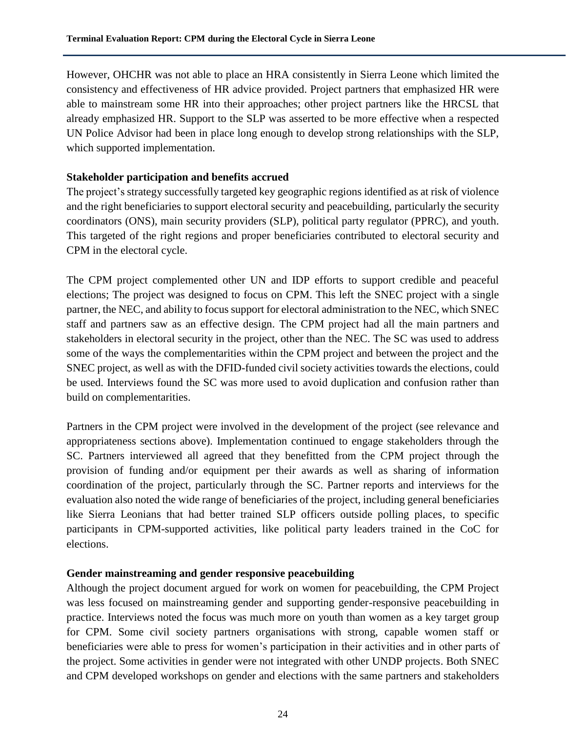However, OHCHR was not able to place an HRA consistently in Sierra Leone which limited the consistency and effectiveness of HR advice provided. Project partners that emphasized HR were able to mainstream some HR into their approaches; other project partners like the HRCSL that already emphasized HR. Support to the SLP was asserted to be more effective when a respected UN Police Advisor had been in place long enough to develop strong relationships with the SLP, which supported implementation.

**Stakeholder participation and benefits accrued**

The project's strategy successfully targeted key geographic regions identified as at risk of violence and the right beneficiaries to support electoral security and peacebuilding, particularly the security coordinators (ONS), main security providers (SLP), political party regulator (PPRC), and youth. This targeted of the right regions and proper beneficiaries contributed to electoral security and CPM in the electoral cycle.

The CPM project complemented other UN and IDP efforts to support credible and peaceful elections; The project was designed to focus on CPM. This left the SNEC project with a single partner, the NEC, and ability to focus support for electoral administration to the NEC, which SNEC staff and partners saw as an effective design. The CPM project had all the main partners and stakeholders in electoral security in the project, other than the NEC. The SC was used to address some of the ways the complementarities within the CPM project and between the project and the SNEC project, as well as with the DFID-funded civil society activities towards the elections, could be used. Interviews found the SC was more used to avoid duplication and confusion rather than build on complementarities.

Partners in the CPM project were involved in the development of the project (see relevance and appropriateness sections above). Implementation continued to engage stakeholders through the SC. Partners interviewed all agreed that they benefitted from the CPM project through the provision of funding and/or equipment per their awards as well as sharing of information coordination of the project, particularly through the SC. Partner reports and interviews for the evaluation also noted the wide range of beneficiaries of the project, including general beneficiaries like Sierra Leonians that had better trained SLP officers outside polling places, to specific participants in CPM-supported activities, like political party leaders trained in the CoC for elections.

**Gender mainstreaming and gender responsive peacebuilding**

Although the project document argued for work on women for peacebuilding, the CPM Project was less focused on mainstreaming gender and supporting gender-responsive peacebuilding in practice. Interviews noted the focus was much more on youth than women as a key target group for CPM. Some civil society partners organisations with strong, capable women staff or beneficiaries were able to press for women's participation in their activities and in other parts of the project. Some activities in gender were not integrated with other UNDP projects. Both SNEC and CPM developed workshops on gender and elections with the same partners and stakeholders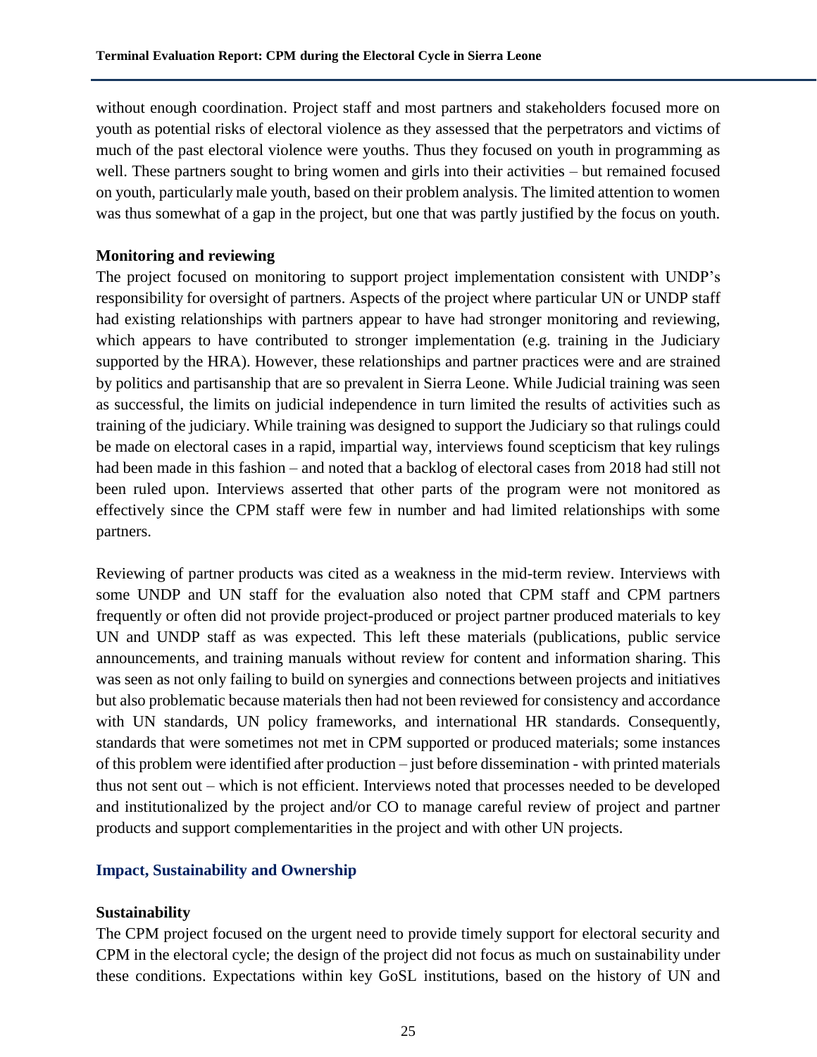without enough coordination. Project staff and most partners and stakeholders focused more on youth as potential risks of electoral violence as they assessed that the perpetrators and victims of much of the past electoral violence were youths. Thus they focused on youth in programming as well. These partners sought to bring women and girls into their activities – but remained focused on youth, particularly male youth, based on their problem analysis. The limited attention to women was thus somewhat of a gap in the project, but one that was partly justified by the focus on youth.

**Monitoring and reviewing**

The project focused on monitoring to support project implementation consistent with UNDP's responsibility for oversight of partners. Aspects of the project where particular UN or UNDP staff had existing relationships with partners appear to have had stronger monitoring and reviewing, which appears to have contributed to stronger implementation (e.g. training in the Judiciary supported by the HRA). However, these relationships and partner practices were and are strained by politics and partisanship that are so prevalent in Sierra Leone. While Judicial training was seen as successful, the limits on judicial independence in turn limited the results of activities such as training of the judiciary. While training was designed to support the Judiciary so that rulings could be made on electoral cases in a rapid, impartial way, interviews found scepticism that key rulings had been made in this fashion – and noted that a backlog of electoral cases from 2018 had still not been ruled upon. Interviews asserted that other parts of the program were not monitored as effectively since the CPM staff were few in number and had limited relationships with some partners.

Reviewing of partner products was cited as a weakness in the mid-term review. Interviews with some UNDP and UN staff for the evaluation also noted that CPM staff and CPM partners frequently or often did not provide project-produced or project partner produced materials to key UN and UNDP staff as was expected. This left these materials (publications, public service announcements, and training manuals without review for content and information sharing. This was seen as not only failing to build on synergies and connections between projects and initiatives but also problematic because materials then had not been reviewed for consistency and accordance with UN standards, UN policy frameworks, and international HR standards. Consequently, standards that were sometimes not met in CPM supported or produced materials; some instances of this problem were identified after production – just before dissemination - with printed materials thus not sent out – which is not efficient. Interviews noted that processes needed to be developed and institutionalized by the project and/or CO to manage careful review of project and partner products and support complementarities in the project and with other UN projects.

## Impact, Sustainability and Ownership

**Sustainability**

The CPM project focused on the urgent need to provide timely support for electoral security and CPM in the electoral cycle; the design of the project did not focus as much on sustainability under these conditions. Expectations within key GoSL institutions, based on the history of UN and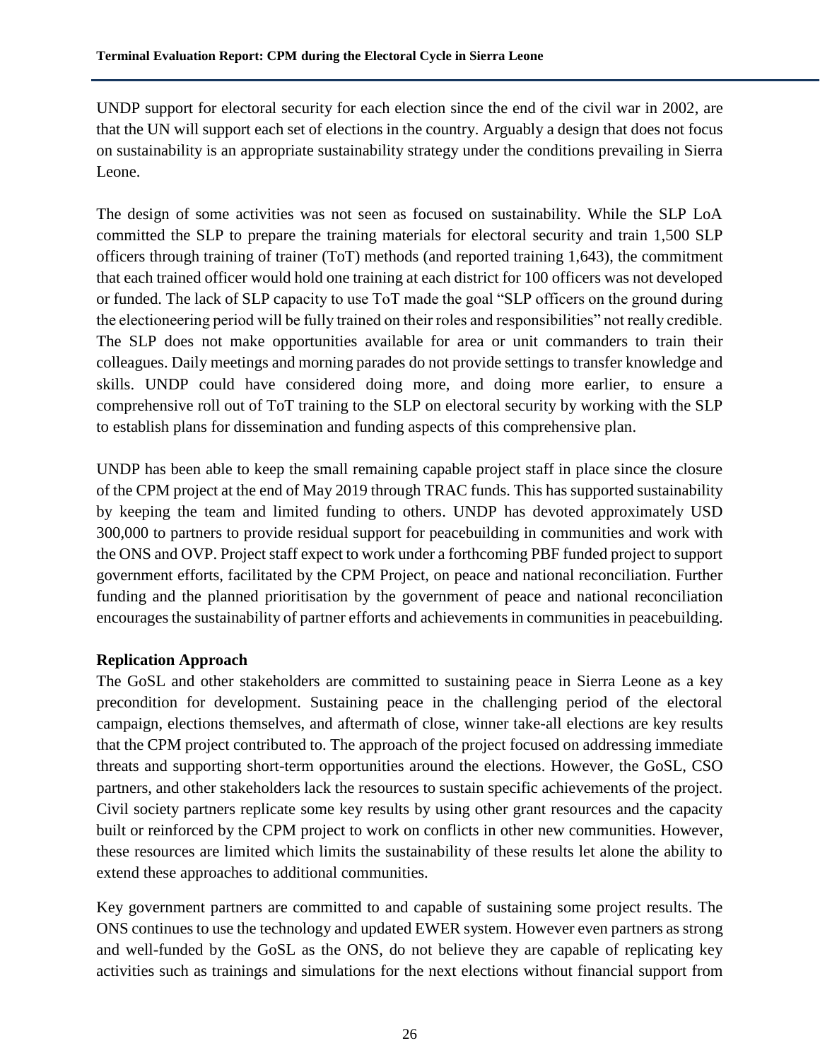UNDP support for electoral security for each election since the end of the civil war in 2002, are that the UN will support each set of elections in the country. Arguably a design that does not focus on sustainability is an appropriate sustainability strategy under the conditions prevailing in Sierra Leone.

The design of some activities was not seen as focused on sustainability. While the SLP LoA committed the SLP to prepare the training materials for electoral security and train 1,500 SLP officers through training of trainer (ToT) methods (and reported training 1,643), the commitment that each trained officer would hold one training at each district for 100 officers was not developed or funded. The lack of SLP capacity to use ToT made the goal "SLP officers on the ground during the electioneering period will be fully trained on their roles and responsibilities" not really credible. The SLP does not make opportunities available for area or unit commanders to train their colleagues. Daily meetings and morning parades do not provide settings to transfer knowledge and skills. UNDP could have considered doing more, and doing more earlier, to ensure a comprehensive roll out of ToT training to the SLP on electoral security by working with the SLP to establish plans for dissemination and funding aspects of this comprehensive plan.

UNDP has been able to keep the small remaining capable project staff in place since the closure of the CPM project at the end of May 2019 through TRAC funds. This has supported sustainability by keeping the team and limited funding to others. UNDP has devoted approximately USD 300,000 to partners to provide residual support for peacebuilding in communities and work with the ONS and OVP. Project staff expect to work under a forthcoming PBF funded project to support government efforts, facilitated by the CPM Project, on peace and national reconciliation. Further funding and the planned prioritisation by the government of peace and national reconciliation encourages the sustainability of partner efforts and achievements in communities in peacebuilding.

**Replication Approach**

The GoSL and other stakeholders are committed to sustaining peace in Sierra Leone as a key precondition for development. Sustaining peace in the challenging period of the electoral campaign, elections themselves, and aftermath of close, winner take-all elections are key results that the CPM project contributed to. The approach of the project focused on addressing immediate threats and supporting short-term opportunities around the elections. However, the GoSL, CSO partners, and other stakeholders lack the resources to sustain specific achievements of the project. Civil society partners replicate some key results by using other grant resources and the capacity built or reinforced by the CPM project to work on conflicts in other new communities. However, these resources are limited which limits the sustainability of these results let alone the ability to extend these approaches to additional communities.

Key government partners are committed to and capable of sustaining some project results. The ONS continues to use the technology and updated EWER system. However even partners as strong and well-funded by the GoSL as the ONS, do not believe they are capable of replicating key activities such as trainings and simulations for the next elections without financial support from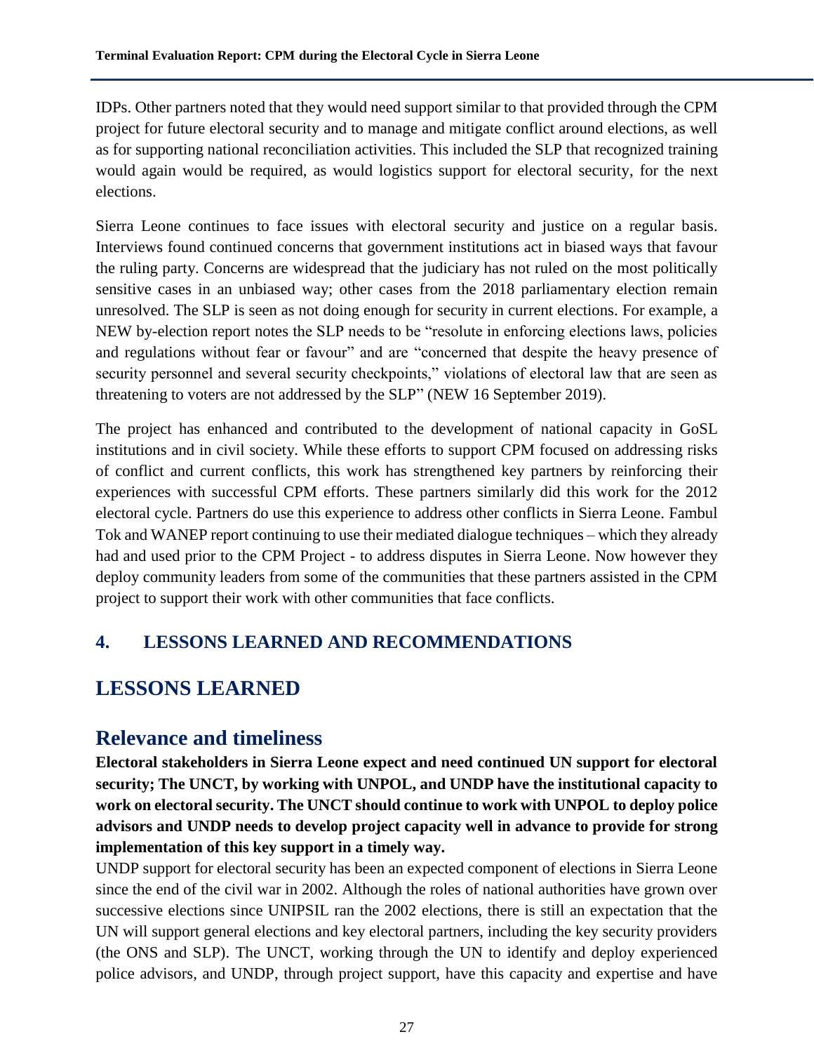IDPs. Other partners noted that they would need support similar to that provided through the CPM project for future electoral security and to manage and mitigate conflict around elections, as well as for supporting national reconciliation activities. This included the SLP that recognized training would again would be required, as would logistics support for electoral security, for the next elections.

Sierra Leone continues to face issues with electoral security and justice on a regular basis. Interviews found continued concerns that government institutions act in biased ways that favour the ruling party. Concerns are widespread that the judiciary has not ruled on the most politically sensitive cases in an unbiased way; other cases from the 2018 parliamentary election remain unresolved. The SLP is seen as not doing enough for security in current elections. For example, a NEW by-election report notes the SLP needs to be "resolute in enforcing elections laws, policies and regulations without fear or favour" and are "concerned that despite the heavy presence of security personnel and several security checkpoints," violations of electoral law that are seen as threatening to voters are not addressed by the SLP" (NEW 16 September 2019).

The project has enhanced and contributed to the development of national capacity in GoSL institutions and in civil society. While these efforts to support CPM focused on addressing risks of conflict and current conflicts, this work has strengthened key partners by reinforcing their experiences with successful CPM efforts. These partners similarly did this work for the 2012 electoral cycle. Partners do use this experience to address other conflicts in Sierra Leone. Fambul Tok and WANEP report continuing to use their mediated dialogue techniques – which they already had and used prior to the CPM Project - to address disputes in Sierra Leone. Now however they deploy community leaders from some of the communities that these partners assisted in the CPM project to support their work with other communities that face conflicts.

# 4. LESSONS LEARNED AND RECOMMENDATIONS

## LESSONS LEARNED

### Relevance and timeliness

**Electoral stakeholders in Sierra Leone expect and need continued UN support for electoral security; The UNCT, by working with UNPOL, and UNDP have the institutional capacity to work on electoral security. The UNCT should continue to work with UNPOL to deploy police advisors and UNDP needs to develop project capacity well in advance to provide for strong implementation of this key support in a timely way.**

UNDP support for electoral security has been an expected component of elections in Sierra Leone since the end of the civil war in 2002. Although the roles of national authorities have grown over successive elections since UNIPSIL ran the 2002 elections, there is still an expectation that the UN will support general elections and key electoral partners, including the key security providers (the ONS and SLP). The UNCT, working through the UN to identify and deploy experienced police advisors, and UNDP, through project support, have this capacity and expertise and have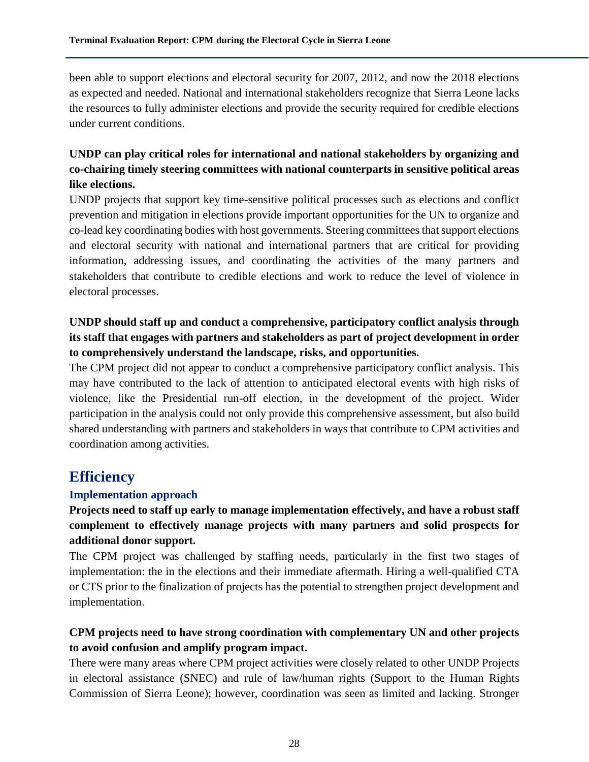been able to support elections and electoral security for 2007, 2012, and now the 2018 elections as expected and needed. National and international stakeholders recognize that Sierra Leone lacks the resources to fully administer elections and provide the security required for credible elections under current conditions.

**UNDP can play critical roles for international and national stakeholders by organizing and co-chairing timely steering committees with national counterparts in sensitive political areas like elections.**

UNDP projects that support key time-sensitive political processes such as elections and conflict prevention and mitigation in elections provide important opportunities for the UN to organize and co-lead key coordinating bodies with host governments. Steering committees that support elections and electoral security with national and international partners that are critical for providing information, addressing issues, and coordinating the activities of the many partners and stakeholders that contribute to credible elections and work to reduce the level of violence in electoral processes.

**UNDP should staff up and conduct a comprehensive, participatory conflict analysis through its staff that engages with partners and stakeholders as part of project development in order to comprehensively understand the landscape, risks, and opportunities.**

The CPM project did not appear to conduct a comprehensive participatory conflict analysis. This may have contributed to the lack of attention to anticipated electoral events with high risks of violence, like the Presidential run-off election, in the development of the project. Wider participation in the analysis could not only provide this comprehensive assessment, but also build shared understanding with partners and stakeholders in ways that contribute to CPM activities and coordination among activities.

## Efficiency

### Implementation approach

**Projects need to staff up early to manage implementation effectively, and have a robust staff complement to effectively manage projects with many partners and solid prospects for additional donor support.**

The CPM project was challenged by staffing needs, particularly in the first two stages of implementation: the in the elections and their immediate aftermath. Hiring a well-qualified CTA or CTS prior to the finalization of projects has the potential to strengthen project development and implementation.

**CPM projects need to have strong coordination with complementary UN and other projects to avoid confusion and amplify program impact.**

There were many areas where CPM project activities were closely related to other UNDP Projects in electoral assistance (SNEC) and rule of law/human rights (Support to the Human Rights Commission of Sierra Leone); however, coordination was seen as limited and lacking. Stronger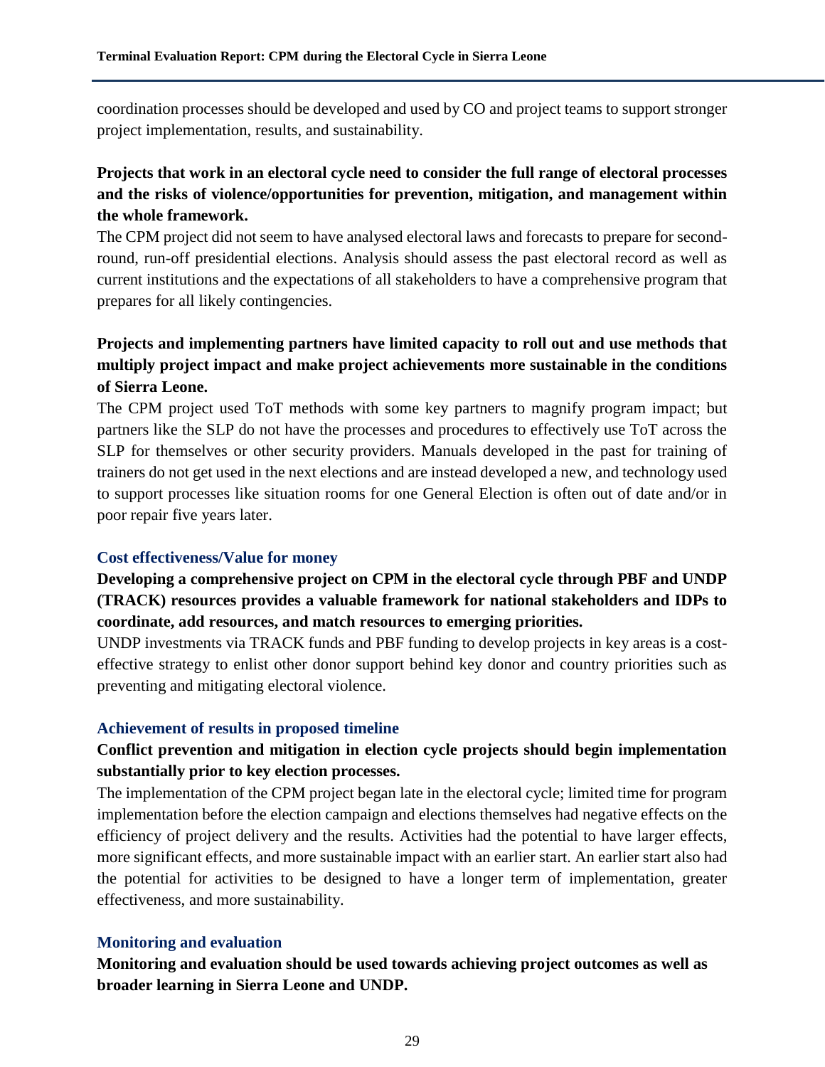coordination processes should be developed and used by CO and project teams to support stronger project implementation, results, and sustainability.

**Projects that work in an electoral cycle need to consider the full range of electoral processes and the risks of violence/opportunities for prevention, mitigation, and management within the whole framework.**

The CPM project did not seem to have analysed electoral laws and forecasts to prepare for second-round, run-off presidential elections. Analysis should assess the past electoral record as well as current institutions and the expectations of all stakeholders to have a comprehensive program that prepares for all likely contingencies.

**Projects and implementing partners have limited capacity to roll out and use methods that multiply project impact and make project achievements more sustainable in the conditions of Sierra Leone.**

The CPM project used ToT methods with some key partners to magnify program impact; but partners like the SLP do not have the processes and procedures to effectively use ToT across the SLP for themselves or other security providers. Manuals developed in the past for training of trainers do not get used in the next elections and are instead developed a new, and technology used to support processes like situation rooms for one General Election is often out of date and/or in poor repair five years later.

### Cost effectiveness/Value for money

**Developing a comprehensive project on CPM in the electoral cycle through PBF and UNDP (TRACK) resources provides a valuable framework for national stakeholders and IDPs to coordinate, add resources, and match resources to emerging priorities.**

UNDP investments via TRACK funds and PBF funding to develop projects in key areas is a cost-effective strategy to enlist other donor support behind key donor and country priorities such as preventing and mitigating electoral violence.

### Achievement of results in proposed timeline

**Conflict prevention and mitigation in election cycle projects should begin implementation substantially prior to key election processes.**

The implementation of the CPM project began late in the electoral cycle; limited time for program implementation before the election campaign and elections themselves had negative effects on the efficiency of project delivery and the results. Activities had the potential to have larger effects, more significant effects, and more sustainable impact with an earlier start. An earlier start also had the potential for activities to be designed to have a longer term of implementation, greater effectiveness, and more sustainability.

### Monitoring and evaluation

**Monitoring and evaluation should be used towards achieving project outcomes as well as broader learning in Sierra Leone and UNDP.**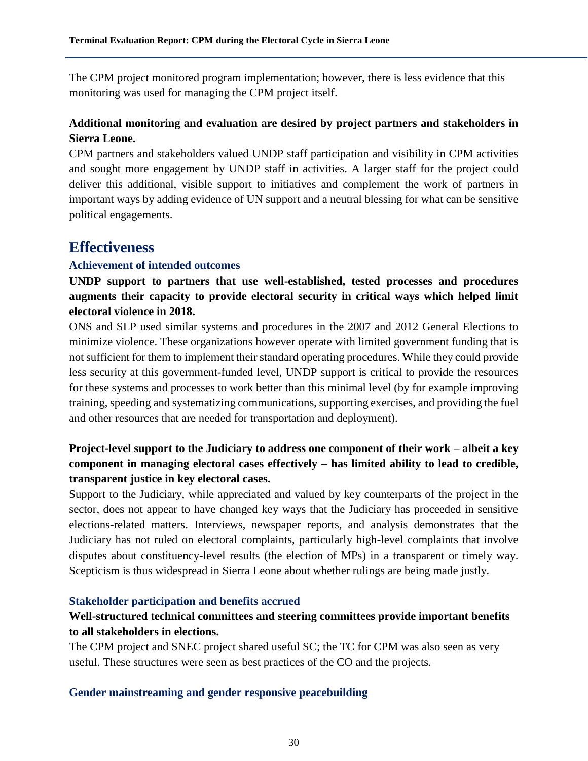The CPM project monitored program implementation; however, there is less evidence that this monitoring was used for managing the CPM project itself.

**Additional monitoring and evaluation are desired by project partners and stakeholders in Sierra Leone.**

CPM partners and stakeholders valued UNDP staff participation and visibility in CPM activities and sought more engagement by UNDP staff in activities. A larger staff for the project could deliver this additional, visible support to initiatives and complement the work of partners in important ways by adding evidence of UN support and a neutral blessing for what can be sensitive political engagements.

## Effectiveness

### Achievement of intended outcomes

**UNDP support to partners that use well-established, tested processes and procedures augments their capacity to provide electoral security in critical ways which helped limit electoral violence in 2018.**

ONS and SLP used similar systems and procedures in the 2007 and 2012 General Elections to minimize violence. These organizations however operate with limited government funding that is not sufficient for them to implement their standard operating procedures. While they could provide less security at this government-funded level, UNDP support is critical to provide the resources for these systems and processes to work better than this minimal level (by for example improving training, speeding and systematizing communications, supporting exercises, and providing the fuel and other resources that are needed for transportation and deployment).

**Project-level support to the Judiciary to address one component of their work – albeit a key component in managing electoral cases effectively – has limited ability to lead to credible, transparent justice in key electoral cases.**

Support to the Judiciary, while appreciated and valued by key counterparts of the project in the sector, does not appear to have changed key ways that the Judiciary has proceeded in sensitive elections-related matters. Interviews, newspaper reports, and analysis demonstrates that the Judiciary has not ruled on electoral complaints, particularly high-level complaints that involve disputes about constituency-level results (the election of MPs) in a transparent or timely way. Scepticism is thus widespread in Sierra Leone about whether rulings are being made justly.

### Stakeholder participation and benefits accrued

**Well-structured technical committees and steering committees provide important benefits to all stakeholders in elections.**

The CPM project and SNEC project shared useful SC; the TC for CPM was also seen as very useful. These structures were seen as best practices of the CO and the projects.

### Gender mainstreaming and gender responsive peacebuilding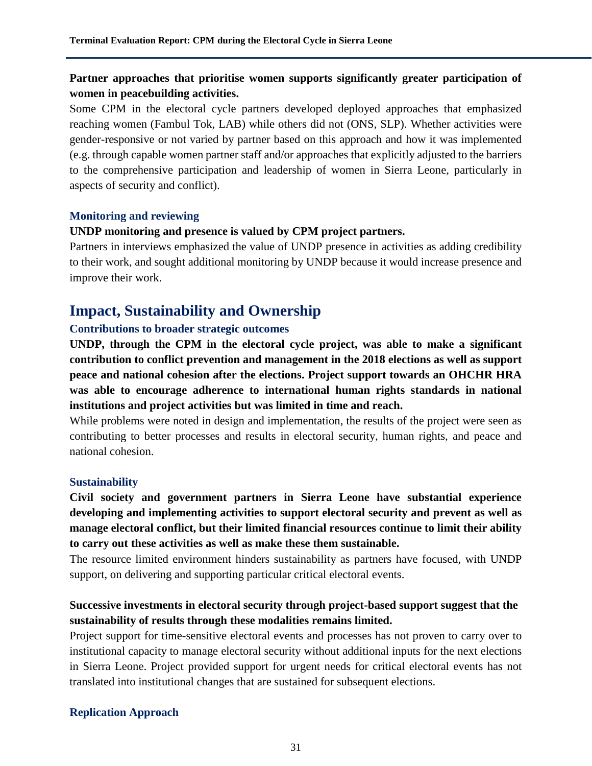**Partner approaches that prioritise women supports significantly greater participation of women in peacebuilding activities.**

Some CPM in the electoral cycle partners developed deployed approaches that emphasized reaching women (Fambul Tok, LAB) while others did not (ONS, SLP). Whether activities were gender-responsive or not varied by partner based on this approach and how it was implemented (e.g. through capable women partner staff and/or approaches that explicitly adjusted to the barriers to the comprehensive participation and leadership of women in Sierra Leone, particularly in aspects of security and conflict).

### Monitoring and reviewing

**UNDP monitoring and presence is valued by CPM project partners.**

Partners in interviews emphasized the value of UNDP presence in activities as adding credibility to their work, and sought additional monitoring by UNDP because it would increase presence and improve their work.

## Impact, Sustainability and Ownership

### Contributions to broader strategic outcomes

**UNDP, through the CPM in the electoral cycle project, was able to make a significant contribution to conflict prevention and management in the 2018 elections as well as support peace and national cohesion after the elections. Project support towards an OHCHR HRA was able to encourage adherence to international human rights standards in national institutions and project activities but was limited in time and reach.**

While problems were noted in design and implementation, the results of the project were seen as contributing to better processes and results in electoral security, human rights, and peace and national cohesion.

### Sustainability

**Civil society and government partners in Sierra Leone have substantial experience developing and implementing activities to support electoral security and prevent as well as manage electoral conflict, but their limited financial resources continue to limit their ability to carry out these activities as well as make these them sustainable.**

The resource limited environment hinders sustainability as partners have focused, with UNDP support, on delivering and supporting particular critical electoral events.

**Successive investments in electoral security through project-based support suggest that the sustainability of results through these modalities remains limited.**

Project support for time-sensitive electoral events and processes has not proven to carry over to institutional capacity to manage electoral security without additional inputs for the next elections in Sierra Leone. Project provided support for urgent needs for critical electoral events has not translated into institutional changes that are sustained for subsequent elections.

### Replication Approach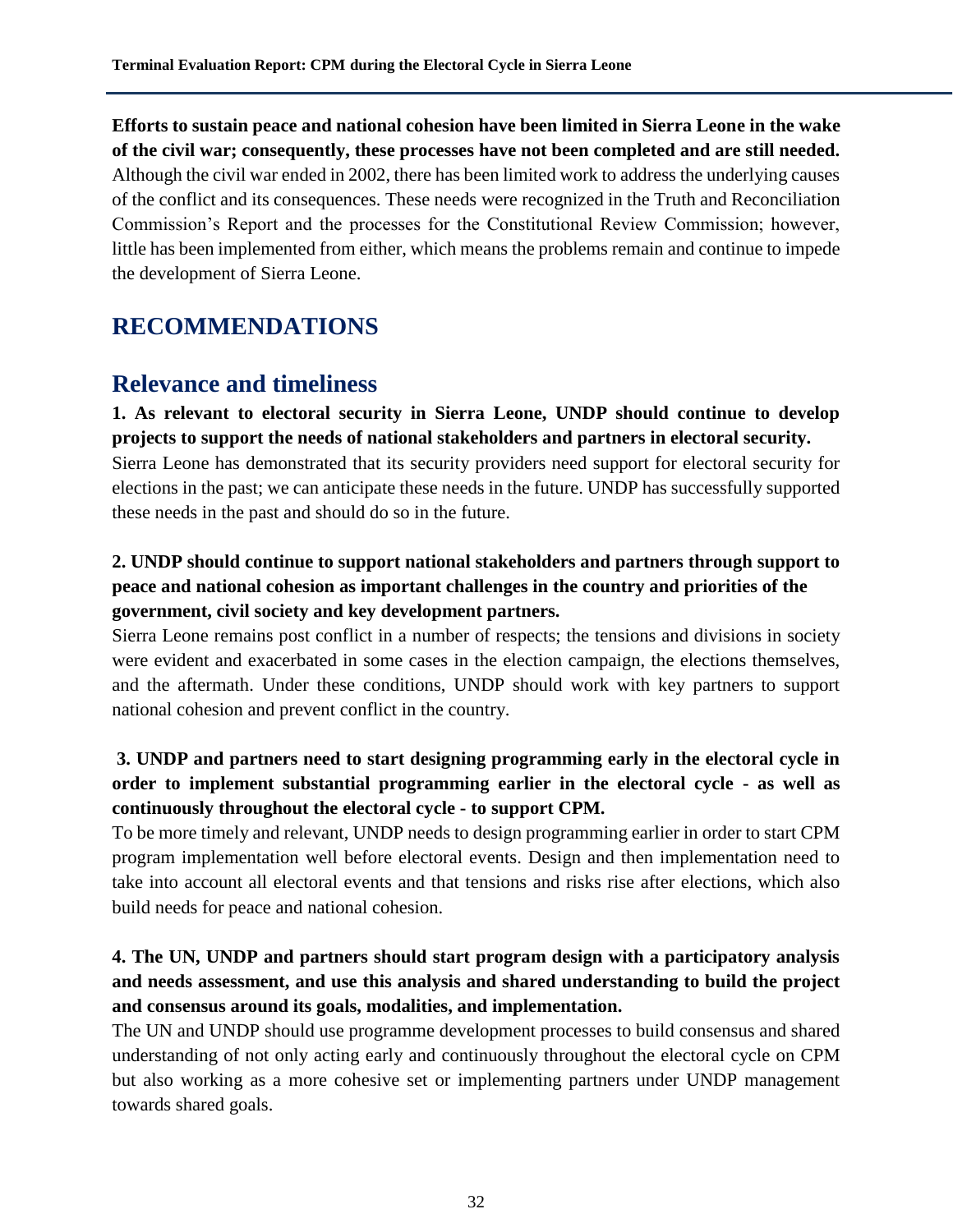**Efforts to sustain peace and national cohesion have been limited in Sierra Leone in the wake of the civil war; consequently, these processes have not been completed and are still needed.** Although the civil war ended in 2002, there has been limited work to address the underlying causes of the conflict and its consequences. These needs were recognized in the Truth and Reconciliation Commission's Report and the processes for the Constitutional Review Commission; however, little has been implemented from either, which means the problems remain and continue to impede the development of Sierra Leone.

# RECOMMENDATIONS

## Relevance and timeliness

**1. As relevant to electoral security in Sierra Leone, UNDP should continue to develop projects to support the needs of national stakeholders and partners in electoral security.** Sierra Leone has demonstrated that its security providers need support for electoral security for elections in the past; we can anticipate these needs in the future. UNDP has successfully supported these needs in the past and should do so in the future.

**2. UNDP should continue to support national stakeholders and partners through support to peace and national cohesion as important challenges in the country and priorities of the government, civil society and key development partners.**

Sierra Leone remains post conflict in a number of respects; the tensions and divisions in society were evident and exacerbated in some cases in the election campaign, the elections themselves, and the aftermath. Under these conditions, UNDP should work with key partners to support national cohesion and prevent conflict in the country.

**3. UNDP and partners need to start designing programming early in the electoral cycle in order to implement substantial programming earlier in the electoral cycle - as well as continuously throughout the electoral cycle - to support CPM.**

To be more timely and relevant, UNDP needs to design programming earlier in order to start CPM program implementation well before electoral events. Design and then implementation need to take into account all electoral events and that tensions and risks rise after elections, which also build needs for peace and national cohesion.

**4. The UN, UNDP and partners should start program design with a participatory analysis and needs assessment, and use this analysis and shared understanding to build the project and consensus around its goals, modalities, and implementation.**

The UN and UNDP should use programme development processes to build consensus and shared understanding of not only acting early and continuously throughout the electoral cycle on CPM but also working as a more cohesive set or implementing partners under UNDP management towards shared goals.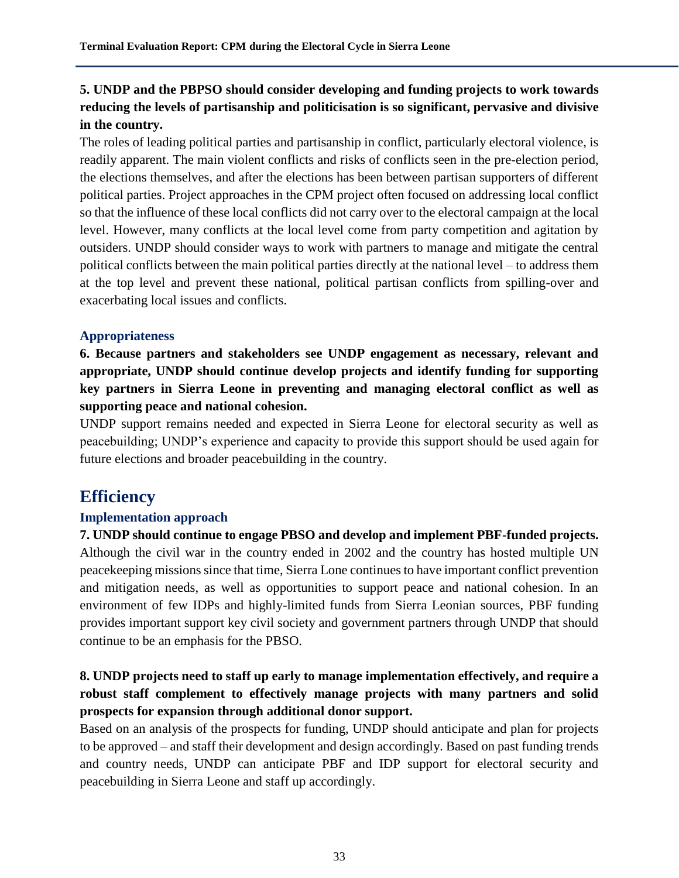**5. UNDP and the PBPSO should consider developing and funding projects to work towards reducing the levels of partisanship and politicisation is so significant, pervasive and divisive in the country.**

The roles of leading political parties and partisanship in conflict, particularly electoral violence, is readily apparent. The main violent conflicts and risks of conflicts seen in the pre-election period, the elections themselves, and after the elections has been between partisan supporters of different political parties. Project approaches in the CPM project often focused on addressing local conflict so that the influence of these local conflicts did not carry over to the electoral campaign at the local level. However, many conflicts at the local level come from party competition and agitation by outsiders. UNDP should consider ways to work with partners to manage and mitigate the central political conflicts between the main political parties directly at the national level – to address them at the top level and prevent these national, political partisan conflicts from spilling-over and exacerbating local issues and conflicts.

### Appropriateness

**6. Because partners and stakeholders see UNDP engagement as necessary, relevant and appropriate, UNDP should continue develop projects and identify funding for supporting key partners in Sierra Leone in preventing and managing electoral conflict as well as supporting peace and national cohesion.**

UNDP support remains needed and expected in Sierra Leone for electoral security as well as peacebuilding; UNDP's experience and capacity to provide this support should be used again for future elections and broader peacebuilding in the country.

## Efficiency

### Implementation approach

**7. UNDP should continue to engage PBSO and develop and implement PBF-funded projects.**

Although the civil war in the country ended in 2002 and the country has hosted multiple UN peacekeeping missions since that time, Sierra Lone continues to have important conflict prevention and mitigation needs, as well as opportunities to support peace and national cohesion. In an environment of few IDPs and highly-limited funds from Sierra Leonian sources, PBF funding provides important support key civil society and government partners through UNDP that should continue to be an emphasis for the PBSO.

**8. UNDP projects need to staff up early to manage implementation effectively, and require a robust staff complement to effectively manage projects with many partners and solid prospects for expansion through additional donor support.**

Based on an analysis of the prospects for funding, UNDP should anticipate and plan for projects to be approved – and staff their development and design accordingly. Based on past funding trends and country needs, UNDP can anticipate PBF and IDP support for electoral security and peacebuilding in Sierra Leone and staff up accordingly.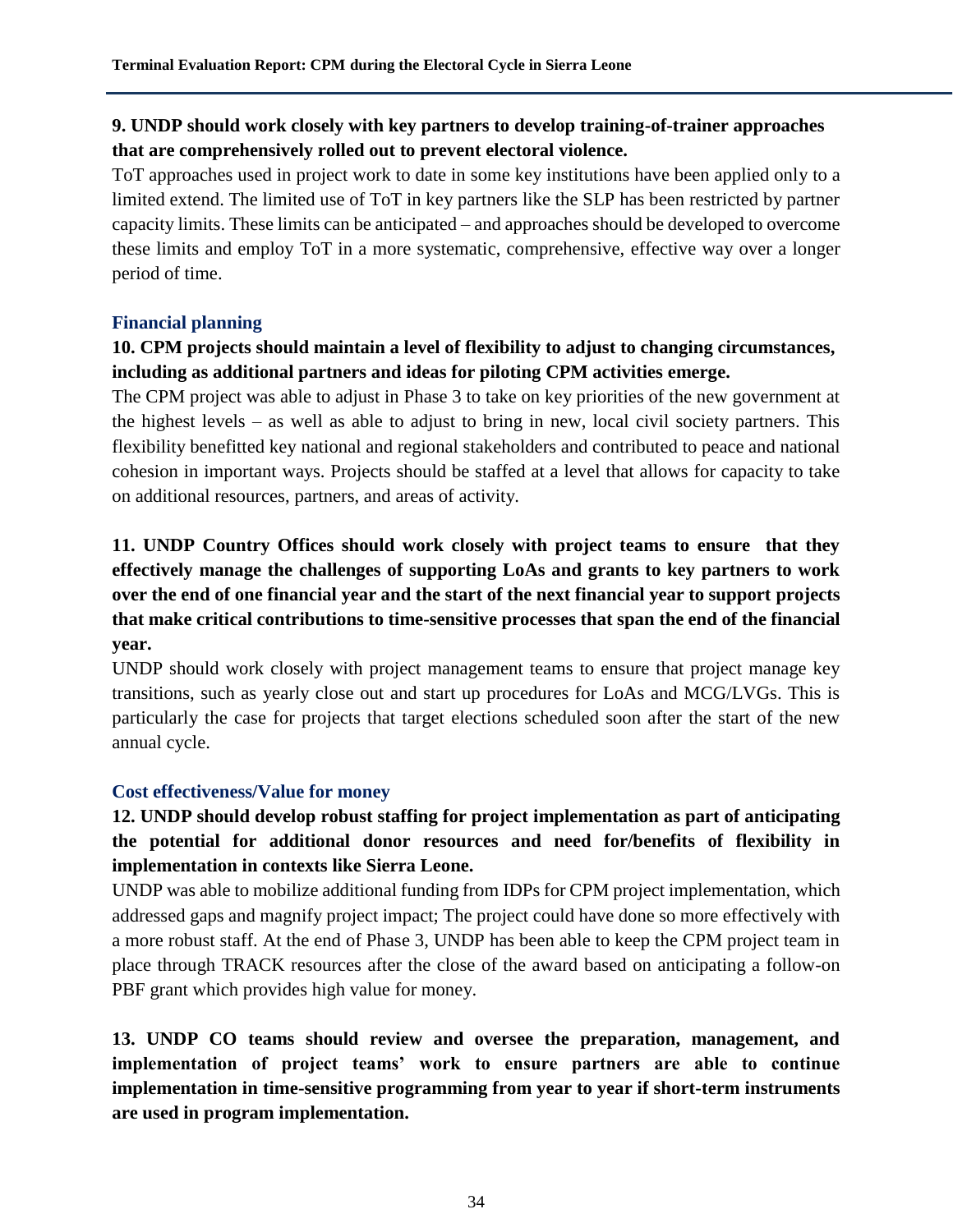**9. UNDP should work closely with key partners to develop training-of-trainer approaches that are comprehensively rolled out to prevent electoral violence.**

ToT approaches used in project work to date in some key institutions have been applied only to a limited extend. The limited use of ToT in key partners like the SLP has been restricted by partner capacity limits. These limits can be anticipated – and approaches should be developed to overcome these limits and employ ToT in a more systematic, comprehensive, effective way over a longer period of time.

### Financial planning

**10. CPM projects should maintain a level of flexibility to adjust to changing circumstances, including as additional partners and ideas for piloting CPM activities emerge.**

The CPM project was able to adjust in Phase 3 to take on key priorities of the new government at the highest levels – as well as able to adjust to bring in new, local civil society partners. This flexibility benefitted key national and regional stakeholders and contributed to peace and national cohesion in important ways. Projects should be staffed at a level that allows for capacity to take on additional resources, partners, and areas of activity.

**11. UNDP Country Offices should work closely with project teams to ensure that they effectively manage the challenges of supporting LoAs and grants to key partners to work over the end of one financial year and the start of the next financial year to support projects that make critical contributions to time-sensitive processes that span the end of the financial year.**

UNDP should work closely with project management teams to ensure that project manage key transitions, such as yearly close out and start up procedures for LoAs and MCG/LVGs. This is particularly the case for projects that target elections scheduled soon after the start of the new annual cycle.

### Cost effectiveness/Value for money

**12. UNDP should develop robust staffing for project implementation as part of anticipating the potential for additional donor resources and need for/benefits of flexibility in implementation in contexts like Sierra Leone.**

UNDP was able to mobilize additional funding from IDPs for CPM project implementation, which addressed gaps and magnify project impact; The project could have done so more effectively with a more robust staff. At the end of Phase 3, UNDP has been able to keep the CPM project team in place through TRACK resources after the close of the award based on anticipating a follow-on PBF grant which provides high value for money.

**13. UNDP CO teams should review and oversee the preparation, management, and implementation of project teams' work to ensure partners are able to continue implementation in time-sensitive programming from year to year if short-term instruments are used in program implementation.**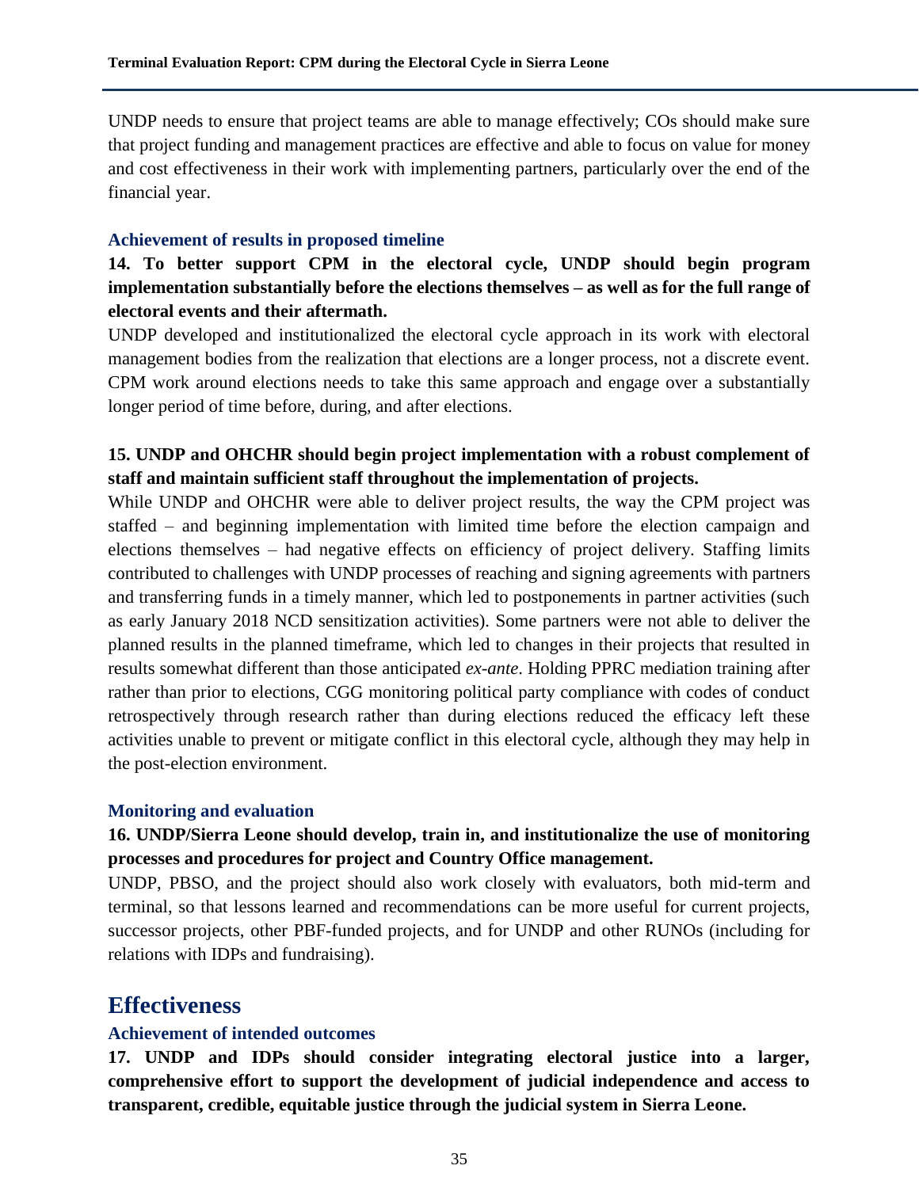UNDP needs to ensure that project teams are able to manage effectively; COs should make sure that project funding and management practices are effective and able to focus on value for money and cost effectiveness in their work with implementing partners, particularly over the end of the financial year.

### Achievement of results in proposed timeline

**14. To better support CPM in the electoral cycle, UNDP should begin program implementation substantially before the elections themselves – as well as for the full range of electoral events and their aftermath.**

UNDP developed and institutionalized the electoral cycle approach in its work with electoral management bodies from the realization that elections are a longer process, not a discrete event. CPM work around elections needs to take this same approach and engage over a substantially longer period of time before, during, and after elections.

**15. UNDP and OHCHR should begin project implementation with a robust complement of staff and maintain sufficient staff throughout the implementation of projects.**

While UNDP and OHCHR were able to deliver project results, the way the CPM project was staffed – and beginning implementation with limited time before the election campaign and elections themselves – had negative effects on efficiency of project delivery. Staffing limits contributed to challenges with UNDP processes of reaching and signing agreements with partners and transferring funds in a timely manner, which led to postponements in partner activities (such as early January 2018 NCD sensitization activities). Some partners were not able to deliver the planned results in the planned timeframe, which led to changes in their projects that resulted in results somewhat different than those anticipated *ex-ante*. Holding PPRC mediation training after rather than prior to elections, CGG monitoring political party compliance with codes of conduct retrospectively through research rather than during elections reduced the efficacy left these activities unable to prevent or mitigate conflict in this electoral cycle, although they may help in the post-election environment.

### Monitoring and evaluation

**16. UNDP/Sierra Leone should develop, train in, and institutionalize the use of monitoring processes and procedures for project and Country Office management.**

UNDP, PBSO, and the project should also work closely with evaluators, both mid-term and terminal, so that lessons learned and recommendations can be more useful for current projects, successor projects, other PBF-funded projects, and for UNDP and other RUNOs (including for relations with IDPs and fundraising).

## Effectiveness

### Achievement of intended outcomes

**17. UNDP and IDPs should consider integrating electoral justice into a larger, comprehensive effort to support the development of judicial independence and access to transparent, credible, equitable justice through the judicial system in Sierra Leone.**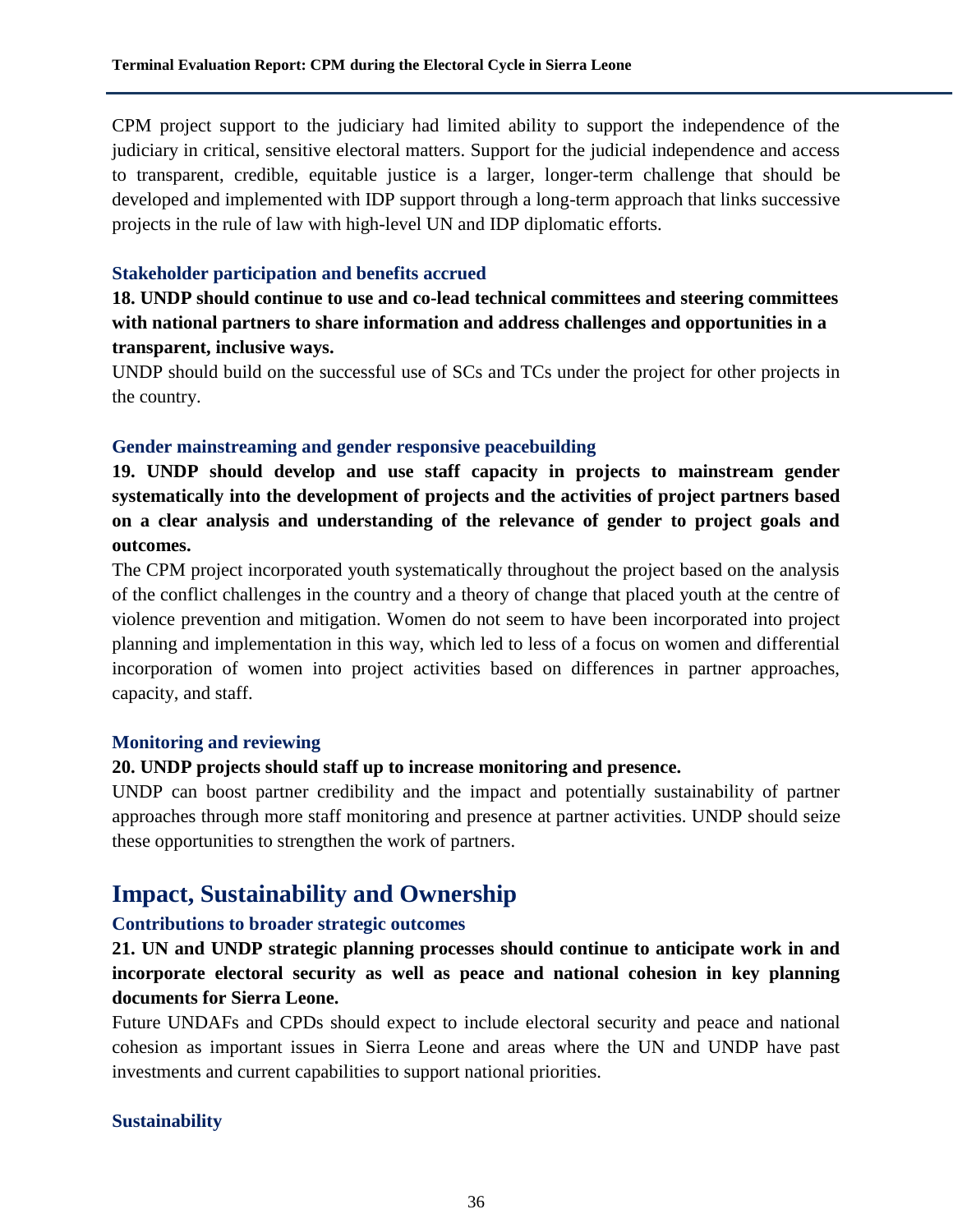CPM project support to the judiciary had limited ability to support the independence of the judiciary in critical, sensitive electoral matters. Support for the judicial independence and access to transparent, credible, equitable justice is a larger, longer-term challenge that should be developed and implemented with IDP support through a long-term approach that links successive projects in the rule of law with high-level UN and IDP diplomatic efforts.

### Stakeholder participation and benefits accrued

**18. UNDP should continue to use and co-lead technical committees and steering committees with national partners to share information and address challenges and opportunities in a transparent, inclusive ways.**

UNDP should build on the successful use of SCs and TCs under the project for other projects in the country.

### Gender mainstreaming and gender responsive peacebuilding

**19. UNDP should develop and use staff capacity in projects to mainstream gender systematically into the development of projects and the activities of project partners based on a clear analysis and understanding of the relevance of gender to project goals and outcomes.**

The CPM project incorporated youth systematically throughout the project based on the analysis of the conflict challenges in the country and a theory of change that placed youth at the centre of violence prevention and mitigation. Women do not seem to have been incorporated into project planning and implementation in this way, which led to less of a focus on women and differential incorporation of women into project activities based on differences in partner approaches, capacity, and staff.

### Monitoring and reviewing

**20. UNDP projects should staff up to increase monitoring and presence.**

UNDP can boost partner credibility and the impact and potentially sustainability of partner approaches through more staff monitoring and presence at partner activities. UNDP should seize these opportunities to strengthen the work of partners.

## Impact, Sustainability and Ownership

### Contributions to broader strategic outcomes

**21. UN and UNDP strategic planning processes should continue to anticipate work in and incorporate electoral security as well as peace and national cohesion in key planning documents for Sierra Leone.**

Future UNDAFs and CPDs should expect to include electoral security and peace and national cohesion as important issues in Sierra Leone and areas where the UN and UNDP have past investments and current capabilities to support national priorities.

### Sustainability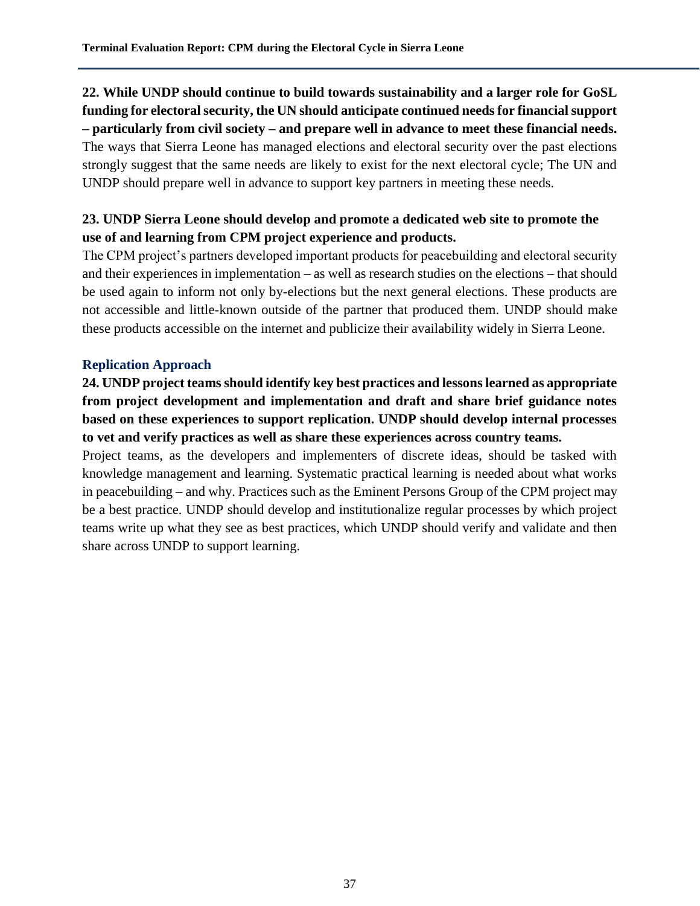**22. While UNDP should continue to build towards sustainability and a larger role for GoSL funding for electoral security, the UN should anticipate continued needs for financial support – particularly from civil society – and prepare well in advance to meet these financial needs.** The ways that Sierra Leone has managed elections and electoral security over the past elections strongly suggest that the same needs are likely to exist for the next electoral cycle; The UN and UNDP should prepare well in advance to support key partners in meeting these needs.

**23. UNDP Sierra Leone should develop and promote a dedicated web site to promote the use of and learning from CPM project experience and products.**
The CPM project's partners developed important products for peacebuilding and electoral security and their experiences in implementation – as well as research studies on the elections – that should be used again to inform not only by-elections but the next general elections. These products are not accessible and little-known outside of the partner that produced them. UNDP should make these products accessible on the internet and publicize their availability widely in Sierra Leone.

### Replication Approach

**24. UNDP project teams should identify key best practices and lessons learned as appropriate from project development and implementation and draft and share brief guidance notes based on these experiences to support replication. UNDP should develop internal processes to vet and verify practices as well as share these experiences across country teams.**
Project teams, as the developers and implementers of discrete ideas, should be tasked with knowledge management and learning. Systematic practical learning is needed about what works in peacebuilding – and why. Practices such as the Eminent Persons Group of the CPM project may be a best practice. UNDP should develop and institutionalize regular processes by which project teams write up what they see as best practices, which UNDP should verify and validate and then share across UNDP to support learning.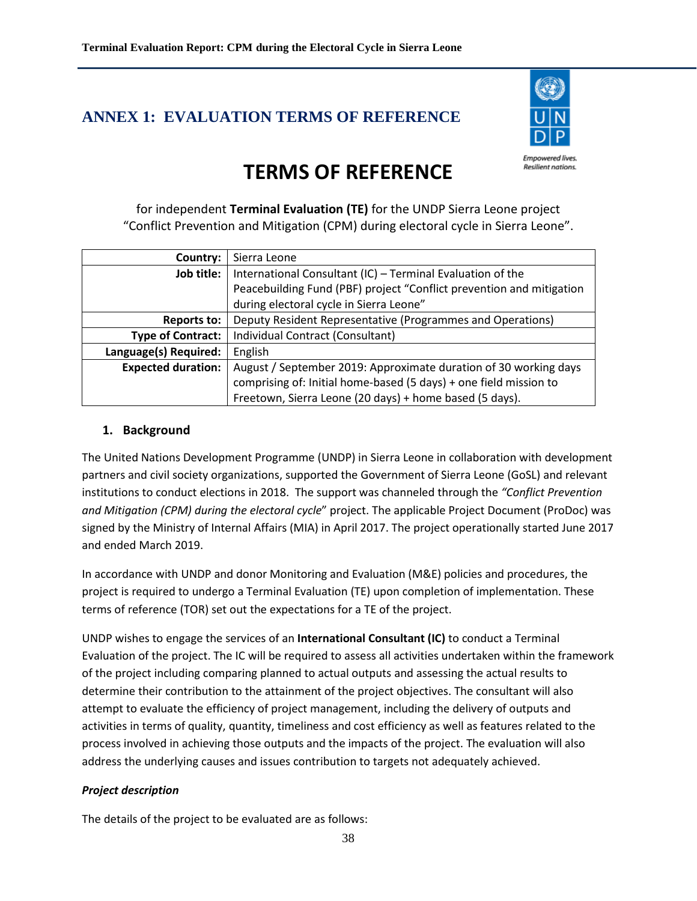## ANNEX 1: EVALUATION TERMS OF REFERENCE

# TERMS OF REFERENCE

for independent **Terminal Evaluation (TE)** for the UNDP Sierra Leone project "Conflict Prevention and Mitigation (CPM) during electoral cycle in Sierra Leone".

| | |
|---|---|
| **Country:** | Sierra Leone |
| **Job title:** | International Consultant (IC) – Terminal Evaluation of the Peacebuilding Fund (PBF) project "Conflict prevention and mitigation during electoral cycle in Sierra Leone" |
| **Reports to:** | Deputy Resident Representative (Programmes and Operations) |
| **Type of Contract:** | Individual Contract (Consultant) |
| **Language(s) Required:** | English |
| **Expected duration:** | August / September 2019: Approximate duration of 30 working days comprising of: Initial home-based (5 days) + one field mission to Freetown, Sierra Leone (20 days) + home based (5 days). |

### 1. Background

The United Nations Development Programme (UNDP) in Sierra Leone in collaboration with development partners and civil society organizations, supported the Government of Sierra Leone (GoSL) and relevant institutions to conduct elections in 2018. The support was channeled through the *"Conflict Prevention and Mitigation (CPM) during the electoral cycle*" project. The applicable Project Document (ProDoc) was signed by the Ministry of Internal Affairs (MIA) in April 2017. The project operationally started June 2017 and ended March 2019.

In accordance with UNDP and donor Monitoring and Evaluation (M&E) policies and procedures, the project is required to undergo a Terminal Evaluation (TE) upon completion of implementation. These terms of reference (TOR) set out the expectations for a TE of the project.

UNDP wishes to engage the services of an **International Consultant (IC)** to conduct a Terminal Evaluation of the project. The IC will be required to assess all activities undertaken within the framework of the project including comparing planned to actual outputs and assessing the actual results to determine their contribution to the attainment of the project objectives. The consultant will also attempt to evaluate the efficiency of project management, including the delivery of outputs and activities in terms of quality, quantity, timeliness and cost efficiency as well as features related to the process involved in achieving those outputs and the impacts of the project. The evaluation will also address the underlying causes and issues contribution to targets not adequately achieved.

***Project description***

The details of the project to be evaluated are as follows: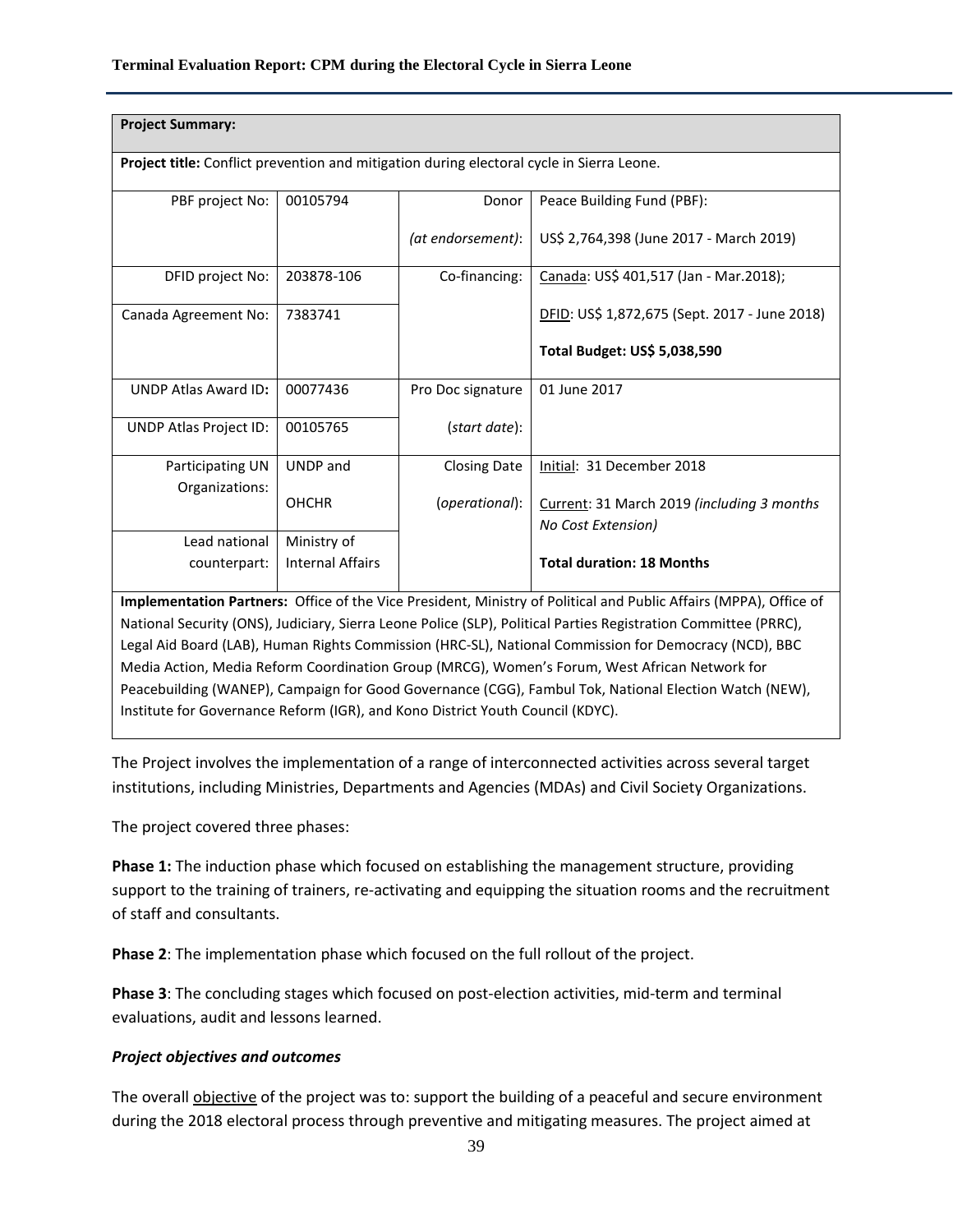| **Project Summary:** | | | |
|---|---|---|---|
| **Project title:** Conflict prevention and mitigation during electoral cycle in Sierra Leone. | | | |
| PBF project No: | 00105794 | Donor *(at endorsement)*: | Peace Building Fund (PBF): US$ 2,764,398 (June 2017 - March 2019) |
| DFID project No: | 203878-106 | Co-financing: | Canada: US$ 401,517 (Jan - Mar.2018); |
| Canada Agreement No: | 7383741 | | DFID: US$ 1,872,675 (Sept. 2017 - June 2018) **Total Budget: US$ 5,038,590** |
| UNDP Atlas Award ID: | 00077436 | Pro Doc signature (*start date*): | 01 June 2017 |
| UNDP Atlas Project ID: | 00105765 | | |
| Participating UN Organizations: | UNDP and OHCHR | Closing Date (*operational*): | Initial: 31 December 2018 Current: 31 March 2019 *(including 3 months No Cost Extension)* |
| Lead national counterpart: | Ministry of Internal Affairs | | **Total duration: 18 Months** |
| **Implementation Partners:** Office of the Vice President, Ministry of Political and Public Affairs (MPPA), Office of National Security (ONS), Judiciary, Sierra Leone Police (SLP), Political Parties Registration Committee (PRRC), Legal Aid Board (LAB), Human Rights Commission (HRC-SL), National Commission for Democracy (NCD), BBC Media Action, Media Reform Coordination Group (MRCG), Women's Forum, West African Network for Peacebuilding (WANEP), Campaign for Good Governance (CGG), Fambul Tok, National Election Watch (NEW), Institute for Governance Reform (IGR), and Kono District Youth Council (KDYC). | | | |

The Project involves the implementation of a range of interconnected activities across several target institutions, including Ministries, Departments and Agencies (MDAs) and Civil Society Organizations.

The project covered three phases:

**Phase 1:** The induction phase which focused on establishing the management structure, providing support to the training of trainers, re-activating and equipping the situation rooms and the recruitment of staff and consultants.

**Phase 2**: The implementation phase which focused on the full rollout of the project.

**Phase 3**: The concluding stages which focused on post-election activities, mid-term and terminal evaluations, audit and lessons learned.

***Project objectives and outcomes***

The overall objective of the project was to: support the building of a peaceful and secure environment during the 2018 electoral process through preventive and mitigating measures. The project aimed at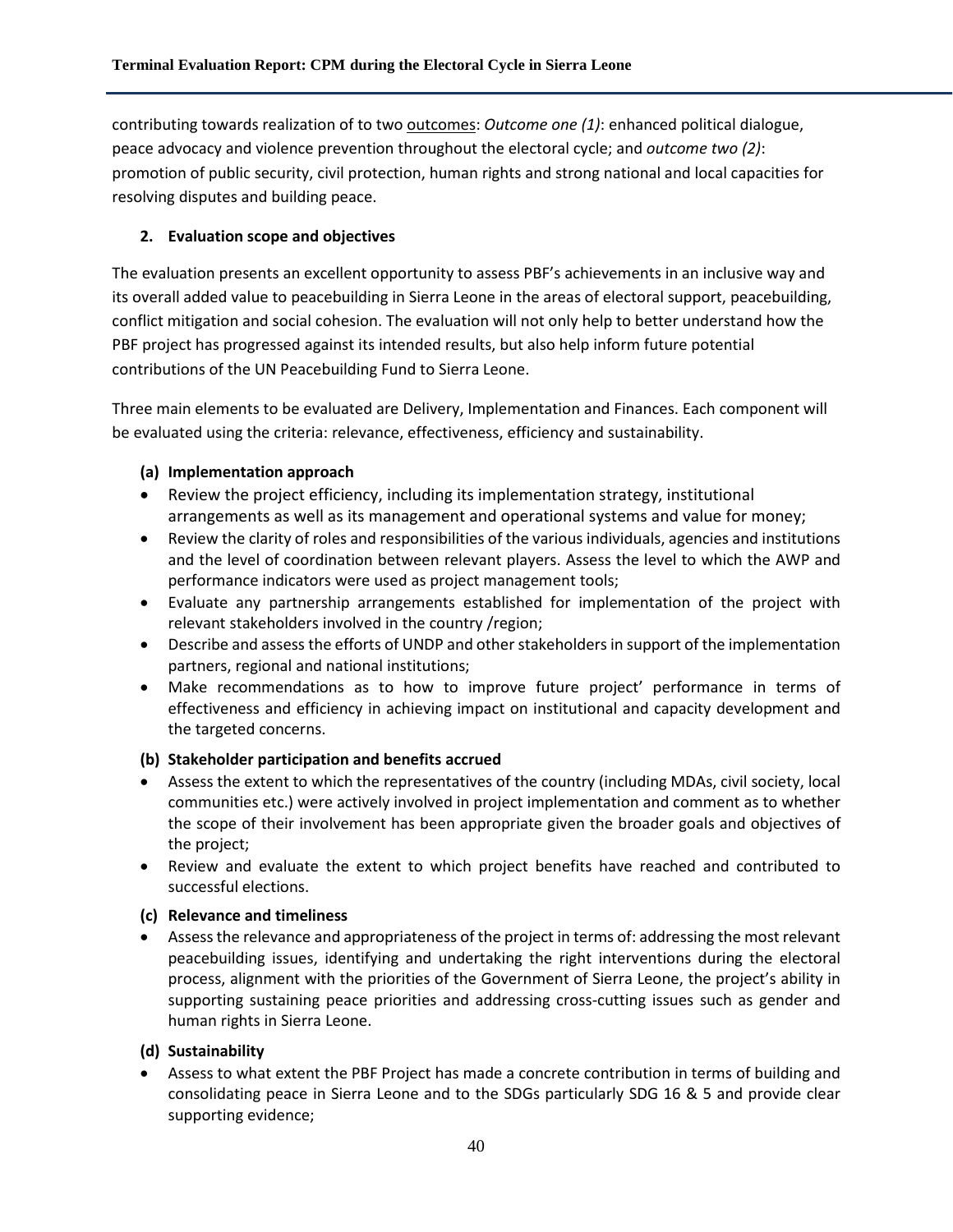contributing towards realization of to two <u>outcomes</u>: *Outcome one (1)*: enhanced political dialogue, peace advocacy and violence prevention throughout the electoral cycle; and *outcome two (2)*: promotion of public security, civil protection, human rights and strong national and local capacities for resolving disputes and building peace.

**2. Evaluation scope and objectives**

The evaluation presents an excellent opportunity to assess PBF's achievements in an inclusive way and its overall added value to peacebuilding in Sierra Leone in the areas of electoral support, peacebuilding, conflict mitigation and social cohesion. The evaluation will not only help to better understand how the PBF project has progressed against its intended results, but also help inform future potential contributions of the UN Peacebuilding Fund to Sierra Leone.

Three main elements to be evaluated are Delivery, Implementation and Finances. Each component will be evaluated using the criteria: relevance, effectiveness, efficiency and sustainability.

**(a) Implementation approach**

- Review the project efficiency, including its implementation strategy, institutional arrangements as well as its management and operational systems and value for money;
- Review the clarity of roles and responsibilities of the various individuals, agencies and institutions and the level of coordination between relevant players. Assess the level to which the AWP and performance indicators were used as project management tools;
- Evaluate any partnership arrangements established for implementation of the project with relevant stakeholders involved in the country /region;
- Describe and assess the efforts of UNDP and other stakeholders in support of the implementation partners, regional and national institutions;
- Make recommendations as to how to improve future project' performance in terms of effectiveness and efficiency in achieving impact on institutional and capacity development and the targeted concerns.

**(b) Stakeholder participation and benefits accrued**

- Assess the extent to which the representatives of the country (including MDAs, civil society, local communities etc.) were actively involved in project implementation and comment as to whether the scope of their involvement has been appropriate given the broader goals and objectives of the project;
- Review and evaluate the extent to which project benefits have reached and contributed to successful elections.

**(c) Relevance and timeliness**

- Assess the relevance and appropriateness of the project in terms of: addressing the most relevant peacebuilding issues, identifying and undertaking the right interventions during the electoral process, alignment with the priorities of the Government of Sierra Leone, the project's ability in supporting sustaining peace priorities and addressing cross-cutting issues such as gender and human rights in Sierra Leone.

**(d) Sustainability**

- Assess to what extent the PBF Project has made a concrete contribution in terms of building and consolidating peace in Sierra Leone and to the SDGs particularly SDG 16 & 5 and provide clear supporting evidence;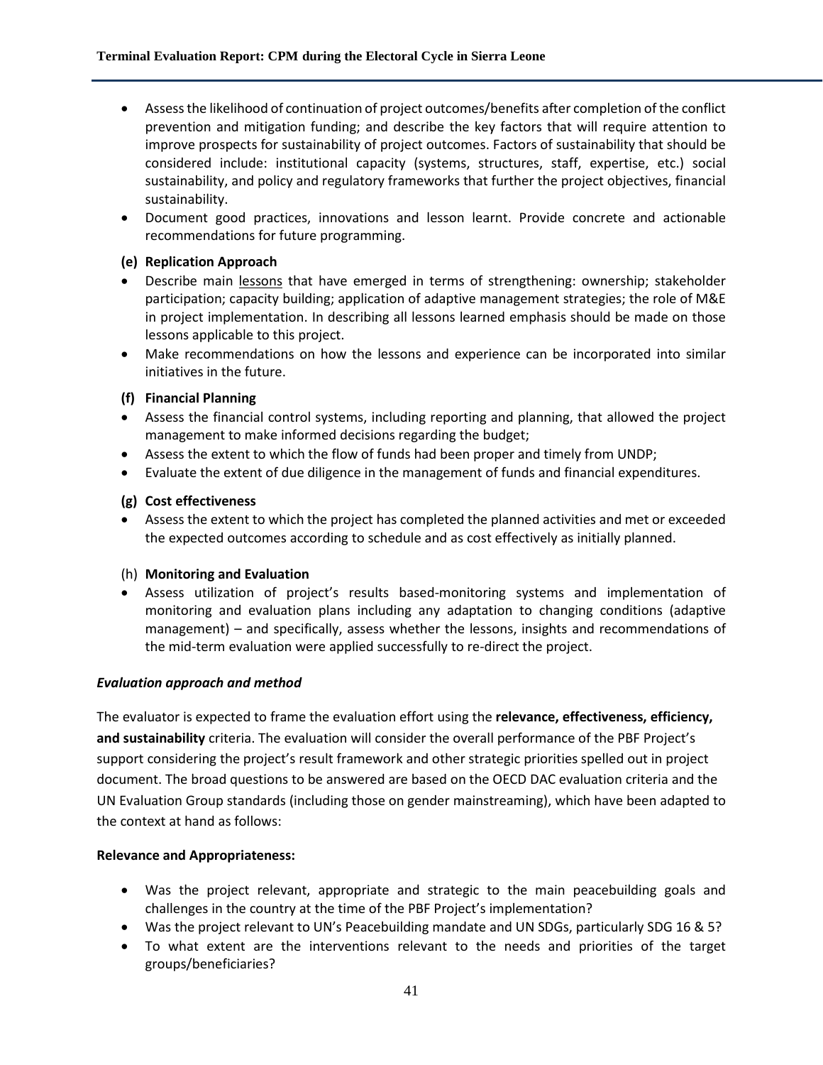- Assess the likelihood of continuation of project outcomes/benefits after completion of the conflict prevention and mitigation funding; and describe the key factors that will require attention to improve prospects for sustainability of project outcomes. Factors of sustainability that should be considered include: institutional capacity (systems, structures, staff, expertise, etc.) social sustainability, and policy and regulatory frameworks that further the project objectives, financial sustainability.
- Document good practices, innovations and lesson learnt. Provide concrete and actionable recommendations for future programming.

**(e) Replication Approach**

- Describe main lessons that have emerged in terms of strengthening: ownership; stakeholder participation; capacity building; application of adaptive management strategies; the role of M&E in project implementation. In describing all lessons learned emphasis should be made on those lessons applicable to this project.
- Make recommendations on how the lessons and experience can be incorporated into similar initiatives in the future.

**(f) Financial Planning**

- Assess the financial control systems, including reporting and planning, that allowed the project management to make informed decisions regarding the budget;
- Assess the extent to which the flow of funds had been proper and timely from UNDP;
- Evaluate the extent of due diligence in the management of funds and financial expenditures.

**(g) Cost effectiveness**

- Assess the extent to which the project has completed the planned activities and met or exceeded the expected outcomes according to schedule and as cost effectively as initially planned.

(h) **Monitoring and Evaluation**

- Assess utilization of project's results based-monitoring systems and implementation of monitoring and evaluation plans including any adaptation to changing conditions (adaptive management) – and specifically, assess whether the lessons, insights and recommendations of the mid-term evaluation were applied successfully to re-direct the project.

***Evaluation approach and method***

The evaluator is expected to frame the evaluation effort using the **relevance, effectiveness, efficiency, and sustainability** criteria. The evaluation will consider the overall performance of the PBF Project's support considering the project's result framework and other strategic priorities spelled out in project document. The broad questions to be answered are based on the OECD DAC evaluation criteria and the UN Evaluation Group standards (including those on gender mainstreaming), which have been adapted to the context at hand as follows:

**Relevance and Appropriateness:**

- Was the project relevant, appropriate and strategic to the main peacebuilding goals and challenges in the country at the time of the PBF Project's implementation?
- Was the project relevant to UN's Peacebuilding mandate and UN SDGs, particularly SDG 16 & 5?
- To what extent are the interventions relevant to the needs and priorities of the target groups/beneficiaries?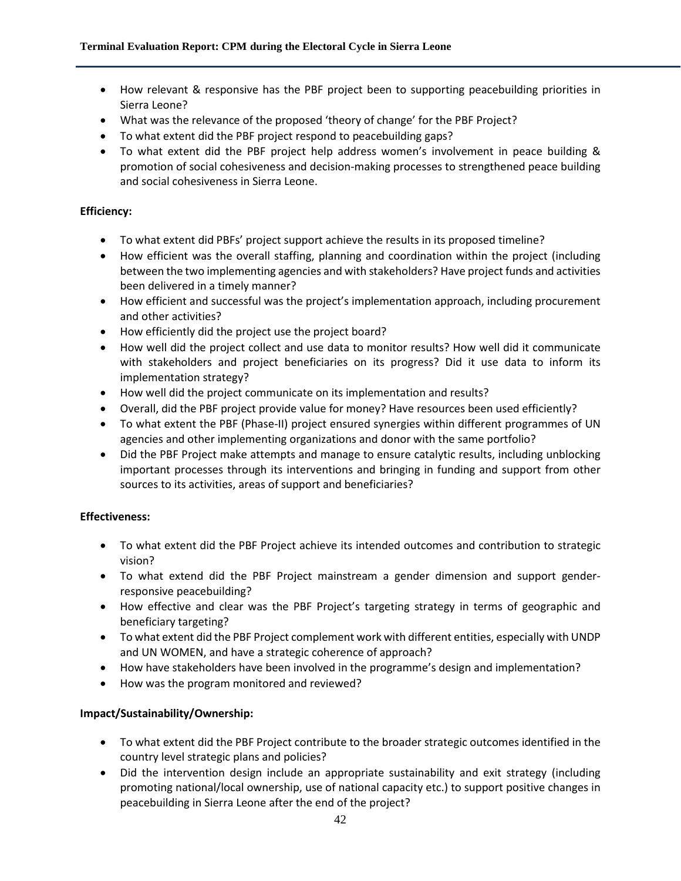- How relevant & responsive has the PBF project been to supporting peacebuilding priorities in Sierra Leone?
- What was the relevance of the proposed 'theory of change' for the PBF Project?
- To what extent did the PBF project respond to peacebuilding gaps?
- To what extent did the PBF project help address women's involvement in peace building & promotion of social cohesiveness and decision-making processes to strengthened peace building and social cohesiveness in Sierra Leone.

**Efficiency:**

- To what extent did PBFs' project support achieve the results in its proposed timeline?
- How efficient was the overall staffing, planning and coordination within the project (including between the two implementing agencies and with stakeholders? Have project funds and activities been delivered in a timely manner?
- How efficient and successful was the project's implementation approach, including procurement and other activities?
- How efficiently did the project use the project board?
- How well did the project collect and use data to monitor results? How well did it communicate with stakeholders and project beneficiaries on its progress? Did it use data to inform its implementation strategy?
- How well did the project communicate on its implementation and results?
- Overall, did the PBF project provide value for money? Have resources been used efficiently?
- To what extent the PBF (Phase-II) project ensured synergies within different programmes of UN agencies and other implementing organizations and donor with the same portfolio?
- Did the PBF Project make attempts and manage to ensure catalytic results, including unblocking important processes through its interventions and bringing in funding and support from other sources to its activities, areas of support and beneficiaries?

**Effectiveness:**

- To what extent did the PBF Project achieve its intended outcomes and contribution to strategic vision?
- To what extend did the PBF Project mainstream a gender dimension and support gender-responsive peacebuilding?
- How effective and clear was the PBF Project's targeting strategy in terms of geographic and beneficiary targeting?
- To what extent did the PBF Project complement work with different entities, especially with UNDP and UN WOMEN, and have a strategic coherence of approach?
- How have stakeholders have been involved in the programme's design and implementation?
- How was the program monitored and reviewed?

**Impact/Sustainability/Ownership:**

- To what extent did the PBF Project contribute to the broader strategic outcomes identified in the country level strategic plans and policies?
- Did the intervention design include an appropriate sustainability and exit strategy (including promoting national/local ownership, use of national capacity etc.) to support positive changes in peacebuilding in Sierra Leone after the end of the project?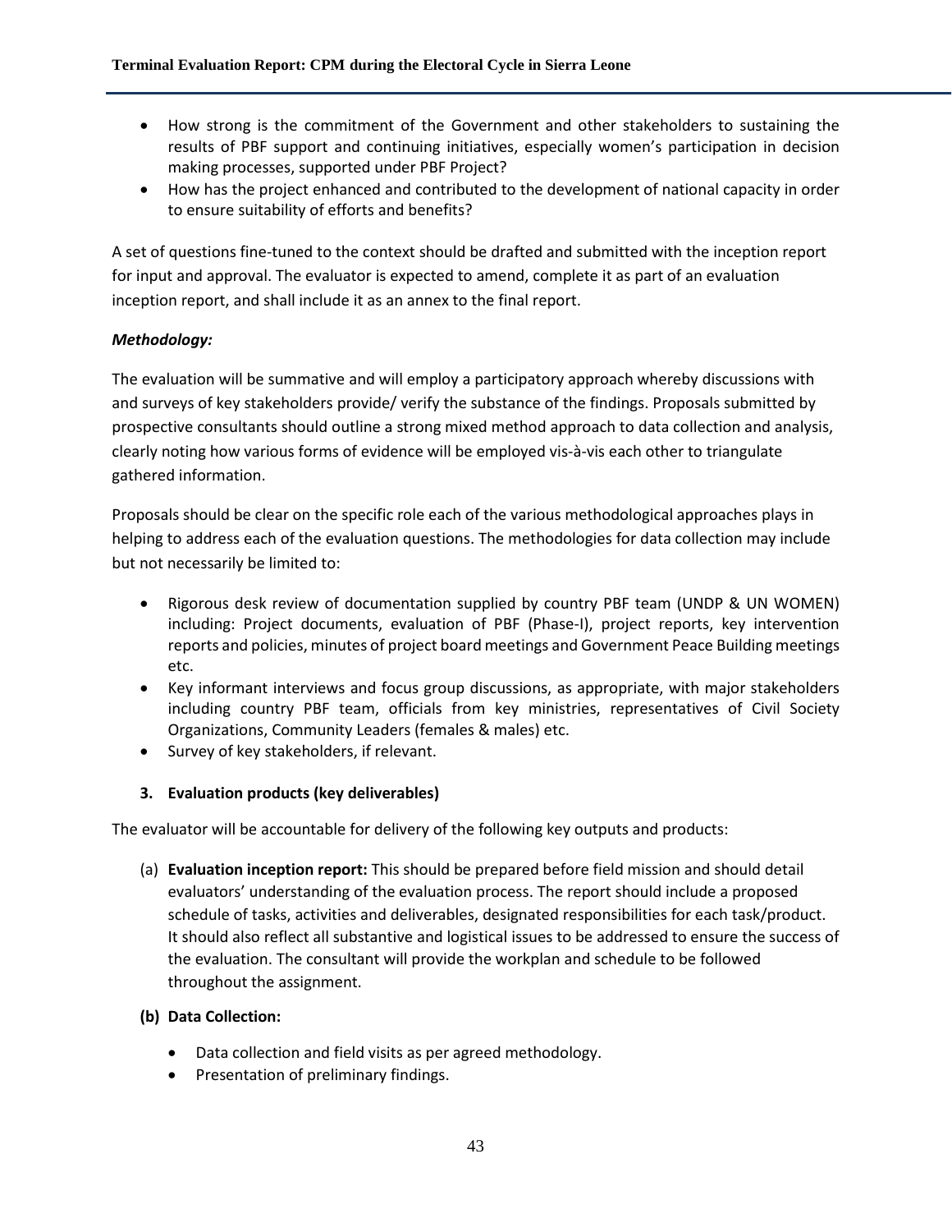- How strong is the commitment of the Government and other stakeholders to sustaining the results of PBF support and continuing initiatives, especially women's participation in decision making processes, supported under PBF Project?
- How has the project enhanced and contributed to the development of national capacity in order to ensure suitability of efforts and benefits?

A set of questions fine-tuned to the context should be drafted and submitted with the inception report for input and approval. The evaluator is expected to amend, complete it as part of an evaluation inception report, and shall include it as an annex to the final report.

***Methodology:***

The evaluation will be summative and will employ a participatory approach whereby discussions with and surveys of key stakeholders provide/ verify the substance of the findings. Proposals submitted by prospective consultants should outline a strong mixed method approach to data collection and analysis, clearly noting how various forms of evidence will be employed vis-à-vis each other to triangulate gathered information.

Proposals should be clear on the specific role each of the various methodological approaches plays in helping to address each of the evaluation questions. The methodologies for data collection may include but not necessarily be limited to:

- Rigorous desk review of documentation supplied by country PBF team (UNDP & UN WOMEN) including: Project documents, evaluation of PBF (Phase-I), project reports, key intervention reports and policies, minutes of project board meetings and Government Peace Building meetings etc.
- Key informant interviews and focus group discussions, as appropriate, with major stakeholders including country PBF team, officials from key ministries, representatives of Civil Society Organizations, Community Leaders (females & males) etc.
- Survey of key stakeholders, if relevant.

### 3. Evaluation products (key deliverables)

The evaluator will be accountable for delivery of the following key outputs and products:

(a) **Evaluation inception report:** This should be prepared before field mission and should detail evaluators' understanding of the evaluation process. The report should include a proposed schedule of tasks, activities and deliverables, designated responsibilities for each task/product. It should also reflect all substantive and logistical issues to be addressed to ensure the success of the evaluation. The consultant will provide the workplan and schedule to be followed throughout the assignment.

**(b) Data Collection:**

- Data collection and field visits as per agreed methodology.
- Presentation of preliminary findings.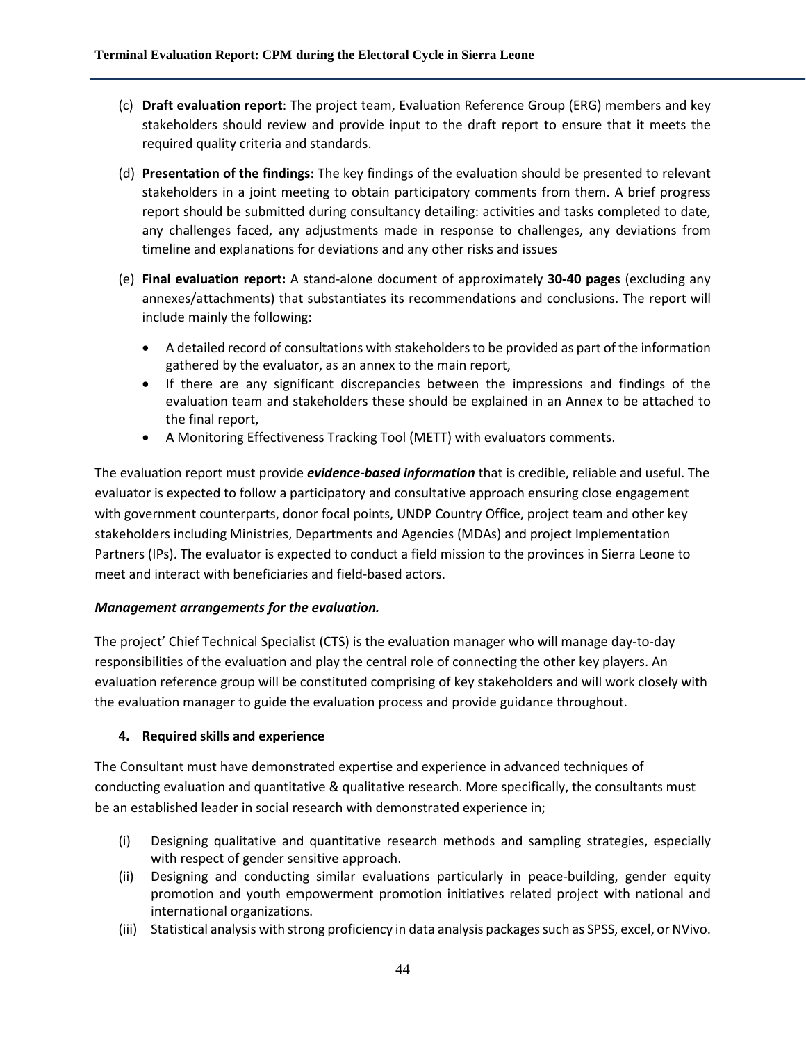(c) **Draft evaluation report**: The project team, Evaluation Reference Group (ERG) members and key stakeholders should review and provide input to the draft report to ensure that it meets the required quality criteria and standards.

(d) **Presentation of the findings:** The key findings of the evaluation should be presented to relevant stakeholders in a joint meeting to obtain participatory comments from them. A brief progress report should be submitted during consultancy detailing: activities and tasks completed to date, any challenges faced, any adjustments made in response to challenges, any deviations from timeline and explanations for deviations and any other risks and issues

(e) **Final evaluation report:** A stand-alone document of approximately **<u>30-40 pages</u>** (excluding any annexes/attachments) that substantiates its recommendations and conclusions. The report will include mainly the following:

- A detailed record of consultations with stakeholders to be provided as part of the information gathered by the evaluator, as an annex to the main report,
- If there are any significant discrepancies between the impressions and findings of the evaluation team and stakeholders these should be explained in an Annex to be attached to the final report,
- A Monitoring Effectiveness Tracking Tool (METT) with evaluators comments.

The evaluation report must provide ***evidence-based information*** that is credible, reliable and useful. The evaluator is expected to follow a participatory and consultative approach ensuring close engagement with government counterparts, donor focal points, UNDP Country Office, project team and other key stakeholders including Ministries, Departments and Agencies (MDAs) and project Implementation Partners (IPs). The evaluator is expected to conduct a field mission to the provinces in Sierra Leone to meet and interact with beneficiaries and field-based actors.

***Management arrangements for the evaluation.***

The project' Chief Technical Specialist (CTS) is the evaluation manager who will manage day-to-day responsibilities of the evaluation and play the central role of connecting the other key players. An evaluation reference group will be constituted comprising of key stakeholders and will work closely with the evaluation manager to guide the evaluation process and provide guidance throughout.

## 4. Required skills and experience

The Consultant must have demonstrated expertise and experience in advanced techniques of conducting evaluation and quantitative & qualitative research. More specifically, the consultants must be an established leader in social research with demonstrated experience in;

(i) Designing qualitative and quantitative research methods and sampling strategies, especially with respect of gender sensitive approach.
(ii) Designing and conducting similar evaluations particularly in peace-building, gender equity promotion and youth empowerment promotion initiatives related project with national and international organizations.
(iii) Statistical analysis with strong proficiency in data analysis packages such as SPSS, excel, or NVivo.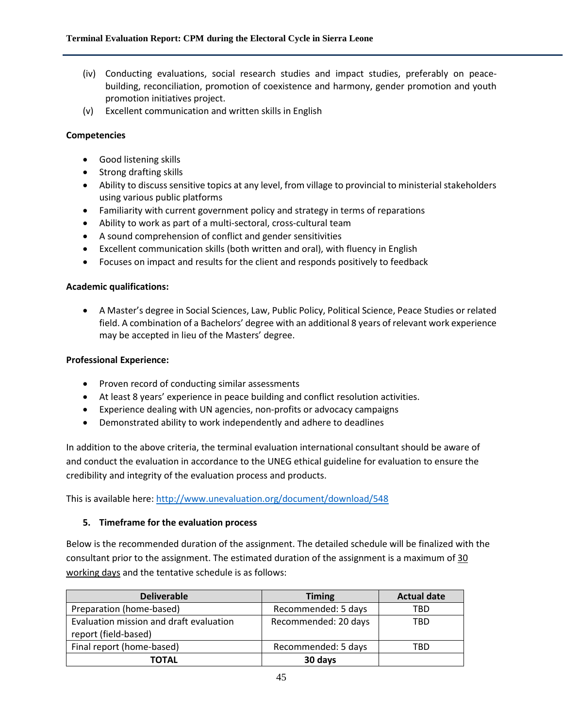(iv) Conducting evaluations, social research studies and impact studies, preferably on peace-building, reconciliation, promotion of coexistence and harmony, gender promotion and youth promotion initiatives project.

(v) Excellent communication and written skills in English

**Competencies**

- Good listening skills
- Strong drafting skills
- Ability to discuss sensitive topics at any level, from village to provincial to ministerial stakeholders using various public platforms
- Familiarity with current government policy and strategy in terms of reparations
- Ability to work as part of a multi-sectoral, cross-cultural team
- A sound comprehension of conflict and gender sensitivities
- Excellent communication skills (both written and oral), with fluency in English
- Focuses on impact and results for the client and responds positively to feedback

**Academic qualifications:**

- A Master's degree in Social Sciences, Law, Public Policy, Political Science, Peace Studies or related field. A combination of a Bachelors' degree with an additional 8 years of relevant work experience may be accepted in lieu of the Masters' degree.

**Professional Experience:**

- Proven record of conducting similar assessments
- At least 8 years' experience in peace building and conflict resolution activities.
- Experience dealing with UN agencies, non-profits or advocacy campaigns
- Demonstrated ability to work independently and adhere to deadlines

In addition to the above criteria, the terminal evaluation international consultant should be aware of and conduct the evaluation in accordance to the UNEG ethical guideline for evaluation to ensure the credibility and integrity of the evaluation process and products.

This is available here: http://www.unevaluation.org/document/download/548

**5. Timeframe for the evaluation process**

Below is the recommended duration of the assignment. The detailed schedule will be finalized with the consultant prior to the assignment. The estimated duration of the assignment is a maximum of 30 working days and the tentative schedule is as follows:

| Deliverable | Timing | Actual date |
|---|---|---|
| Preparation (home-based) | Recommended: 5 days | TBD |
| Evaluation mission and draft evaluation report (field-based) | Recommended: 20 days | TBD |
| Final report (home-based) | Recommended: 5 days | TBD |
| **TOTAL** | **30 days** | |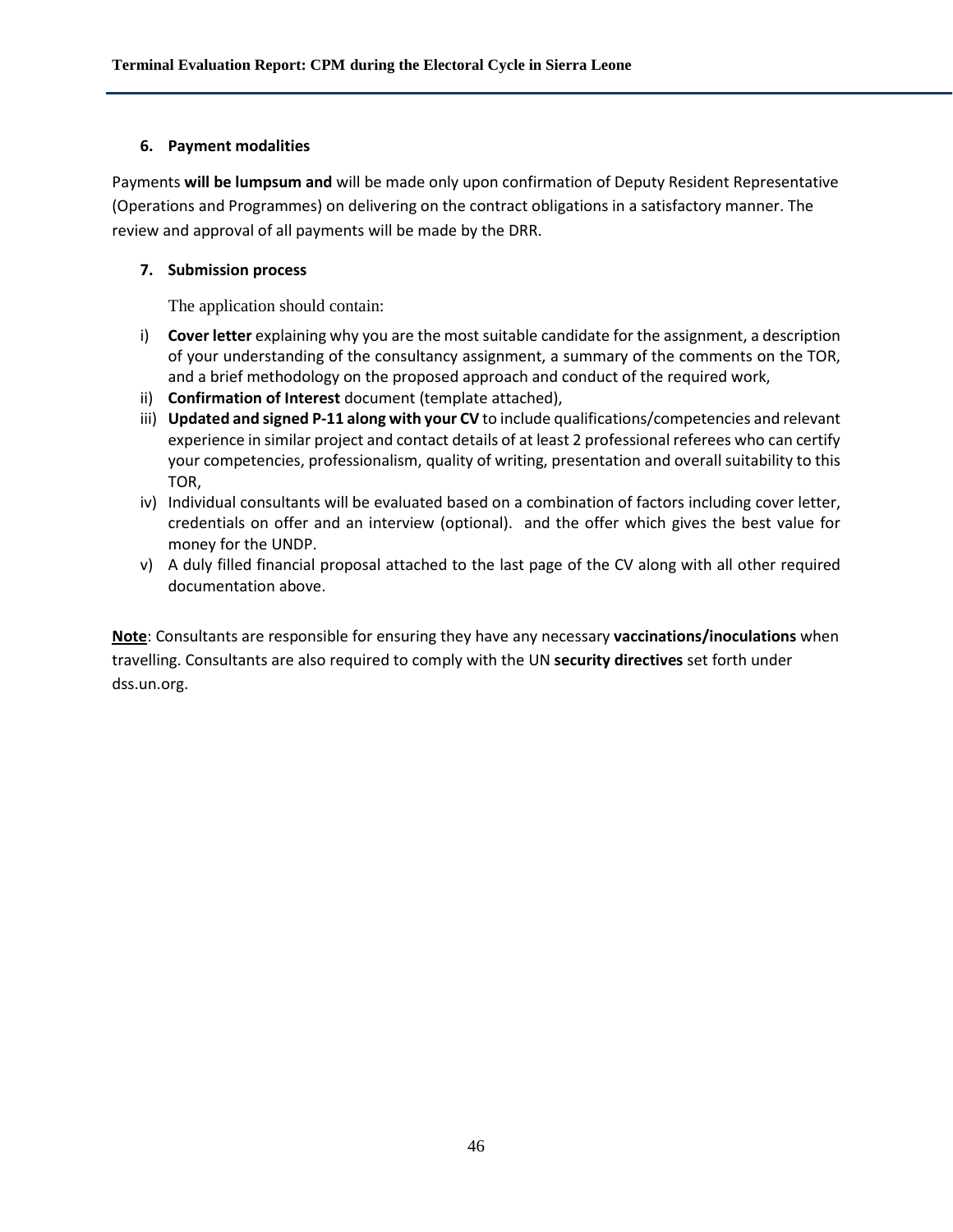### 6. Payment modalities

Payments **will be lumpsum and** will be made only upon confirmation of Deputy Resident Representative (Operations and Programmes) on delivering on the contract obligations in a satisfactory manner. The review and approval of all payments will be made by the DRR.

### 7. Submission process

The application should contain:

i) **Cover letter** explaining why you are the most suitable candidate for the assignment, a description of your understanding of the consultancy assignment, a summary of the comments on the TOR, and a brief methodology on the proposed approach and conduct of the required work,
ii) **Confirmation of Interest** document (template attached),
iii) **Updated and signed P-11 along with your CV** to include qualifications/competencies and relevant experience in similar project and contact details of at least 2 professional referees who can certify your competencies, professionalism, quality of writing, presentation and overall suitability to this TOR,
iv) Individual consultants will be evaluated based on a combination of factors including cover letter, credentials on offer and an interview (optional).  and the offer which gives the best value for money for the UNDP.
v) A duly filled financial proposal attached to the last page of the CV along with all other required documentation above.

**Note**: Consultants are responsible for ensuring they have any necessary **vaccinations/inoculations** when travelling. Consultants are also required to comply with the UN **security directives** set forth under dss.un.org.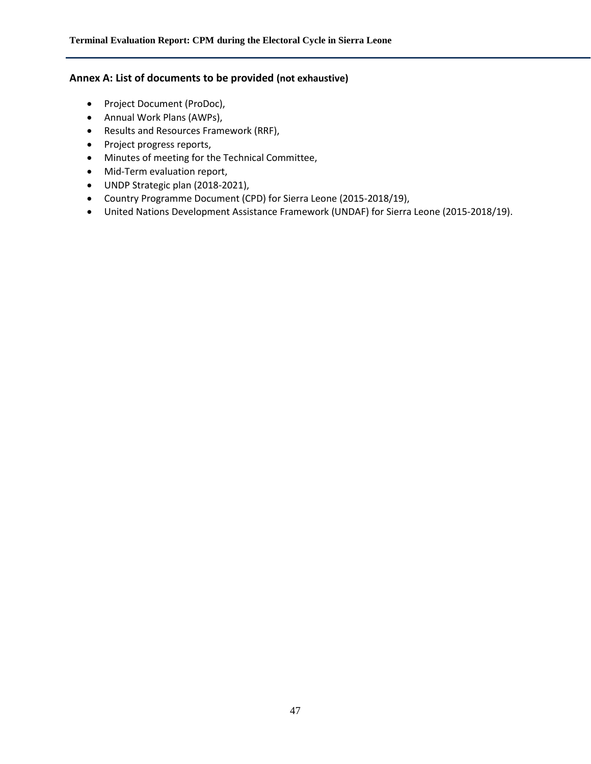## Annex A: List of documents to be provided (not exhaustive)

- Project Document (ProDoc),
- Annual Work Plans (AWPs),
- Results and Resources Framework (RRF),
- Project progress reports,
- Minutes of meeting for the Technical Committee,
- Mid-Term evaluation report,
- UNDP Strategic plan (2018-2021),
- Country Programme Document (CPD) for Sierra Leone (2015-2018/19),
- United Nations Development Assistance Framework (UNDAF) for Sierra Leone (2015-2018/19).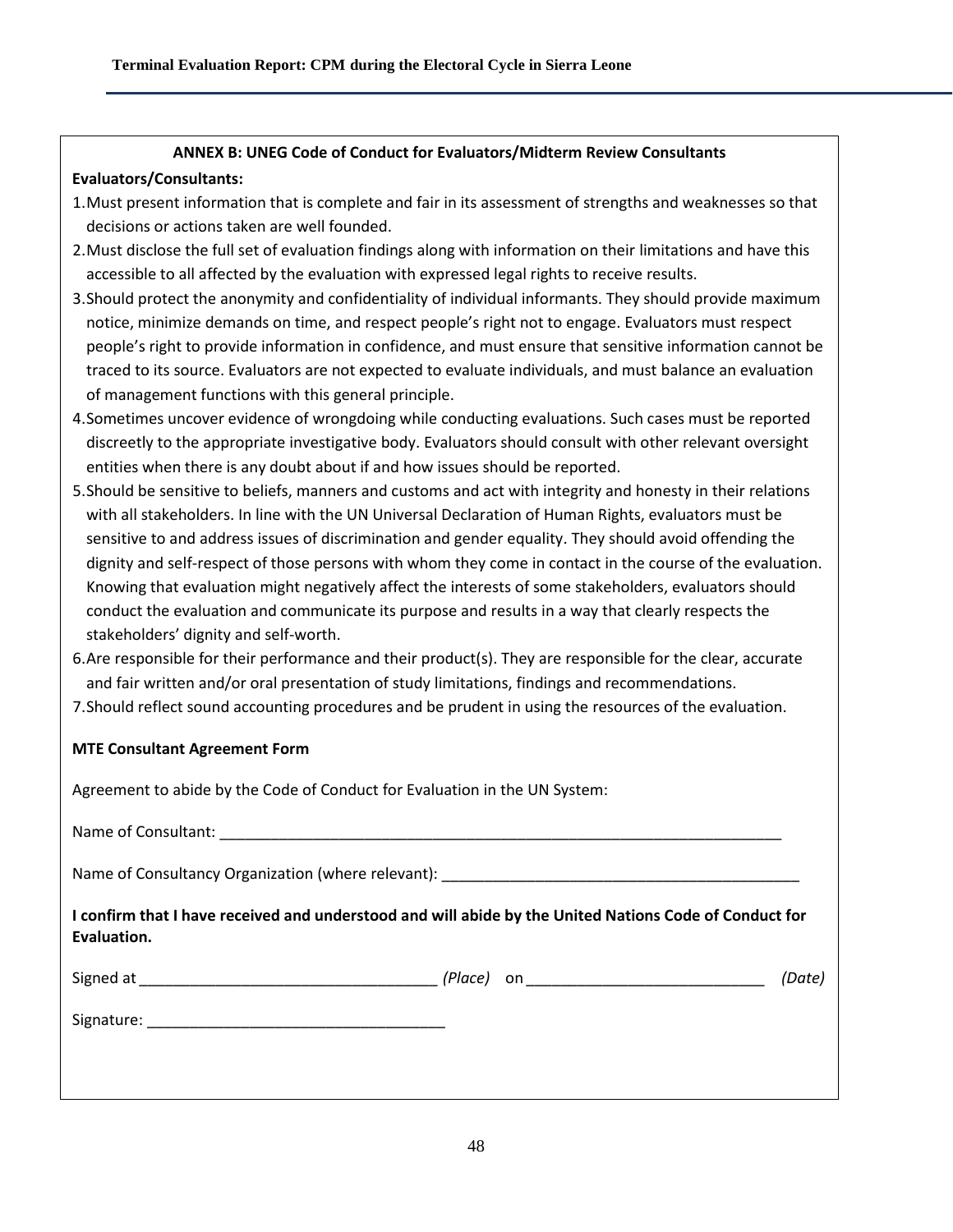## ANNEX B: UNEG Code of Conduct for Evaluators/Midterm Review Consultants

**Evaluators/Consultants:**

1. Must present information that is complete and fair in its assessment of strengths and weaknesses so that decisions or actions taken are well founded.
2. Must disclose the full set of evaluation findings along with information on their limitations and have this accessible to all affected by the evaluation with expressed legal rights to receive results.
3. Should protect the anonymity and confidentiality of individual informants. They should provide maximum notice, minimize demands on time, and respect people's right not to engage. Evaluators must respect people's right to provide information in confidence, and must ensure that sensitive information cannot be traced to its source. Evaluators are not expected to evaluate individuals, and must balance an evaluation of management functions with this general principle.
4. Sometimes uncover evidence of wrongdoing while conducting evaluations. Such cases must be reported discreetly to the appropriate investigative body. Evaluators should consult with other relevant oversight entities when there is any doubt about if and how issues should be reported.
5. Should be sensitive to beliefs, manners and customs and act with integrity and honesty in their relations with all stakeholders. In line with the UN Universal Declaration of Human Rights, evaluators must be sensitive to and address issues of discrimination and gender equality. They should avoid offending the dignity and self-respect of those persons with whom they come in contact in the course of the evaluation. Knowing that evaluation might negatively affect the interests of some stakeholders, evaluators should conduct the evaluation and communicate its purpose and results in a way that clearly respects the stakeholders' dignity and self-worth.
6. Are responsible for their performance and their product(s). They are responsible for the clear, accurate and fair written and/or oral presentation of study limitations, findings and recommendations.
7. Should reflect sound accounting procedures and be prudent in using the resources of the evaluation.

**MTE Consultant Agreement Form**

Agreement to abide by the Code of Conduct for Evaluation in the UN System:

Name of Consultant: ___________________________________________________________________

Name of Consultancy Organization (where relevant): ________________________________________

**I confirm that I have received and understood and will abide by the United Nations Code of Conduct for Evaluation.**

Signed at __________________________________ *(Place)* on ___________________________ *(Date)*

Signature: __________________________________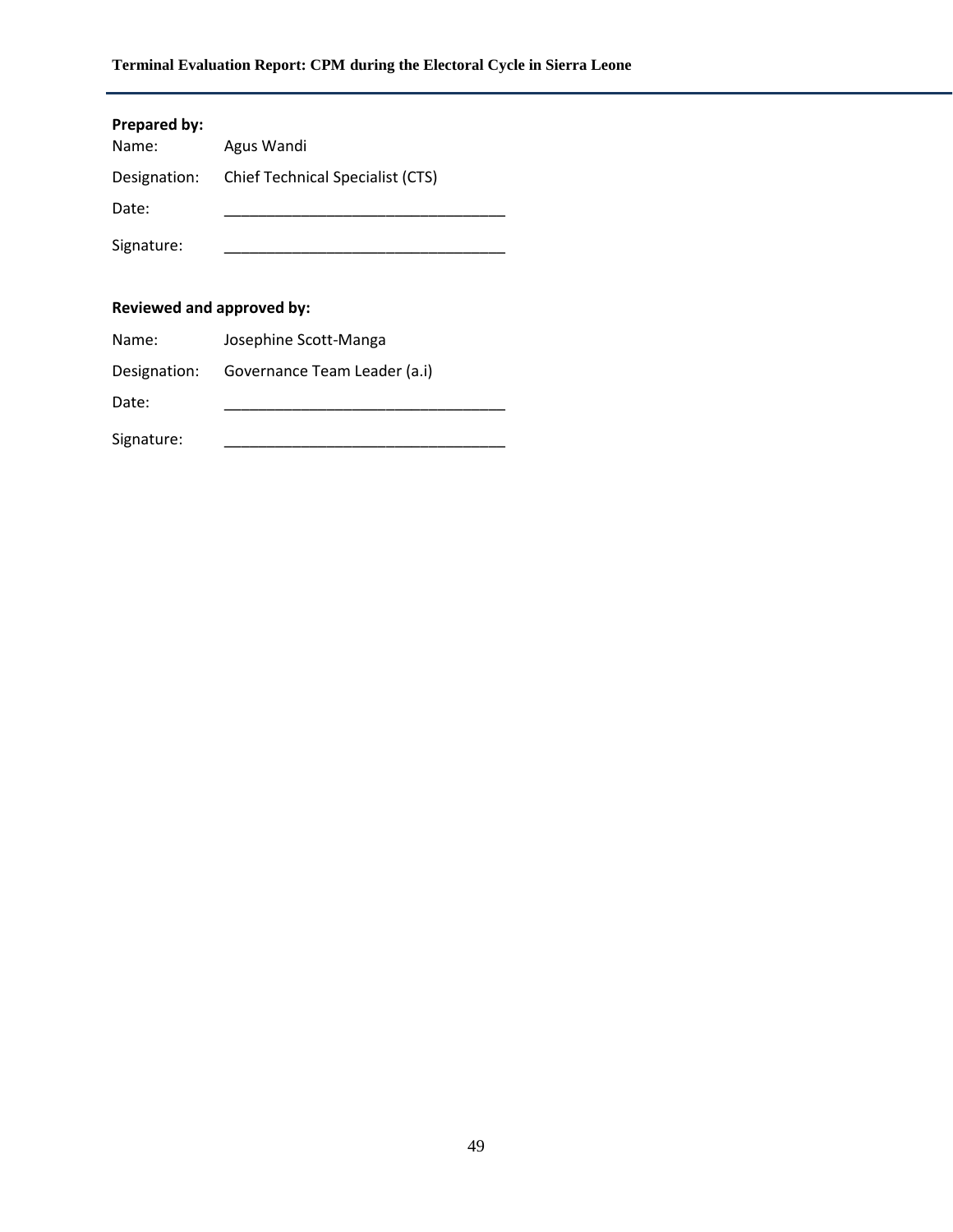**Prepared by:**

Name: Agus Wandi

Designation: Chief Technical Specialist (CTS)

Date: ________________________________

Signature: ________________________________

**Reviewed and approved by:**

Name: Josephine Scott-Manga

Designation: Governance Team Leader (a.i)

Date: ________________________________

Signature: ________________________________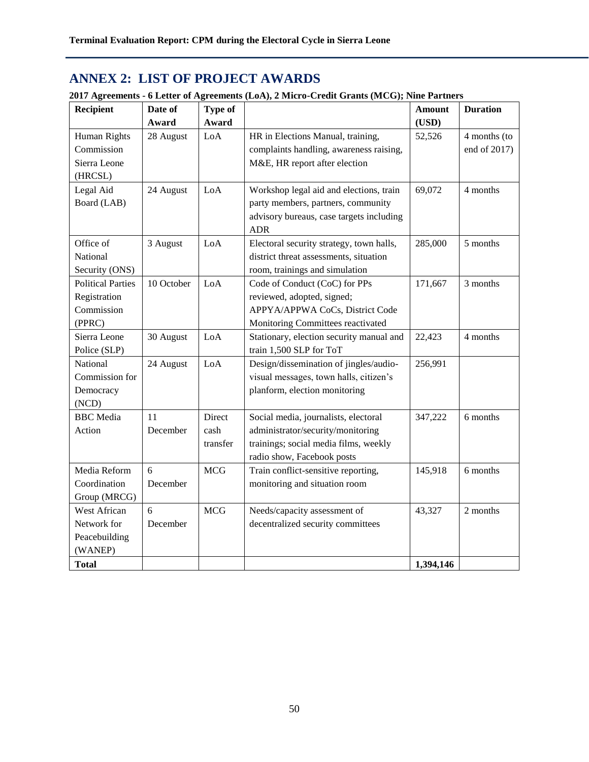## ANNEX 2: LIST OF PROJECT AWARDS

**2017 Agreements - 6 Letter of Agreements (LoA), 2 Micro-Credit Grants (MCG); Nine Partners**

| Recipient | Date of Award | Type of Award | | Amount (USD) | Duration |
|---|---|---|---|---|---|
| Human Rights Commission Sierra Leone (HRCSL) | 28 August | LoA | HR in Elections Manual, training, complaints handling, awareness raising, M&E, HR report after election | 52,526 | 4 months (to end of 2017) |
| Legal Aid Board (LAB) | 24 August | LoA | Workshop legal aid and elections, train party members, partners, community advisory bureaus, case targets including ADR | 69,072 | 4 months |
| Office of National Security (ONS) | 3 August | LoA | Electoral security strategy, town halls, district threat assessments, situation room, trainings and simulation | 285,000 | 5 months |
| Political Parties Registration Commission (PPRC) | 10 October | LoA | Code of Conduct (CoC) for PPs reviewed, adopted, signed; APPYA/APPWA CoCs, District Code Monitoring Committees reactivated | 171,667 | 3 months |
| Sierra Leone Police (SLP) | 30 August | LoA | Stationary, election security manual and train 1,500 SLP for ToT | 22,423 | 4 months |
| National Commission for Democracy (NCD) | 24 August | LoA | Design/dissemination of jingles/audio-visual messages, town halls, citizen's planform, election monitoring | 256,991 | |
| BBC Media Action | 11 December | Direct cash transfer | Social media, journalists, electoral administrator/security/monitoring trainings; social media films, weekly radio show, Facebook posts | 347,222 | 6 months |
| Media Reform Coordination Group (MRCG) | 6 December | MCG | Train conflict-sensitive reporting, monitoring and situation room | 145,918 | 6 months |
| West African Network for Peacebuilding (WANEP) | 6 December | MCG | Needs/capacity assessment of decentralized security committees | 43,327 | 2 months |
| **Total** | | | | **1,394,146** | |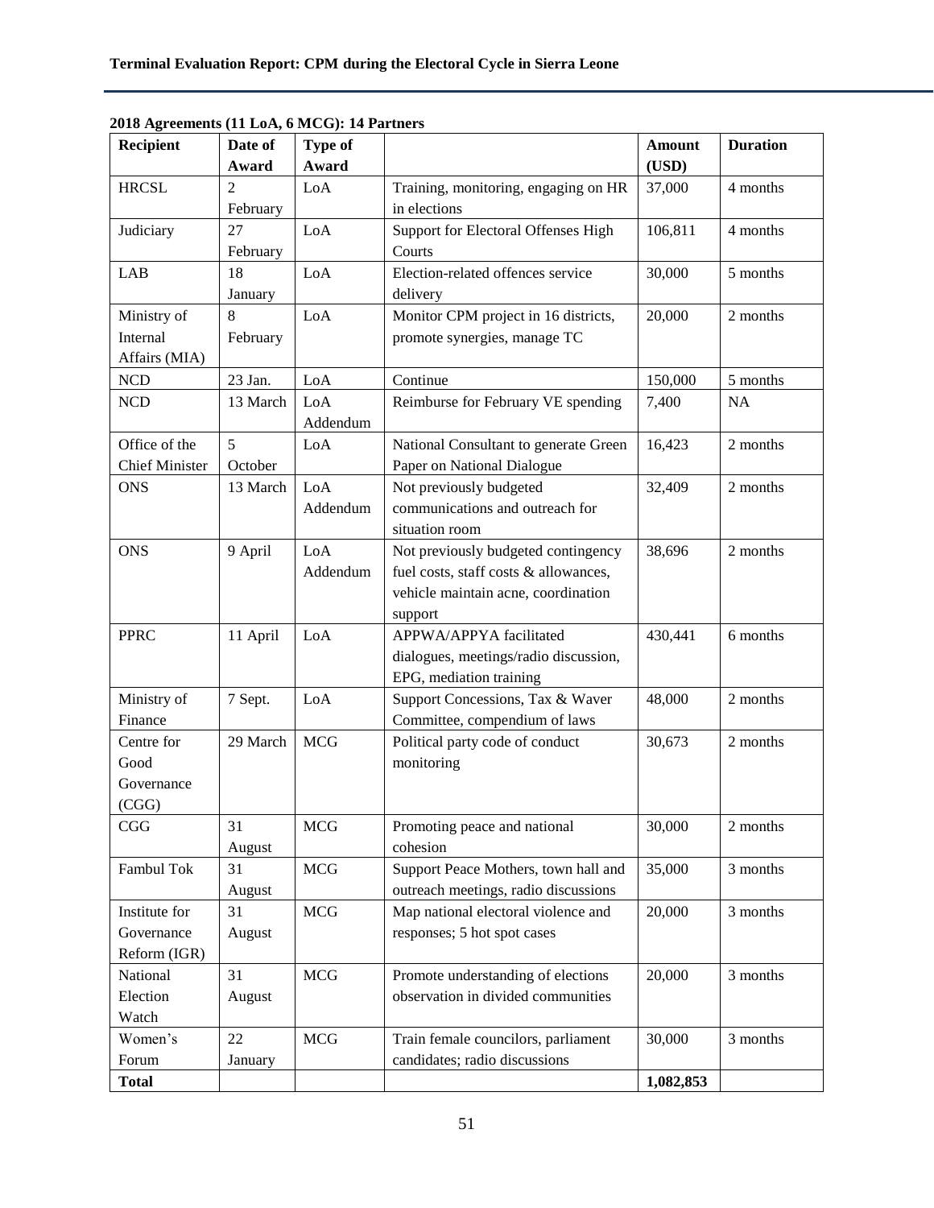**2018 Agreements (11 LoA, 6 MCG): 14 Partners**

| Recipient | Date of Award | Type of Award | | Amount (USD) | Duration |
|---|---|---|---|---|---|
| HRCSL | 2 February | LoA | Training, monitoring, engaging on HR in elections | 37,000 | 4 months |
| Judiciary | 27 February | LoA | Support for Electoral Offenses High Courts | 106,811 | 4 months |
| LAB | 18 January | LoA | Election-related offences service delivery | 30,000 | 5 months |
| Ministry of Internal Affairs (MIA) | 8 February | LoA | Monitor CPM project in 16 districts, promote synergies, manage TC | 20,000 | 2 months |
| NCD | 23 Jan. | LoA | Continue | 150,000 | 5 months |
| NCD | 13 March | LoA Addendum | Reimburse for February VE spending | 7,400 | NA |
| Office of the Chief Minister | 5 October | LoA | National Consultant to generate Green Paper on National Dialogue | 16,423 | 2 months |
| ONS | 13 March | LoA Addendum | Not previously budgeted communications and outreach for situation room | 32,409 | 2 months |
| ONS | 9 April | LoA Addendum | Not previously budgeted contingency fuel costs, staff costs & allowances, vehicle maintain acne, coordination support | 38,696 | 2 months |
| PPRC | 11 April | LoA | APPWA/APPYA facilitated dialogues, meetings/radio discussion, EPG, mediation training | 430,441 | 6 months |
| Ministry of Finance | 7 Sept. | LoA | Support Concessions, Tax & Waver Committee, compendium of laws | 48,000 | 2 months |
| Centre for Good Governance (CGG) | 29 March | MCG | Political party code of conduct monitoring | 30,673 | 2 months |
| CGG | 31 August | MCG | Promoting peace and national cohesion | 30,000 | 2 months |
| Fambul Tok | 31 August | MCG | Support Peace Mothers, town hall and outreach meetings, radio discussions | 35,000 | 3 months |
| Institute for Governance Reform (IGR) | 31 August | MCG | Map national electoral violence and responses; 5 hot spot cases | 20,000 | 3 months |
| National Election Watch | 31 August | MCG | Promote understanding of elections observation in divided communities | 20,000 | 3 months |
| Women's Forum | 22 January | MCG | Train female councilors, parliament candidates; radio discussions | 30,000 | 3 months |
| **Total** | | | | **1,082,853** | |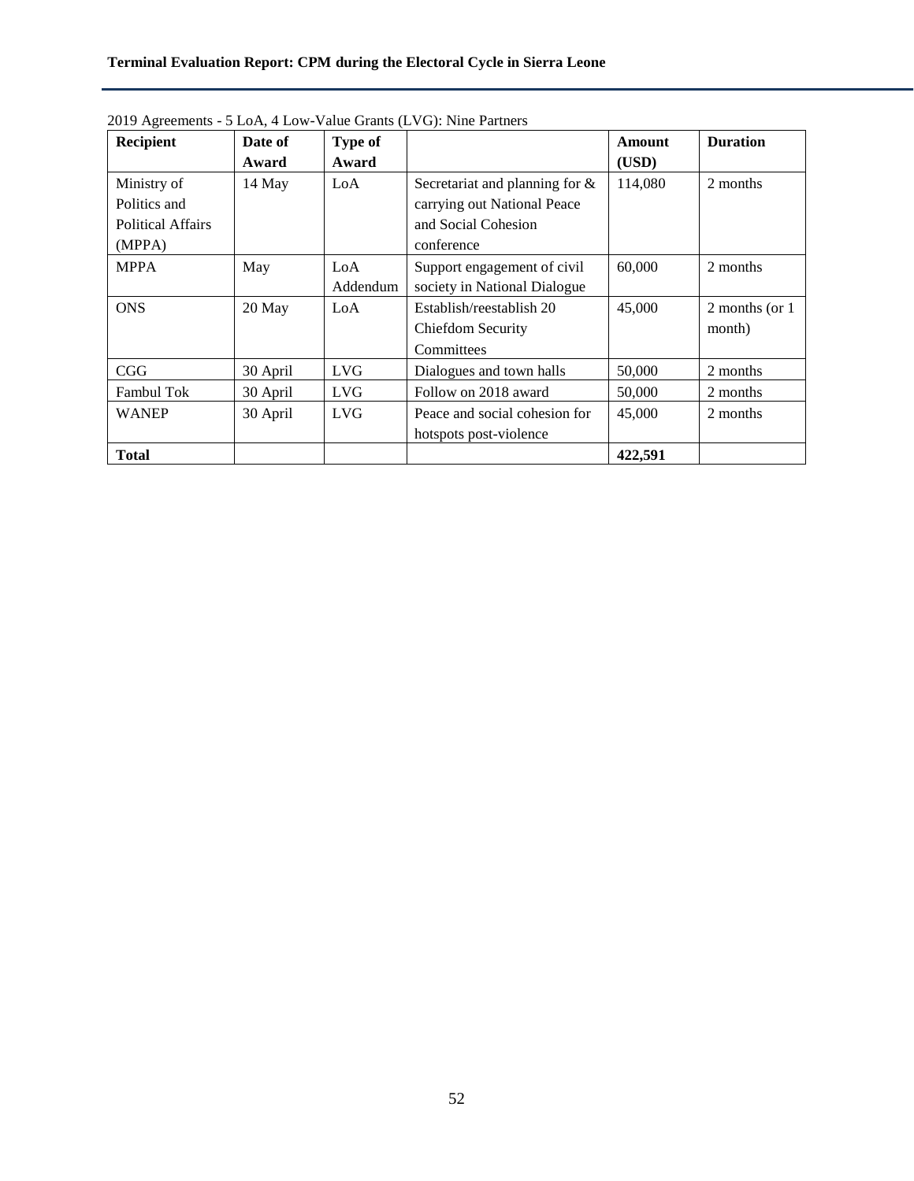2019 Agreements - 5 LoA, 4 Low-Value Grants (LVG): Nine Partners

| Recipient | Date of Award | Type of Award | | Amount (USD) | Duration |
|---|---|---|---|---|---|
| Ministry of Politics and Political Affairs (MPPA) | 14 May | LoA | Secretariat and planning for & carrying out National Peace and Social Cohesion conference | 114,080 | 2 months |
| MPPA | May | LoA Addendum | Support engagement of civil society in National Dialogue | 60,000 | 2 months |
| ONS | 20 May | LoA | Establish/reestablish 20 Chiefdom Security Committees | 45,000 | 2 months (or 1 month) |
| CGG | 30 April | LVG | Dialogues and town halls | 50,000 | 2 months |
| Fambul Tok | 30 April | LVG | Follow on 2018 award | 50,000 | 2 months |
| WANEP | 30 April | LVG | Peace and social cohesion for hotspots post-violence | 45,000 | 2 months |
| **Total** | | | | **422,591** | |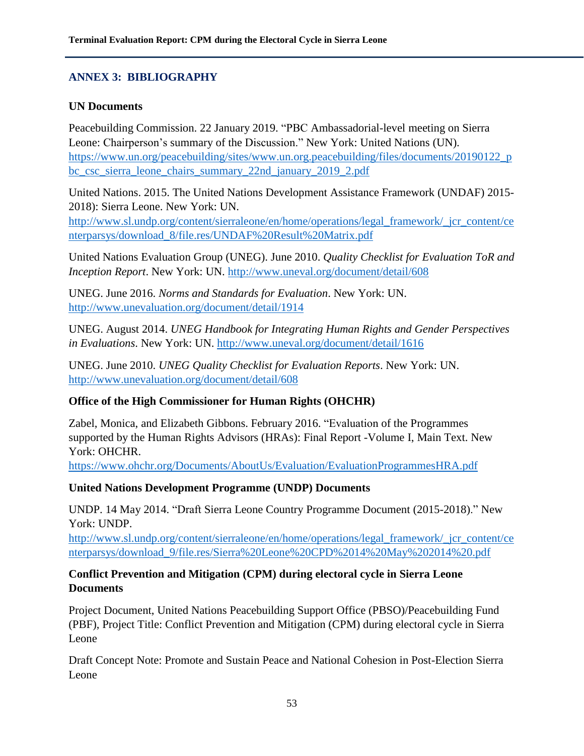## ANNEX 3: BIBLIOGRAPHY

### UN Documents

Peacebuilding Commission. 22 January 2019. "PBC Ambassadorial-level meeting on Sierra Leone: Chairperson's summary of the Discussion." New York: United Nations (UN). https://www.un.org/peacebuilding/sites/www.un.org.peacebuilding/files/documents/20190122_pbc_csc_sierra_leone_chairs_summary_22nd_january_2019_2.pdf

United Nations. 2015. The United Nations Development Assistance Framework (UNDAF) 2015-2018): Sierra Leone. New York: UN. http://www.sl.undp.org/content/sierraleone/en/home/operations/legal_framework/_jcr_content/centerparsys/download_8/file.res/UNDAF%20Result%20Matrix.pdf

United Nations Evaluation Group (UNEG). June 2010. *Quality Checklist for Evaluation ToR and Inception Report*. New York: UN. http://www.uneval.org/document/detail/608

UNEG. June 2016. *Norms and Standards for Evaluation*. New York: UN. http://www.unevaluation.org/document/detail/1914

UNEG. August 2014. *UNEG Handbook for Integrating Human Rights and Gender Perspectives in Evaluations*. New York: UN. http://www.uneval.org/document/detail/1616

UNEG. June 2010. *UNEG Quality Checklist for Evaluation Reports*. New York: UN. http://www.unevaluation.org/document/detail/608

### Office of the High Commissioner for Human Rights (OHCHR)

Zabel, Monica, and Elizabeth Gibbons. February 2016. "Evaluation of the Programmes supported by the Human Rights Advisors (HRAs): Final Report -Volume I, Main Text. New York: OHCHR. https://www.ohchr.org/Documents/AboutUs/Evaluation/EvaluationProgrammesHRA.pdf

### United Nations Development Programme (UNDP) Documents

UNDP. 14 May 2014. "Draft Sierra Leone Country Programme Document (2015-2018)." New York: UNDP. http://www.sl.undp.org/content/sierraleone/en/home/operations/legal_framework/_jcr_content/centerparsys/download_9/file.res/Sierra%20Leone%20CPD%2014%20May%202014%20.pdf

### Conflict Prevention and Mitigation (CPM) during electoral cycle in Sierra Leone Documents

Project Document, United Nations Peacebuilding Support Office (PBSO)/Peacebuilding Fund (PBF), Project Title: Conflict Prevention and Mitigation (CPM) during electoral cycle in Sierra Leone

Draft Concept Note: Promote and Sustain Peace and National Cohesion in Post-Election Sierra Leone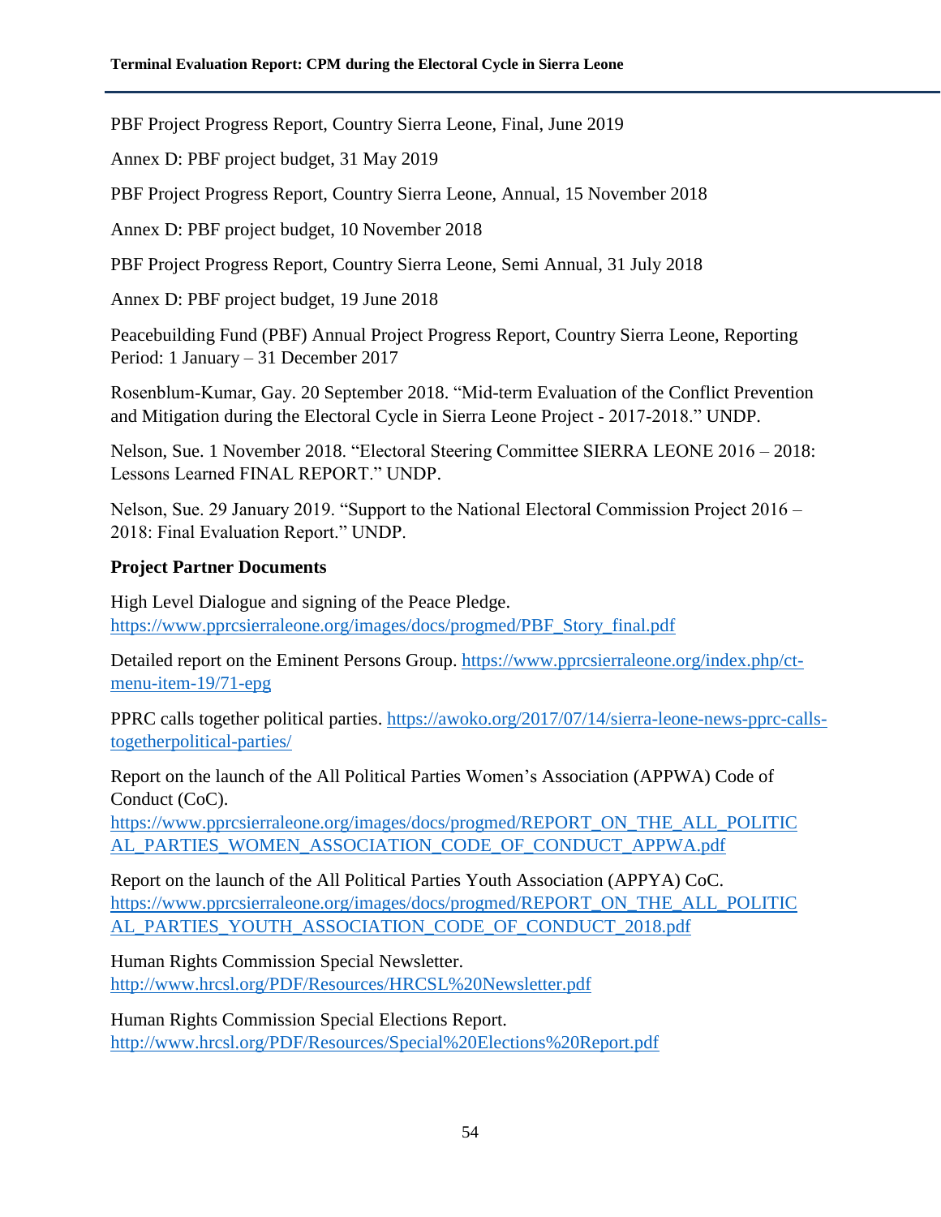PBF Project Progress Report, Country Sierra Leone, Final, June 2019

Annex D: PBF project budget, 31 May 2019

PBF Project Progress Report, Country Sierra Leone, Annual, 15 November 2018

Annex D: PBF project budget, 10 November 2018

PBF Project Progress Report, Country Sierra Leone, Semi Annual, 31 July 2018

Annex D: PBF project budget, 19 June 2018

Peacebuilding Fund (PBF) Annual Project Progress Report, Country Sierra Leone, Reporting Period: 1 January – 31 December 2017

Rosenblum-Kumar, Gay. 20 September 2018. "Mid-term Evaluation of the Conflict Prevention and Mitigation during the Electoral Cycle in Sierra Leone Project - 2017-2018." UNDP.

Nelson, Sue. 1 November 2018. "Electoral Steering Committee SIERRA LEONE 2016 – 2018: Lessons Learned FINAL REPORT." UNDP.

Nelson, Sue. 29 January 2019. "Support to the National Electoral Commission Project 2016 – 2018: Final Evaluation Report." UNDP.

**Project Partner Documents**

High Level Dialogue and signing of the Peace Pledge. https://www.pprcsierraleone.org/images/docs/progmed/PBF_Story_final.pdf

Detailed report on the Eminent Persons Group. https://www.pprcsierraleone.org/index.php/ct-menu-item-19/71-epg

PPRC calls together political parties. https://awoko.org/2017/07/14/sierra-leone-news-pprc-calls-togetherpolitical-parties/

Report on the launch of the All Political Parties Women's Association (APPWA) Code of Conduct (CoC). https://www.pprcsierraleone.org/images/docs/progmed/REPORT_ON_THE_ALL_POLITICAL_PARTIES_WOMEN_ASSOCIATION_CODE_OF_CONDUCT_APPWA.pdf

Report on the launch of the All Political Parties Youth Association (APPYA) CoC. https://www.pprcsierraleone.org/images/docs/progmed/REPORT_ON_THE_ALL_POLITICAL_PARTIES_YOUTH_ASSOCIATION_CODE_OF_CONDUCT_2018.pdf

Human Rights Commission Special Newsletter. http://www.hrcsl.org/PDF/Resources/HRCSL%20Newsletter.pdf

Human Rights Commission Special Elections Report. http://www.hrcsl.org/PDF/Resources/Special%20Elections%20Report.pdf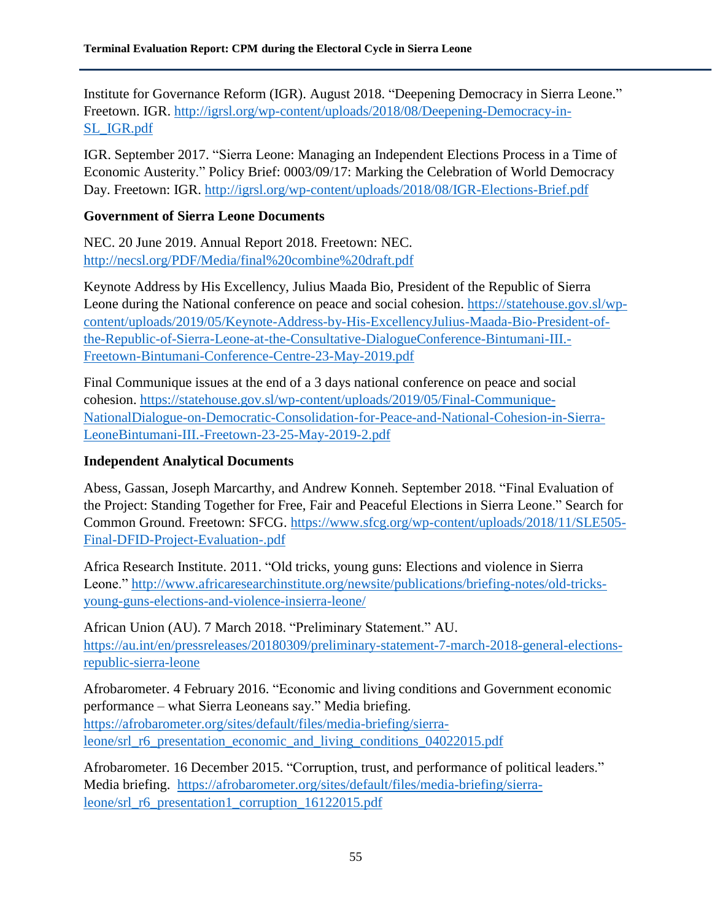Institute for Governance Reform (IGR). August 2018. "Deepening Democracy in Sierra Leone." Freetown. IGR. http://igrsl.org/wp-content/uploads/2018/08/Deepening-Democracy-in-SL_IGR.pdf

IGR. September 2017. "Sierra Leone: Managing an Independent Elections Process in a Time of Economic Austerity." Policy Brief: 0003/09/17: Marking the Celebration of World Democracy Day. Freetown: IGR. http://igrsl.org/wp-content/uploads/2018/08/IGR-Elections-Brief.pdf

**Government of Sierra Leone Documents**

NEC. 20 June 2019. Annual Report 2018. Freetown: NEC. http://necsl.org/PDF/Media/final%20combine%20draft.pdf

Keynote Address by His Excellency, Julius Maada Bio, President of the Republic of Sierra Leone during the National conference on peace and social cohesion. https://statehouse.gov.sl/wp-content/uploads/2019/05/Keynote-Address-by-His-ExcellencyJulius-Maada-Bio-President-of-the-Republic-of-Sierra-Leone-at-the-Consultative-DialogueConference-Bintumani-III.-Freetown-Bintumani-Conference-Centre-23-May-2019.pdf

Final Communique issues at the end of a 3 days national conference on peace and social cohesion. https://statehouse.gov.sl/wp-content/uploads/2019/05/Final-Communique-NationalDialogue-on-Democratic-Consolidation-for-Peace-and-National-Cohesion-in-Sierra-LeoneBintumani-III.-Freetown-23-25-May-2019-2.pdf

**Independent Analytical Documents**

Abess, Gassan, Joseph Marcarthy, and Andrew Konneh. September 2018. "Final Evaluation of the Project: Standing Together for Free, Fair and Peaceful Elections in Sierra Leone." Search for Common Ground. Freetown: SFCG. https://www.sfcg.org/wp-content/uploads/2018/11/SLE505-Final-DFID-Project-Evaluation-.pdf

Africa Research Institute. 2011. "Old tricks, young guns: Elections and violence in Sierra Leone." http://www.africaresearchinstitute.org/newsite/publications/briefing-notes/old-tricks-young-guns-elections-and-violence-insierra-leone/

African Union (AU). 7 March 2018. "Preliminary Statement." AU. https://au.int/en/pressreleases/20180309/preliminary-statement-7-march-2018-general-elections-republic-sierra-leone

Afrobarometer. 4 February 2016. "Economic and living conditions and Government economic performance – what Sierra Leoneans say." Media briefing. https://afrobarometer.org/sites/default/files/media-briefing/sierra-leone/srl_r6_presentation_economic_and_living_conditions_04022015.pdf

Afrobarometer. 16 December 2015. "Corruption, trust, and performance of political leaders." Media briefing. https://afrobarometer.org/sites/default/files/media-briefing/sierra-leone/srl_r6_presentation1_corruption_16122015.pdf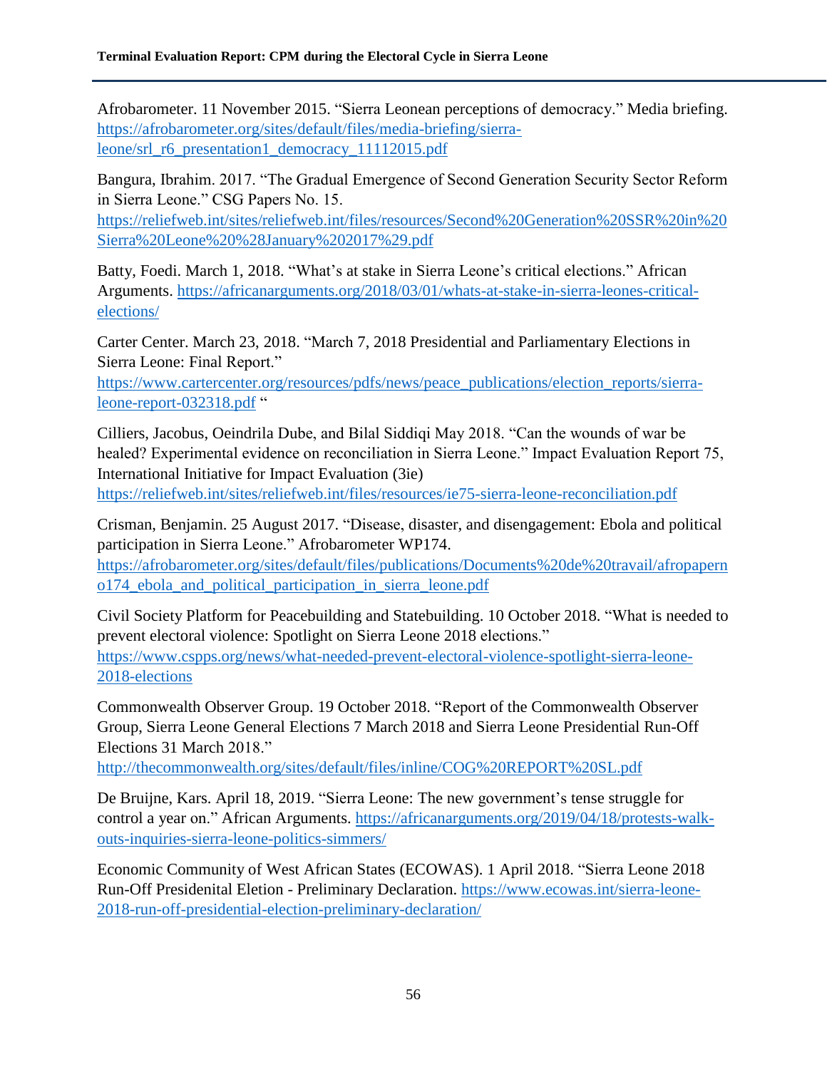Afrobarometer. 11 November 2015. "Sierra Leonean perceptions of democracy." Media briefing. https://afrobarometer.org/sites/default/files/media-briefing/sierra-leone/srl_r6_presentation1_democracy_11112015.pdf

Bangura, Ibrahim. 2017. "The Gradual Emergence of Second Generation Security Sector Reform in Sierra Leone." CSG Papers No. 15. https://reliefweb.int/sites/reliefweb.int/files/resources/Second%20Generation%20SSR%20in%20Sierra%20Leone%20%28January%202017%29.pdf

Batty, Foedi. March 1, 2018. "What's at stake in Sierra Leone's critical elections." African Arguments. https://africanarguments.org/2018/03/01/whats-at-stake-in-sierra-leones-critical-elections/

Carter Center. March 23, 2018. "March 7, 2018 Presidential and Parliamentary Elections in Sierra Leone: Final Report." https://www.cartercenter.org/resources/pdfs/news/peace_publications/election_reports/sierra-leone-report-032318.pdf "

Cilliers, Jacobus, Oeindrila Dube, and Bilal Siddiqi May 2018. "Can the wounds of war be healed? Experimental evidence on reconciliation in Sierra Leone." Impact Evaluation Report 75, International Initiative for Impact Evaluation (3ie) https://reliefweb.int/sites/reliefweb.int/files/resources/ie75-sierra-leone-reconciliation.pdf

Crisman, Benjamin. 25 August 2017. "Disease, disaster, and disengagement: Ebola and political participation in Sierra Leone." Afrobarometer WP174. https://afrobarometer.org/sites/default/files/publications/Documents%20de%20travail/afropaperno174_ebola_and_political_participation_in_sierra_leone.pdf

Civil Society Platform for Peacebuilding and Statebuilding. 10 October 2018. "What is needed to prevent electoral violence: Spotlight on Sierra Leone 2018 elections." https://www.cspps.org/news/what-needed-prevent-electoral-violence-spotlight-sierra-leone-2018-elections

Commonwealth Observer Group. 19 October 2018. "Report of the Commonwealth Observer Group, Sierra Leone General Elections 7 March 2018 and Sierra Leone Presidential Run-Off Elections 31 March 2018." http://thecommonwealth.org/sites/default/files/inline/COG%20REPORT%20SL.pdf

De Bruijne, Kars. April 18, 2019. "Sierra Leone: The new government's tense struggle for control a year on." African Arguments. https://africanarguments.org/2019/04/18/protests-walk-outs-inquiries-sierra-leone-politics-simmers/

Economic Community of West African States (ECOWAS). 1 April 2018. "Sierra Leone 2018 Run-Off Presidenital Eletion - Preliminary Declaration. https://www.ecowas.int/sierra-leone-2018-run-off-presidential-election-preliminary-declaration/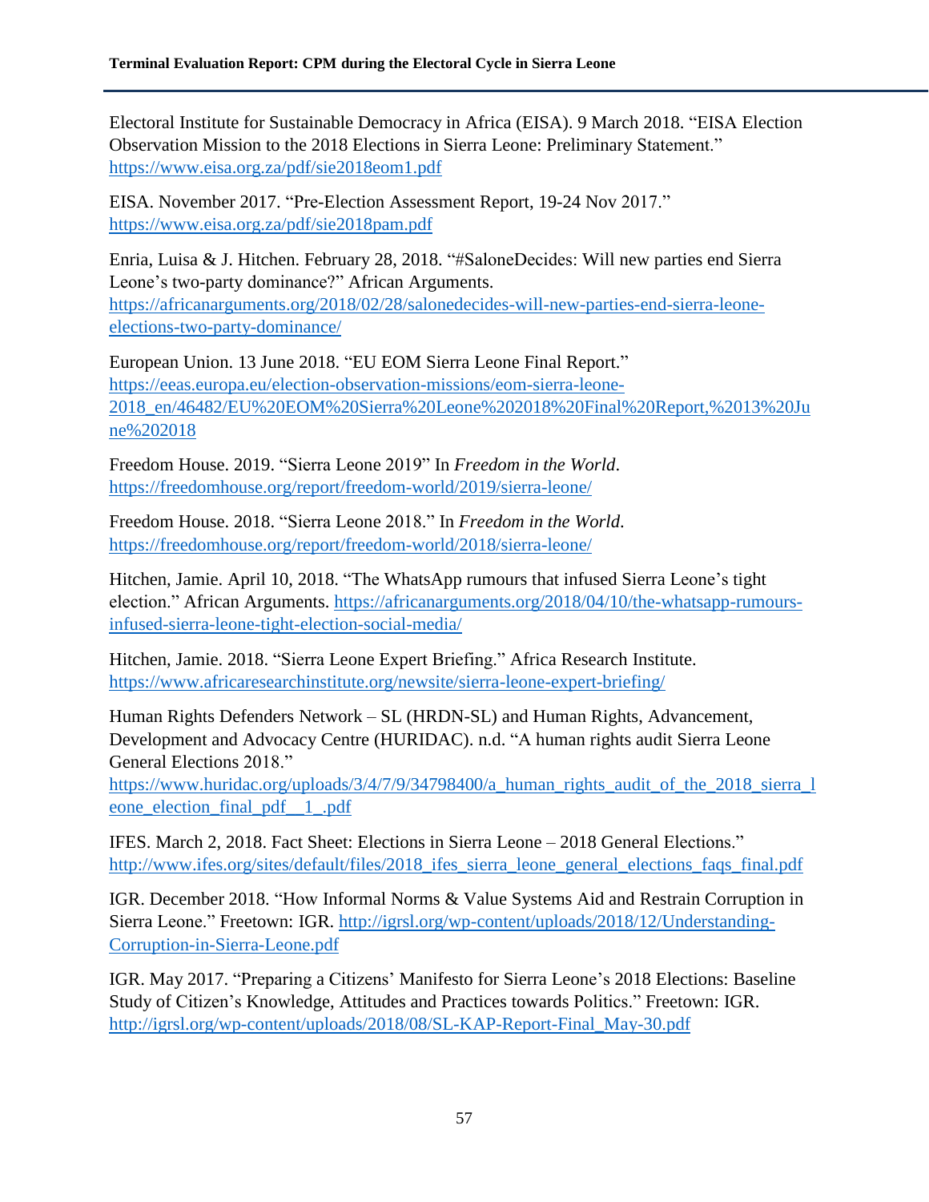Electoral Institute for Sustainable Democracy in Africa (EISA). 9 March 2018. "EISA Election Observation Mission to the 2018 Elections in Sierra Leone: Preliminary Statement." https://www.eisa.org.za/pdf/sie2018eom1.pdf

EISA. November 2017. "Pre-Election Assessment Report, 19-24 Nov 2017." https://www.eisa.org.za/pdf/sie2018pam.pdf

Enria, Luisa & J. Hitchen. February 28, 2018. "#SaloneDecides: Will new parties end Sierra Leone's two-party dominance?" African Arguments. https://africanarguments.org/2018/02/28/salonedecides-will-new-parties-end-sierra-leone-elections-two-party-dominance/

European Union. 13 June 2018. "EU EOM Sierra Leone Final Report." https://eeas.europa.eu/election-observation-missions/eom-sierra-leone-2018_en/46482/EU%20EOM%20Sierra%20Leone%202018%20Final%20Report,%2013%20June%202018

Freedom House. 2019. "Sierra Leone 2019" In *Freedom in the World*. https://freedomhouse.org/report/freedom-world/2019/sierra-leone/

Freedom House. 2018. "Sierra Leone 2018." In *Freedom in the World*. https://freedomhouse.org/report/freedom-world/2018/sierra-leone/

Hitchen, Jamie. April 10, 2018. "The WhatsApp rumours that infused Sierra Leone's tight election." African Arguments. https://africanarguments.org/2018/04/10/the-whatsapp-rumours-infused-sierra-leone-tight-election-social-media/

Hitchen, Jamie. 2018. "Sierra Leone Expert Briefing." Africa Research Institute. https://www.africaresearchinstitute.org/newsite/sierra-leone-expert-briefing/

Human Rights Defenders Network – SL (HRDN-SL) and Human Rights, Advancement, Development and Advocacy Centre (HURIDAC). n.d. "A human rights audit Sierra Leone General Elections 2018." https://www.huridac.org/uploads/3/4/7/9/34798400/a_human_rights_audit_of_the_2018_sierra_leone_election_final_pdf__1_.pdf

IFES. March 2, 2018. Fact Sheet: Elections in Sierra Leone – 2018 General Elections." http://www.ifes.org/sites/default/files/2018_ifes_sierra_leone_general_elections_faqs_final.pdf

IGR. December 2018. "How Informal Norms & Value Systems Aid and Restrain Corruption in Sierra Leone." Freetown: IGR. http://igrsl.org/wp-content/uploads/2018/12/Understanding-Corruption-in-Sierra-Leone.pdf

IGR. May 2017. "Preparing a Citizens' Manifesto for Sierra Leone's 2018 Elections: Baseline Study of Citizen's Knowledge, Attitudes and Practices towards Politics." Freetown: IGR. http://igrsl.org/wp-content/uploads/2018/08/SL-KAP-Report-Final_May-30.pdf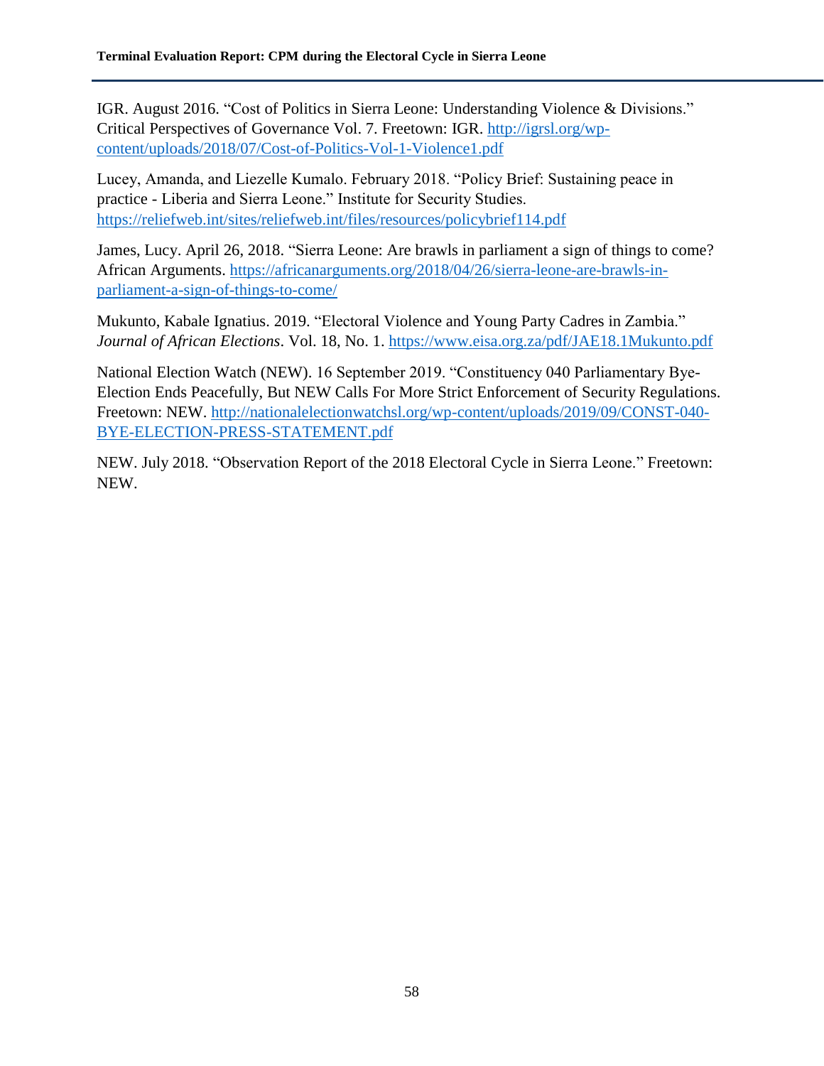IGR. August 2016. "Cost of Politics in Sierra Leone: Understanding Violence & Divisions." Critical Perspectives of Governance Vol. 7. Freetown: IGR. http://igrsl.org/wp-content/uploads/2018/07/Cost-of-Politics-Vol-1-Violence1.pdf

Lucey, Amanda, and Liezelle Kumalo. February 2018. "Policy Brief: Sustaining peace in practice - Liberia and Sierra Leone." Institute for Security Studies. https://reliefweb.int/sites/reliefweb.int/files/resources/policybrief114.pdf

James, Lucy. April 26, 2018. "Sierra Leone: Are brawls in parliament a sign of things to come? African Arguments. https://africanarguments.org/2018/04/26/sierra-leone-are-brawls-in-parliament-a-sign-of-things-to-come/

Mukunto, Kabale Ignatius. 2019. "Electoral Violence and Young Party Cadres in Zambia." *Journal of African Elections*. Vol. 18, No. 1. https://www.eisa.org.za/pdf/JAE18.1Mukunto.pdf

National Election Watch (NEW). 16 September 2019. "Constituency 040 Parliamentary Bye-Election Ends Peacefully, But NEW Calls For More Strict Enforcement of Security Regulations. Freetown: NEW. http://nationalelectionwatchsl.org/wp-content/uploads/2019/09/CONST-040-BYE-ELECTION-PRESS-STATEMENT.pdf

NEW. July 2018. "Observation Report of the 2018 Electoral Cycle in Sierra Leone." Freetown: NEW.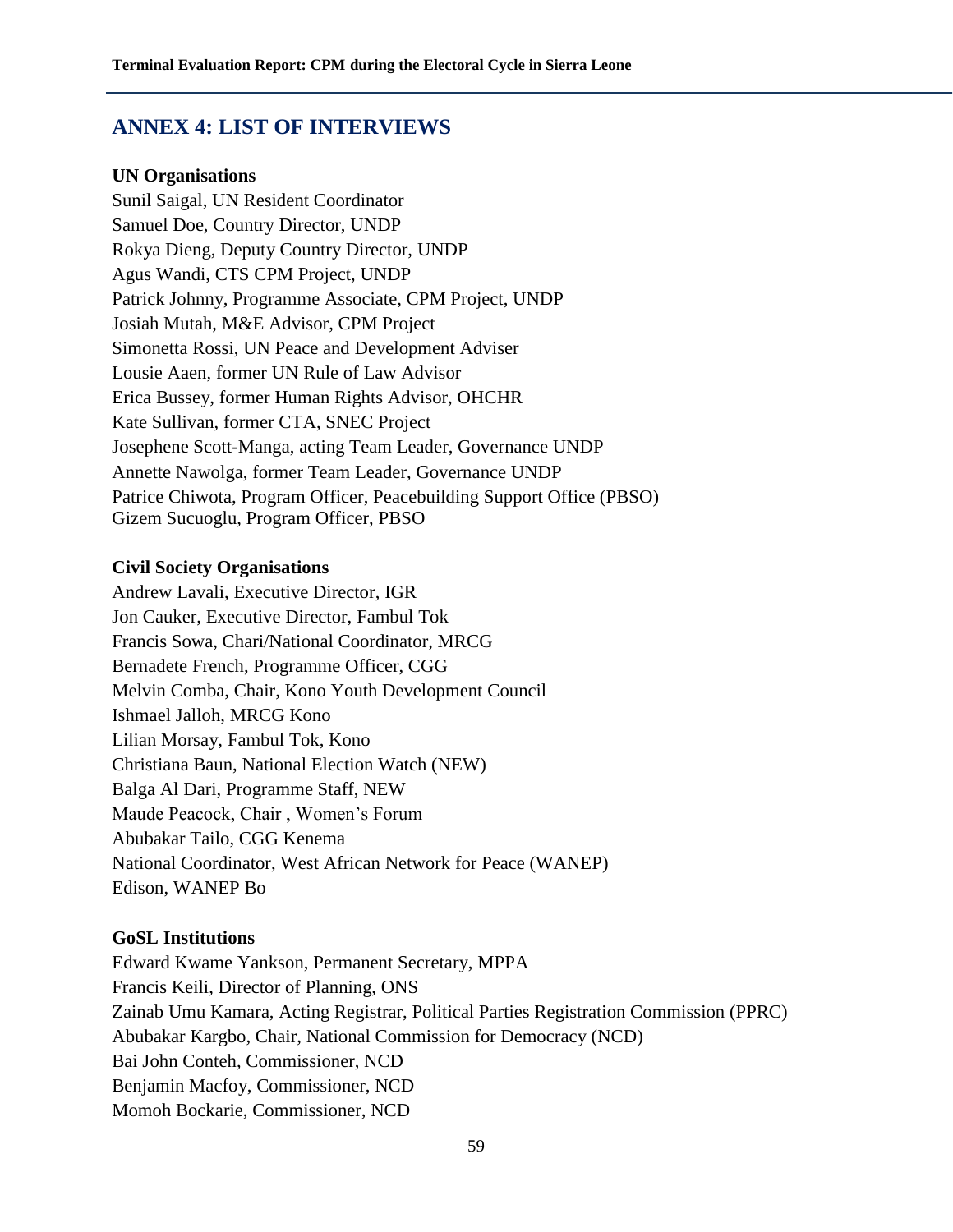## ANNEX 4: LIST OF INTERVIEWS

**UN Organisations**

Sunil Saigal, UN Resident Coordinator
Samuel Doe, Country Director, UNDP
Rokya Dieng, Deputy Country Director, UNDP
Agus Wandi, CTS CPM Project, UNDP
Patrick Johnny, Programme Associate, CPM Project, UNDP
Josiah Mutah, M&E Advisor, CPM Project
Simonetta Rossi, UN Peace and Development Adviser
Lousie Aaen, former UN Rule of Law Advisor
Erica Bussey, former Human Rights Advisor, OHCHR
Kate Sullivan, former CTA, SNEC Project
Josephene Scott-Manga, acting Team Leader, Governance UNDP
Annette Nawolga, former Team Leader, Governance UNDP
Patrice Chiwota, Program Officer, Peacebuilding Support Office (PBSO)
Gizem Sucuoglu, Program Officer, PBSO

**Civil Society Organisations**

Andrew Lavali, Executive Director, IGR
Jon Cauker, Executive Director, Fambul Tok
Francis Sowa, Chari/National Coordinator, MRCG
Bernadete French, Programme Officer, CGG
Melvin Comba, Chair, Kono Youth Development Council
Ishmael Jalloh, MRCG Kono
Lilian Morsay, Fambul Tok, Kono
Christiana Baun, National Election Watch (NEW)
Balga Al Dari, Programme Staff, NEW
Maude Peacock, Chair , Women's Forum
Abubakar Tailo, CGG Kenema
National Coordinator, West African Network for Peace (WANEP)
Edison, WANEP Bo

**GoSL Institutions**

Edward Kwame Yankson, Permanent Secretary, MPPA
Francis Keili, Director of Planning, ONS
Zainab Umu Kamara, Acting Registrar, Political Parties Registration Commission (PPRC)
Abubakar Kargbo, Chair, National Commission for Democracy (NCD)
Bai John Conteh, Commissioner, NCD
Benjamin Macfoy, Commissioner, NCD
Momoh Bockarie, Commissioner, NCD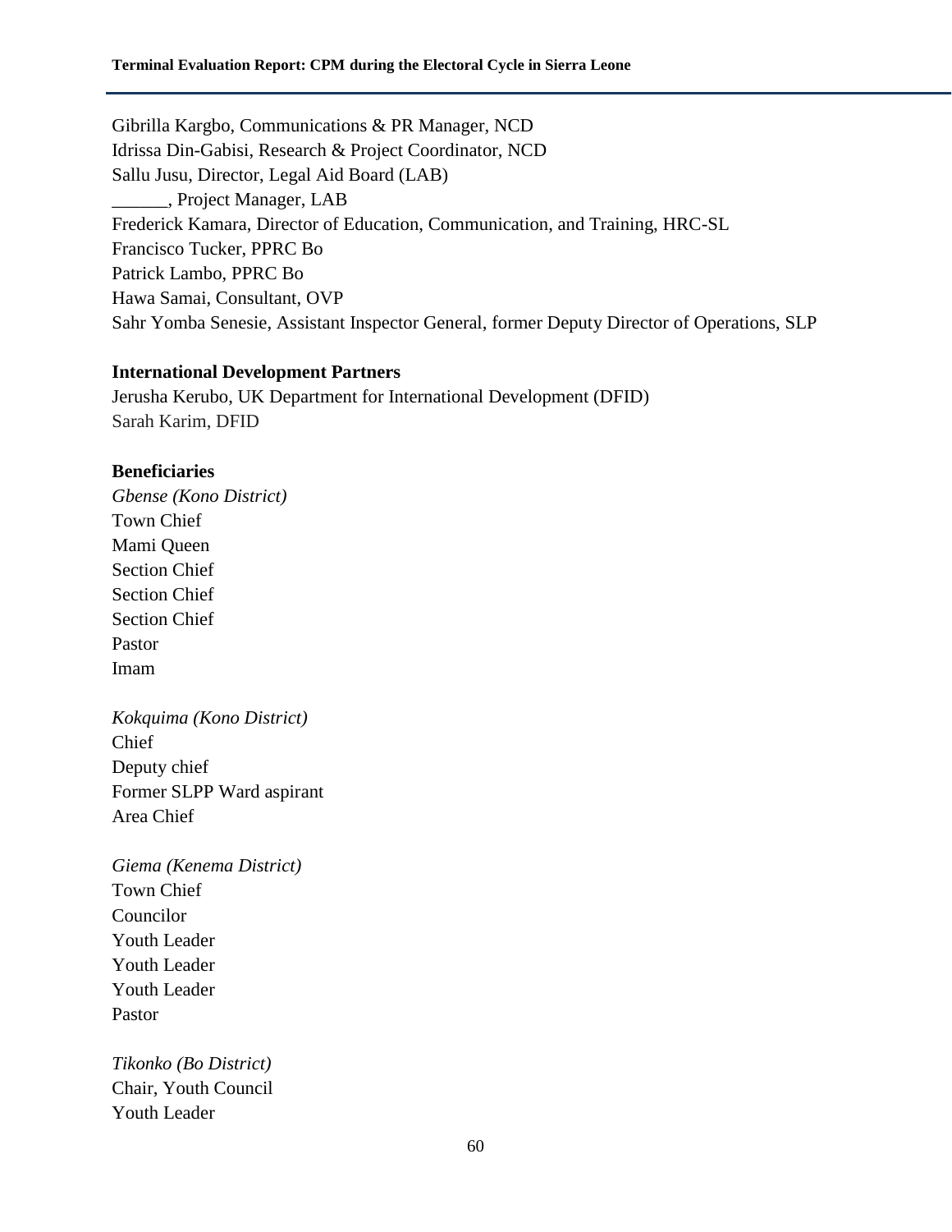Gibrilla Kargbo, Communications & PR Manager, NCD
Idrissa Din-Gabisi, Research & Project Coordinator, NCD
Sallu Jusu, Director, Legal Aid Board (LAB)
______, Project Manager, LAB
Frederick Kamara, Director of Education, Communication, and Training, HRC-SL
Francisco Tucker, PPRC Bo
Patrick Lambo, PPRC Bo
Hawa Samai, Consultant, OVP
Sahr Yomba Senesie, Assistant Inspector General, former Deputy Director of Operations, SLP

**International Development Partners**
Jerusha Kerubo, UK Department for International Development (DFID)
Sarah Karim, DFID

**Beneficiaries**
*Gbense (Kono District)*
Town Chief
Mami Queen
Section Chief
Section Chief
Section Chief
Pastor
Imam

*Kokquima (Kono District)*
Chief
Deputy chief
Former SLPP Ward aspirant
Area Chief

*Giema (Kenema District)*
Town Chief
Councilor
Youth Leader
Youth Leader
Youth Leader
Pastor

*Tikonko (Bo District)*
Chair, Youth Council
Youth Leader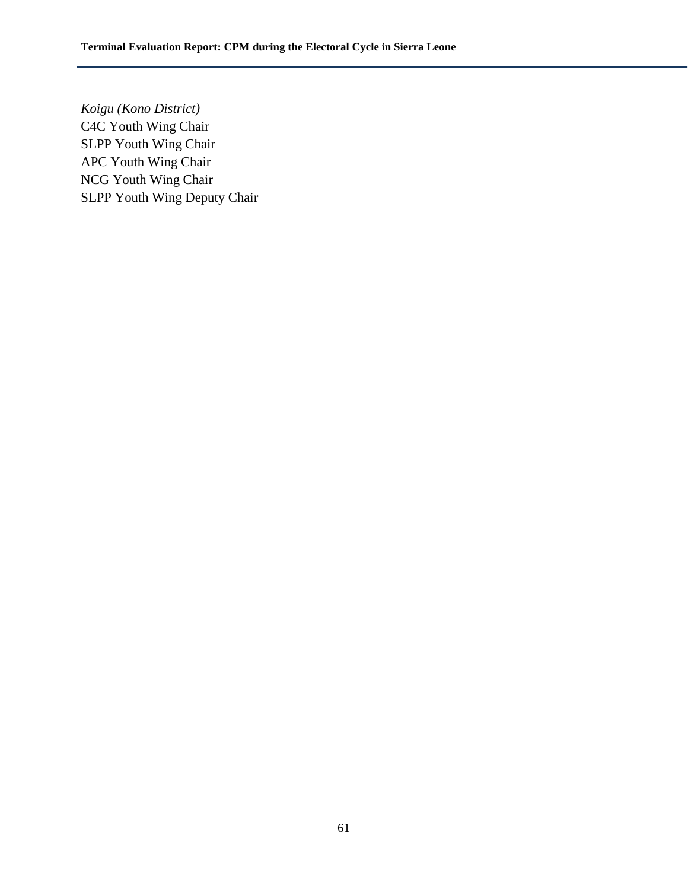*Koigu (Kono District)*
C4C Youth Wing Chair
SLPP Youth Wing Chair
APC Youth Wing Chair
NCG Youth Wing Chair
SLPP Youth Wing Deputy Chair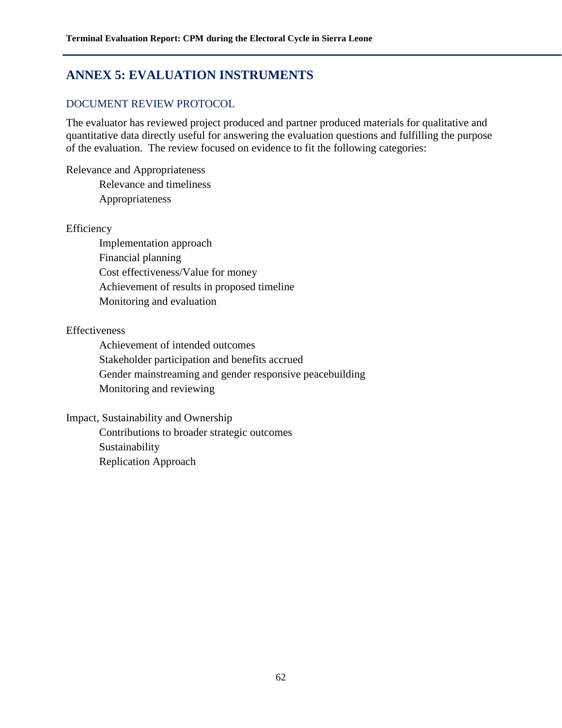# ANNEX 5: EVALUATION INSTRUMENTS

## DOCUMENT REVIEW PROTOCOL

The evaluator has reviewed project produced and partner produced materials for qualitative and quantitative data directly useful for answering the evaluation questions and fulfilling the purpose of the evaluation. The review focused on evidence to fit the following categories:

Relevance and Appropriateness
- Relevance and timeliness
- Appropriateness

Efficiency
- Implementation approach
- Financial planning
- Cost effectiveness/Value for money
- Achievement of results in proposed timeline
- Monitoring and evaluation

Effectiveness
- Achievement of intended outcomes
- Stakeholder participation and benefits accrued
- Gender mainstreaming and gender responsive peacebuilding
- Monitoring and reviewing

Impact, Sustainability and Ownership
- Contributions to broader strategic outcomes
- Sustainability
- Replication Approach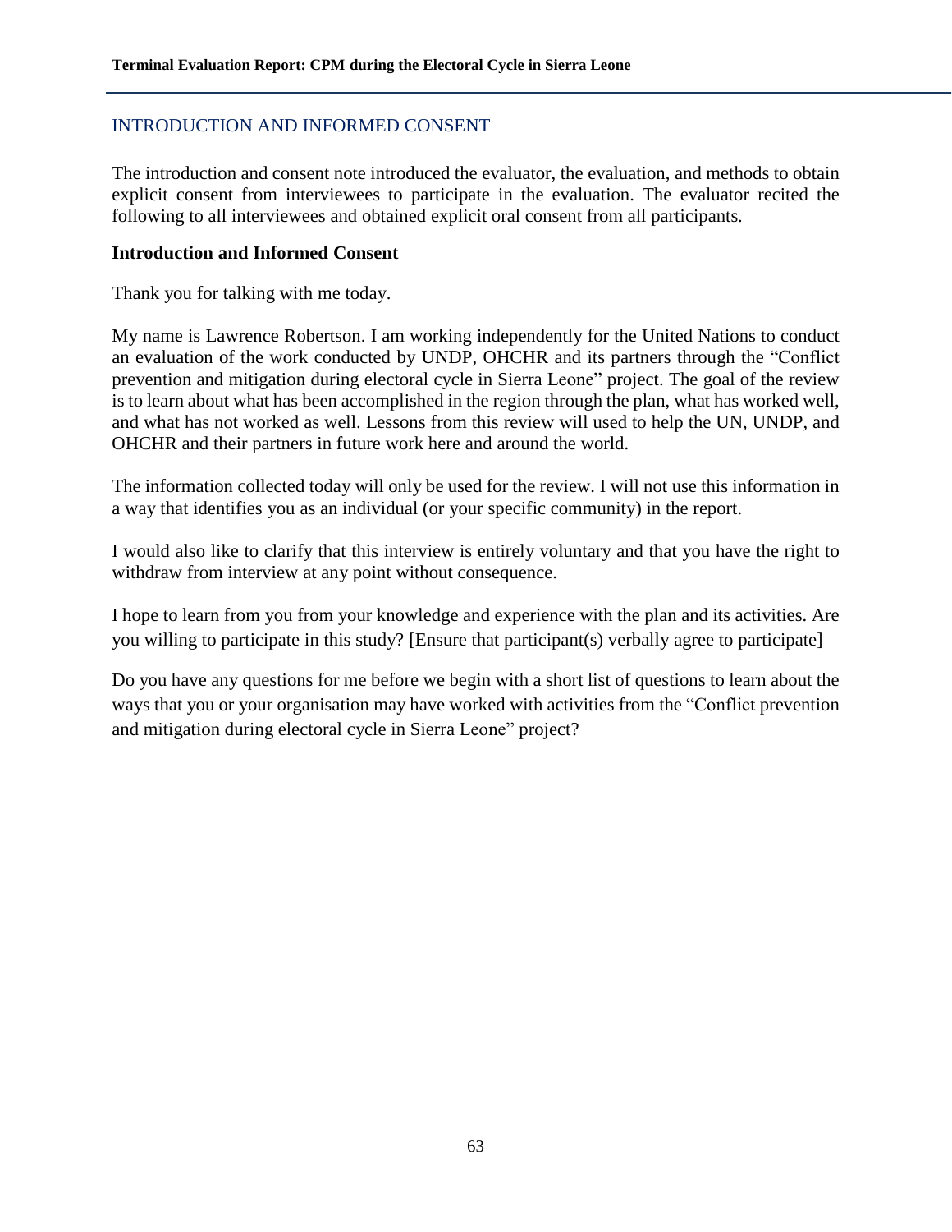## INTRODUCTION AND INFORMED CONSENT

The introduction and consent note introduced the evaluator, the evaluation, and methods to obtain explicit consent from interviewees to participate in the evaluation. The evaluator recited the following to all interviewees and obtained explicit oral consent from all participants.

**Introduction and Informed Consent**

Thank you for talking with me today.

My name is Lawrence Robertson. I am working independently for the United Nations to conduct an evaluation of the work conducted by UNDP, OHCHR and its partners through the "Conflict prevention and mitigation during electoral cycle in Sierra Leone" project. The goal of the review is to learn about what has been accomplished in the region through the plan, what has worked well, and what has not worked as well. Lessons from this review will used to help the UN, UNDP, and OHCHR and their partners in future work here and around the world.

The information collected today will only be used for the review. I will not use this information in a way that identifies you as an individual (or your specific community) in the report.

I would also like to clarify that this interview is entirely voluntary and that you have the right to withdraw from interview at any point without consequence.

I hope to learn from you from your knowledge and experience with the plan and its activities. Are you willing to participate in this study? [Ensure that participant(s) verbally agree to participate]

Do you have any questions for me before we begin with a short list of questions to learn about the ways that you or your organisation may have worked with activities from the "Conflict prevention and mitigation during electoral cycle in Sierra Leone" project?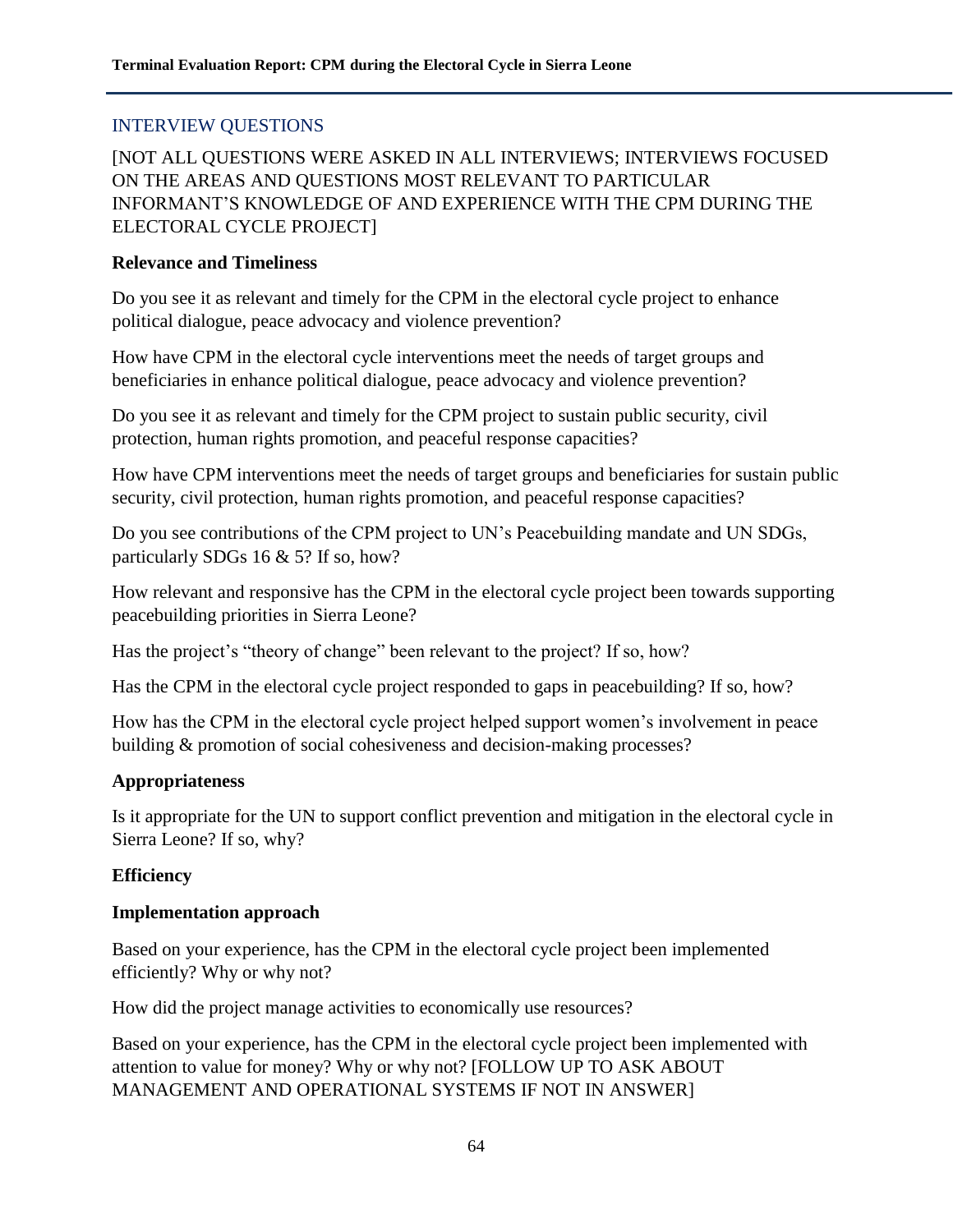## INTERVIEW QUESTIONS

[NOT ALL QUESTIONS WERE ASKED IN ALL INTERVIEWS; INTERVIEWS FOCUSED ON THE AREAS AND QUESTIONS MOST RELEVANT TO PARTICULAR INFORMANT'S KNOWLEDGE OF AND EXPERIENCE WITH THE CPM DURING THE ELECTORAL CYCLE PROJECT]

**Relevance and Timeliness**

Do you see it as relevant and timely for the CPM in the electoral cycle project to enhance political dialogue, peace advocacy and violence prevention?

How have CPM in the electoral cycle interventions meet the needs of target groups and beneficiaries in enhance political dialogue, peace advocacy and violence prevention?

Do you see it as relevant and timely for the CPM project to sustain public security, civil protection, human rights promotion, and peaceful response capacities?

How have CPM interventions meet the needs of target groups and beneficiaries for sustain public security, civil protection, human rights promotion, and peaceful response capacities?

Do you see contributions of the CPM project to UN's Peacebuilding mandate and UN SDGs, particularly SDGs 16 & 5? If so, how?

How relevant and responsive has the CPM in the electoral cycle project been towards supporting peacebuilding priorities in Sierra Leone?

Has the project's "theory of change" been relevant to the project? If so, how?

Has the CPM in the electoral cycle project responded to gaps in peacebuilding? If so, how?

How has the CPM in the electoral cycle project helped support women's involvement in peace building & promotion of social cohesiveness and decision-making processes?

**Appropriateness**

Is it appropriate for the UN to support conflict prevention and mitigation in the electoral cycle in Sierra Leone? If so, why?

**Efficiency**

**Implementation approach**

Based on your experience, has the CPM in the electoral cycle project been implemented efficiently? Why or why not?

How did the project manage activities to economically use resources?

Based on your experience, has the CPM in the electoral cycle project been implemented with attention to value for money? Why or why not? [FOLLOW UP TO ASK ABOUT MANAGEMENT AND OPERATIONAL SYSTEMS IF NOT IN ANSWER]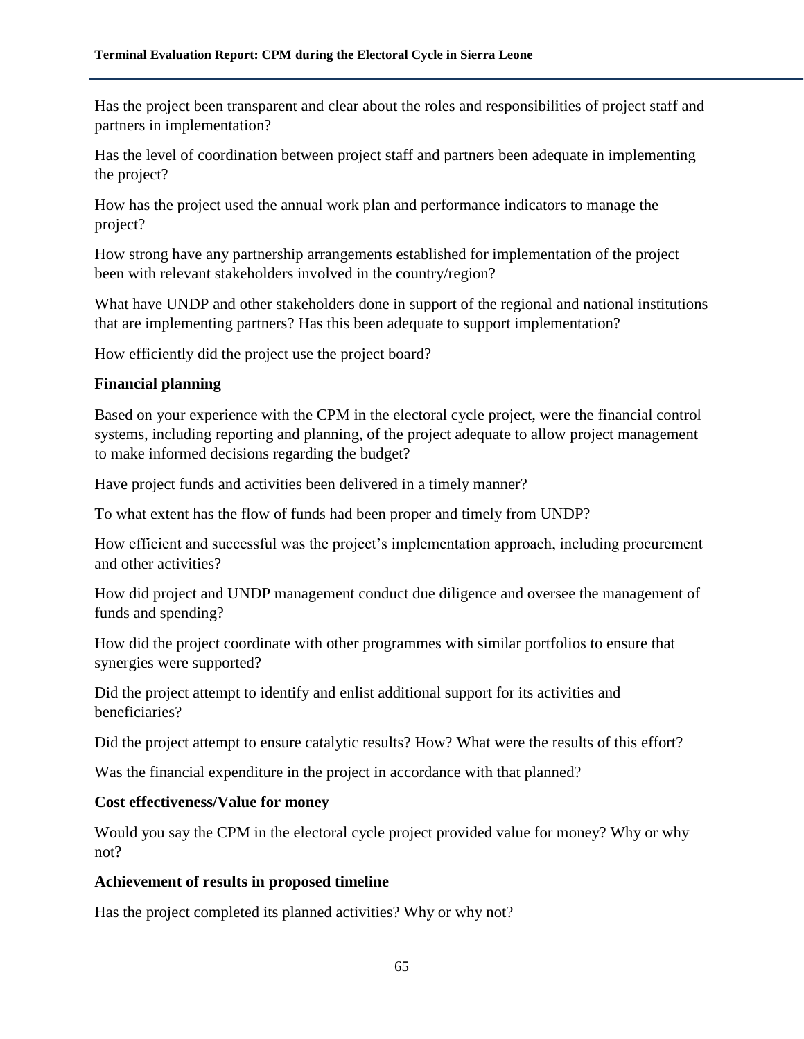Has the project been transparent and clear about the roles and responsibilities of project staff and partners in implementation?

Has the level of coordination between project staff and partners been adequate in implementing the project?

How has the project used the annual work plan and performance indicators to manage the project?

How strong have any partnership arrangements established for implementation of the project been with relevant stakeholders involved in the country/region?

What have UNDP and other stakeholders done in support of the regional and national institutions that are implementing partners? Has this been adequate to support implementation?

How efficiently did the project use the project board?

**Financial planning**

Based on your experience with the CPM in the electoral cycle project, were the financial control systems, including reporting and planning, of the project adequate to allow project management to make informed decisions regarding the budget?

Have project funds and activities been delivered in a timely manner?

To what extent has the flow of funds had been proper and timely from UNDP?

How efficient and successful was the project's implementation approach, including procurement and other activities?

How did project and UNDP management conduct due diligence and oversee the management of funds and spending?

How did the project coordinate with other programmes with similar portfolios to ensure that synergies were supported?

Did the project attempt to identify and enlist additional support for its activities and beneficiaries?

Did the project attempt to ensure catalytic results? How? What were the results of this effort?

Was the financial expenditure in the project in accordance with that planned?

**Cost effectiveness/Value for money**

Would you say the CPM in the electoral cycle project provided value for money? Why or why not?

**Achievement of results in proposed timeline**

Has the project completed its planned activities? Why or why not?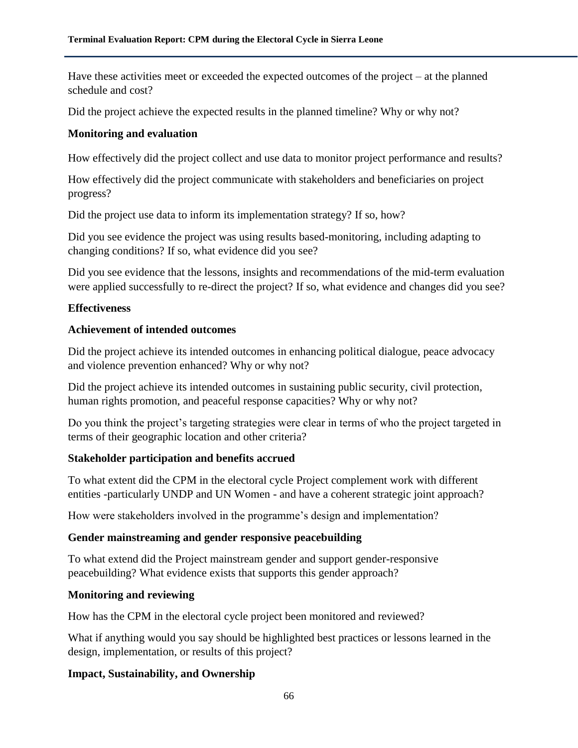Have these activities meet or exceeded the expected outcomes of the project – at the planned schedule and cost?

Did the project achieve the expected results in the planned timeline? Why or why not?

**Monitoring and evaluation**

How effectively did the project collect and use data to monitor project performance and results?

How effectively did the project communicate with stakeholders and beneficiaries on project progress?

Did the project use data to inform its implementation strategy? If so, how?

Did you see evidence the project was using results based-monitoring, including adapting to changing conditions? If so, what evidence did you see?

Did you see evidence that the lessons, insights and recommendations of the mid-term evaluation were applied successfully to re-direct the project? If so, what evidence and changes did you see?

**Effectiveness**

**Achievement of intended outcomes**

Did the project achieve its intended outcomes in enhancing political dialogue, peace advocacy and violence prevention enhanced? Why or why not?

Did the project achieve its intended outcomes in sustaining public security, civil protection, human rights promotion, and peaceful response capacities? Why or why not?

Do you think the project's targeting strategies were clear in terms of who the project targeted in terms of their geographic location and other criteria?

**Stakeholder participation and benefits accrued**

To what extent did the CPM in the electoral cycle Project complement work with different entities -particularly UNDP and UN Women - and have a coherent strategic joint approach?

How were stakeholders involved in the programme's design and implementation?

**Gender mainstreaming and gender responsive peacebuilding**

To what extend did the Project mainstream gender and support gender-responsive peacebuilding? What evidence exists that supports this gender approach?

**Monitoring and reviewing**

How has the CPM in the electoral cycle project been monitored and reviewed?

What if anything would you say should be highlighted best practices or lessons learned in the design, implementation, or results of this project?

**Impact, Sustainability, and Ownership**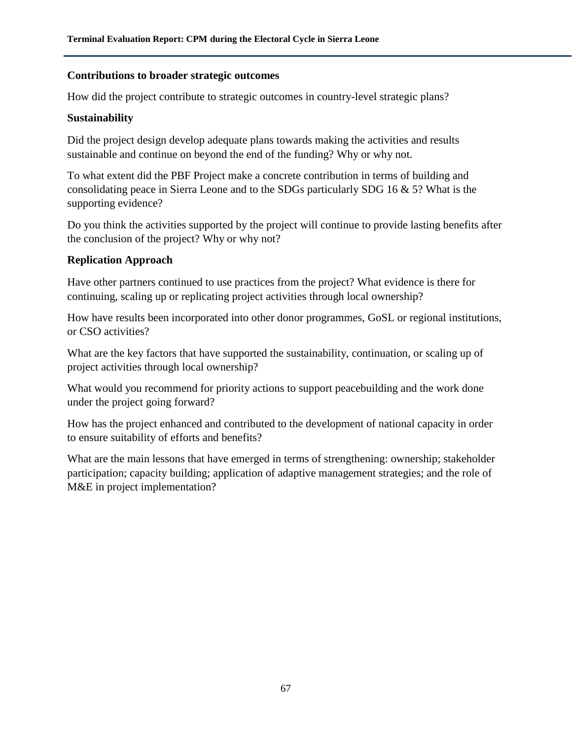**Contributions to broader strategic outcomes**

How did the project contribute to strategic outcomes in country-level strategic plans?

**Sustainability**

Did the project design develop adequate plans towards making the activities and results sustainable and continue on beyond the end of the funding? Why or why not.

To what extent did the PBF Project make a concrete contribution in terms of building and consolidating peace in Sierra Leone and to the SDGs particularly SDG 16 & 5? What is the supporting evidence?

Do you think the activities supported by the project will continue to provide lasting benefits after the conclusion of the project? Why or why not?

**Replication Approach**

Have other partners continued to use practices from the project? What evidence is there for continuing, scaling up or replicating project activities through local ownership?

How have results been incorporated into other donor programmes, GoSL or regional institutions, or CSO activities?

What are the key factors that have supported the sustainability, continuation, or scaling up of project activities through local ownership?

What would you recommend for priority actions to support peacebuilding and the work done under the project going forward?

How has the project enhanced and contributed to the development of national capacity in order to ensure suitability of efforts and benefits?

What are the main lessons that have emerged in terms of strengthening: ownership; stakeholder participation; capacity building; application of adaptive management strategies; and the role of M&E in project implementation?